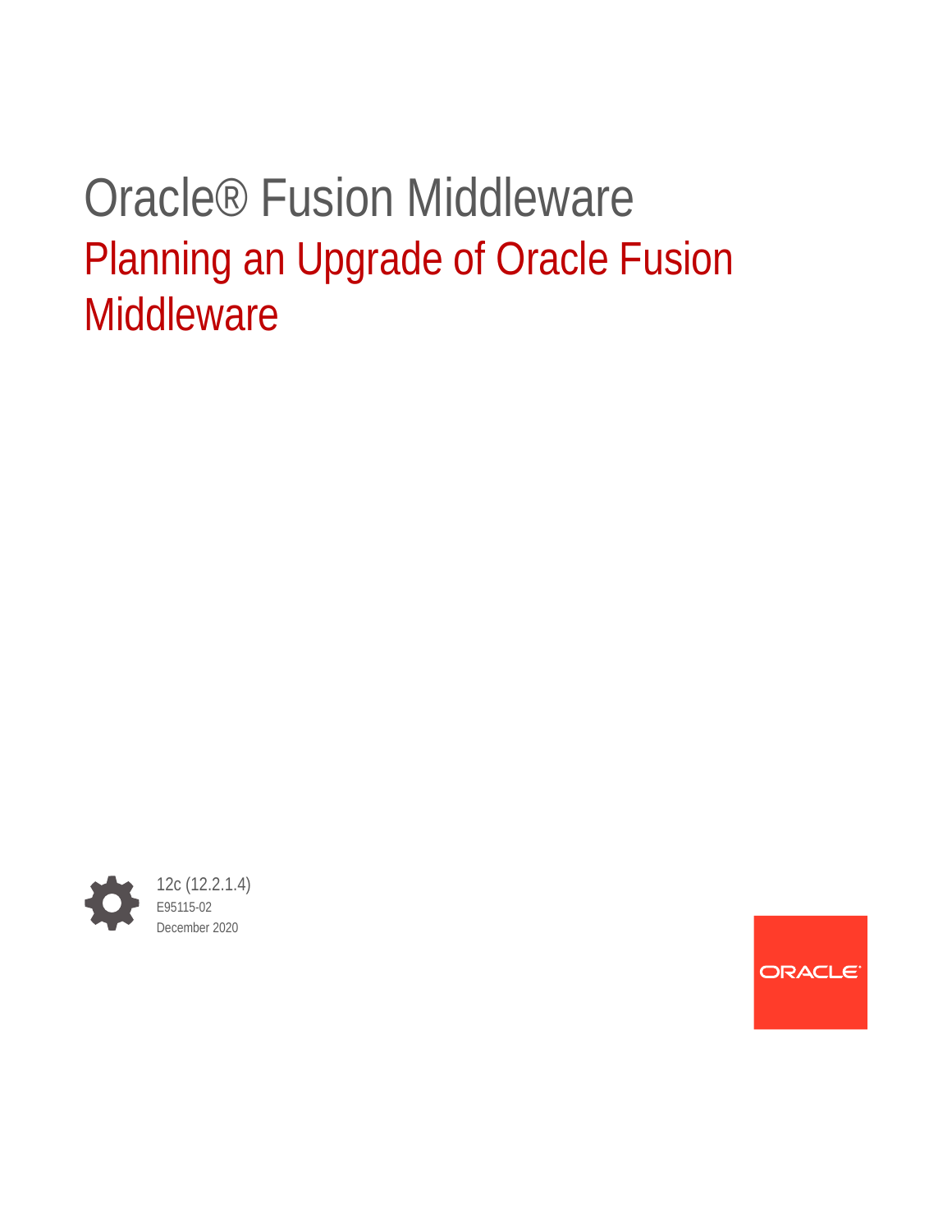# Oracle® Fusion Middleware

## Planning an Upgrade of Oracle Fusion Middleware

12c (12.2.1.4)

E95115-02

December 2020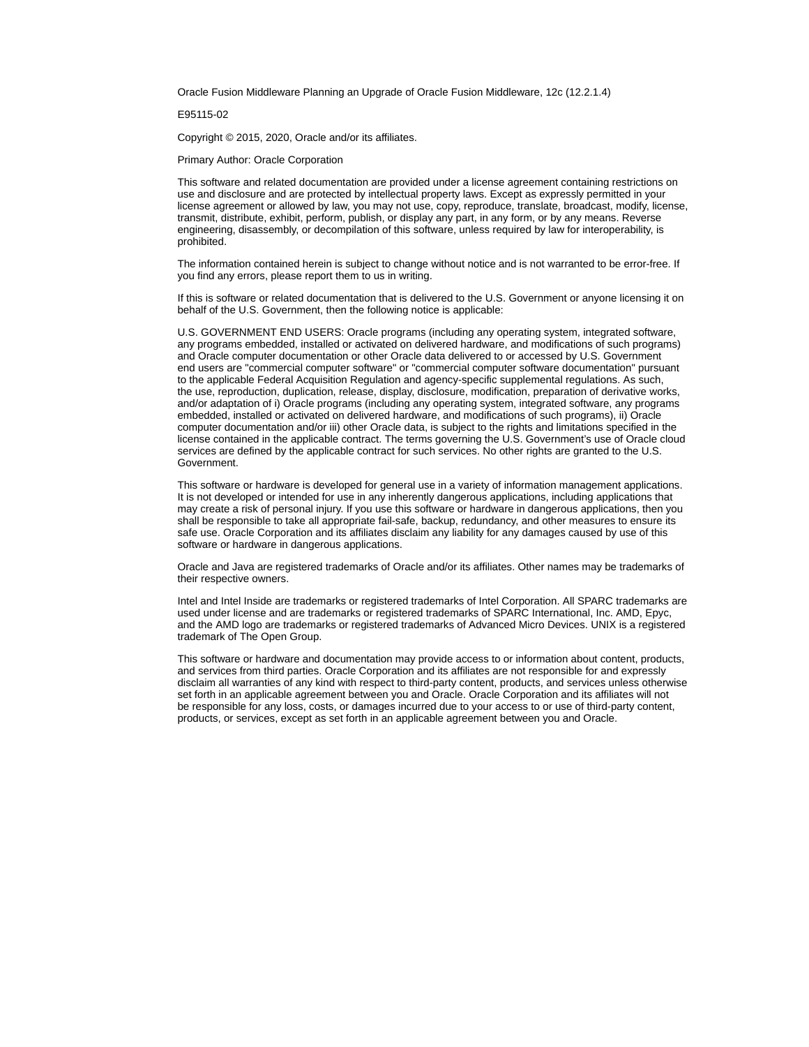Oracle Fusion Middleware Planning an Upgrade of Oracle Fusion Middleware, 12c (12.2.1.4)

E95115-02

Copyright © 2015, 2020, Oracle and/or its affiliates.

Primary Author: Oracle Corporation

This software and related documentation are provided under a license agreement containing restrictions on use and disclosure and are protected by intellectual property laws. Except as expressly permitted in your license agreement or allowed by law, you may not use, copy, reproduce, translate, broadcast, modify, license, transmit, distribute, exhibit, perform, publish, or display any part, in any form, or by any means. Reverse engineering, disassembly, or decompilation of this software, unless required by law for interoperability, is prohibited.

The information contained herein is subject to change without notice and is not warranted to be error-free. If you find any errors, please report them to us in writing.

If this is software or related documentation that is delivered to the U.S. Government or anyone licensing it on behalf of the U.S. Government, then the following notice is applicable:

U.S. GOVERNMENT END USERS: Oracle programs (including any operating system, integrated software, any programs embedded, installed or activated on delivered hardware, and modifications of such programs) and Oracle computer documentation or other Oracle data delivered to or accessed by U.S. Government end users are "commercial computer software" or "commercial computer software documentation" pursuant to the applicable Federal Acquisition Regulation and agency-specific supplemental regulations. As such, the use, reproduction, duplication, release, display, disclosure, modification, preparation of derivative works, and/or adaptation of i) Oracle programs (including any operating system, integrated software, any programs embedded, installed or activated on delivered hardware, and modifications of such programs), ii) Oracle computer documentation and/or iii) other Oracle data, is subject to the rights and limitations specified in the license contained in the applicable contract. The terms governing the U.S. Government's use of Oracle cloud services are defined by the applicable contract for such services. No other rights are granted to the U.S. Government.

This software or hardware is developed for general use in a variety of information management applications. It is not developed or intended for use in any inherently dangerous applications, including applications that may create a risk of personal injury. If you use this software or hardware in dangerous applications, then you shall be responsible to take all appropriate fail-safe, backup, redundancy, and other measures to ensure its safe use. Oracle Corporation and its affiliates disclaim any liability for any damages caused by use of this software or hardware in dangerous applications.

Oracle and Java are registered trademarks of Oracle and/or its affiliates. Other names may be trademarks of their respective owners.

Intel and Intel Inside are trademarks or registered trademarks of Intel Corporation. All SPARC trademarks are used under license and are trademarks or registered trademarks of SPARC International, Inc. AMD, Epyc, and the AMD logo are trademarks or registered trademarks of Advanced Micro Devices. UNIX is a registered trademark of The Open Group.

This software or hardware and documentation may provide access to or information about content, products, and services from third parties. Oracle Corporation and its affiliates are not responsible for and expressly disclaim all warranties of any kind with respect to third-party content, products, and services unless otherwise set forth in an applicable agreement between you and Oracle. Oracle Corporation and its affiliates will not be responsible for any loss, costs, or damages incurred due to your access to or use of third-party content, products, or services, except as set forth in an applicable agreement between you and Oracle.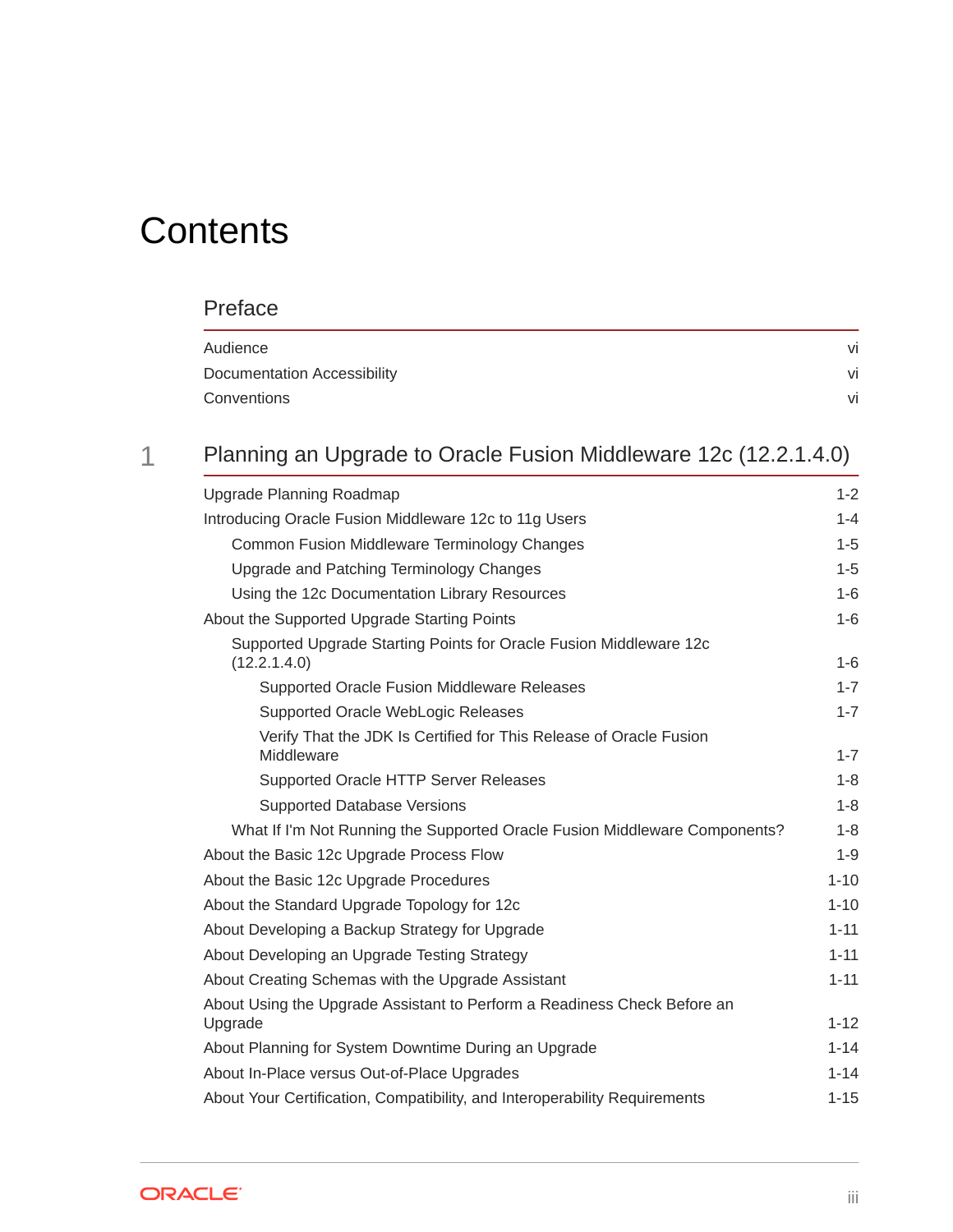# Contents

## Preface

| | |
|---|---|
| Audience | vi |
| Documentation Accessibility | vi |
| Conventions | vi |

## 1 Planning an Upgrade to Oracle Fusion Middleware 12c (12.2.1.4.0)

| | |
|---|---|
| Upgrade Planning Roadmap | 1-2 |
| Introducing Oracle Fusion Middleware 12c to 11g Users | 1-4 |
| &nbsp;&nbsp;&nbsp;&nbsp;Common Fusion Middleware Terminology Changes | 1-5 |
| &nbsp;&nbsp;&nbsp;&nbsp;Upgrade and Patching Terminology Changes | 1-5 |
| &nbsp;&nbsp;&nbsp;&nbsp;Using the 12c Documentation Library Resources | 1-6 |
| About the Supported Upgrade Starting Points | 1-6 |
| &nbsp;&nbsp;&nbsp;&nbsp;Supported Upgrade Starting Points for Oracle Fusion Middleware 12c (12.2.1.4.0) | 1-6 |
| &nbsp;&nbsp;&nbsp;&nbsp;&nbsp;&nbsp;&nbsp;&nbsp;Supported Oracle Fusion Middleware Releases | 1-7 |
| &nbsp;&nbsp;&nbsp;&nbsp;&nbsp;&nbsp;&nbsp;&nbsp;Supported Oracle WebLogic Releases | 1-7 |
| &nbsp;&nbsp;&nbsp;&nbsp;&nbsp;&nbsp;&nbsp;&nbsp;Verify That the JDK Is Certified for This Release of Oracle Fusion Middleware | 1-7 |
| &nbsp;&nbsp;&nbsp;&nbsp;&nbsp;&nbsp;&nbsp;&nbsp;Supported Oracle HTTP Server Releases | 1-8 |
| &nbsp;&nbsp;&nbsp;&nbsp;&nbsp;&nbsp;&nbsp;&nbsp;Supported Database Versions | 1-8 |
| &nbsp;&nbsp;&nbsp;&nbsp;What If I'm Not Running the Supported Oracle Fusion Middleware Components? | 1-8 |
| About the Basic 12c Upgrade Process Flow | 1-9 |
| About the Basic 12c Upgrade Procedures | 1-10 |
| About the Standard Upgrade Topology for 12c | 1-10 |
| About Developing a Backup Strategy for Upgrade | 1-11 |
| About Developing an Upgrade Testing Strategy | 1-11 |
| About Creating Schemas with the Upgrade Assistant | 1-11 |
| About Using the Upgrade Assistant to Perform a Readiness Check Before an Upgrade | 1-12 |
| About Planning for System Downtime During an Upgrade | 1-14 |
| About In-Place versus Out-of-Place Upgrades | 1-14 |
| About Your Certification, Compatibility, and Interoperability Requirements | 1-15 |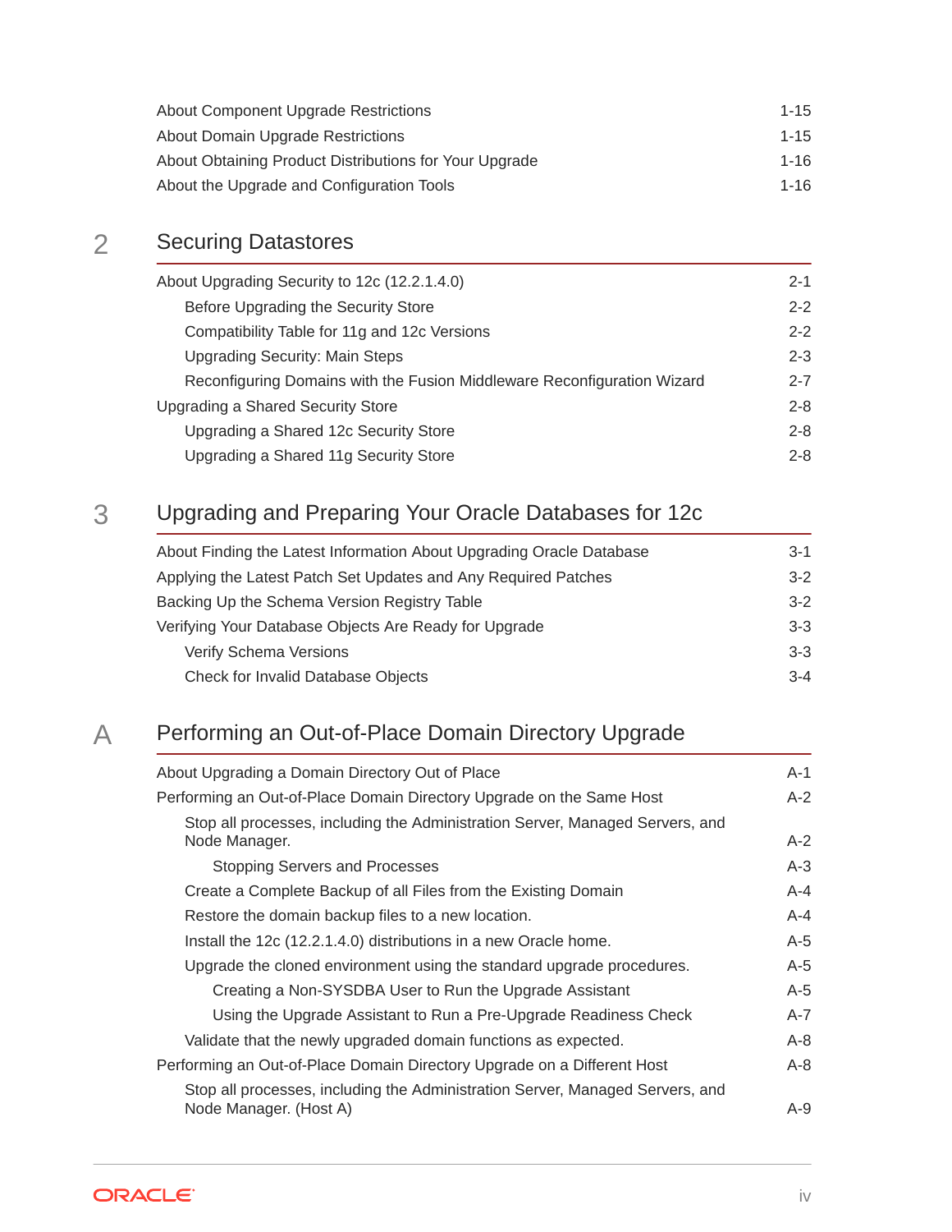About Component Upgrade Restrictions 1-15
About Domain Upgrade Restrictions 1-15
About Obtaining Product Distributions for Your Upgrade 1-16
About the Upgrade and Configuration Tools 1-16

## 2 Securing Datastores

About Upgrading Security to 12c (12.2.1.4.0) 2-1
- Before Upgrading the Security Store 2-2
- Compatibility Table for 11g and 12c Versions 2-2
- Upgrading Security: Main Steps 2-3
- Reconfiguring Domains with the Fusion Middleware Reconfiguration Wizard 2-7

Upgrading a Shared Security Store 2-8
- Upgrading a Shared 12c Security Store 2-8
- Upgrading a Shared 11g Security Store 2-8

## 3 Upgrading and Preparing Your Oracle Databases for 12c

About Finding the Latest Information About Upgrading Oracle Database 3-1
Applying the Latest Patch Set Updates and Any Required Patches 3-2
Backing Up the Schema Version Registry Table 3-2
Verifying Your Database Objects Are Ready for Upgrade 3-3
- Verify Schema Versions 3-3
- Check for Invalid Database Objects 3-4

## A Performing an Out-of-Place Domain Directory Upgrade

About Upgrading a Domain Directory Out of Place A-1
Performing an Out-of-Place Domain Directory Upgrade on the Same Host A-2
- Stop all processes, including the Administration Server, Managed Servers, and Node Manager. A-2
  - Stopping Servers and Processes A-3
- Create a Complete Backup of all Files from the Existing Domain A-4
- Restore the domain backup files to a new location. A-4
- Install the 12c (12.2.1.4.0) distributions in a new Oracle home. A-5
- Upgrade the cloned environment using the standard upgrade procedures. A-5
  - Creating a Non-SYSDBA User to Run the Upgrade Assistant A-5
  - Using the Upgrade Assistant to Run a Pre-Upgrade Readiness Check A-7
- Validate that the newly upgraded domain functions as expected. A-8

Performing an Out-of-Place Domain Directory Upgrade on a Different Host A-8
- Stop all processes, including the Administration Server, Managed Servers, and Node Manager. (Host A) A-9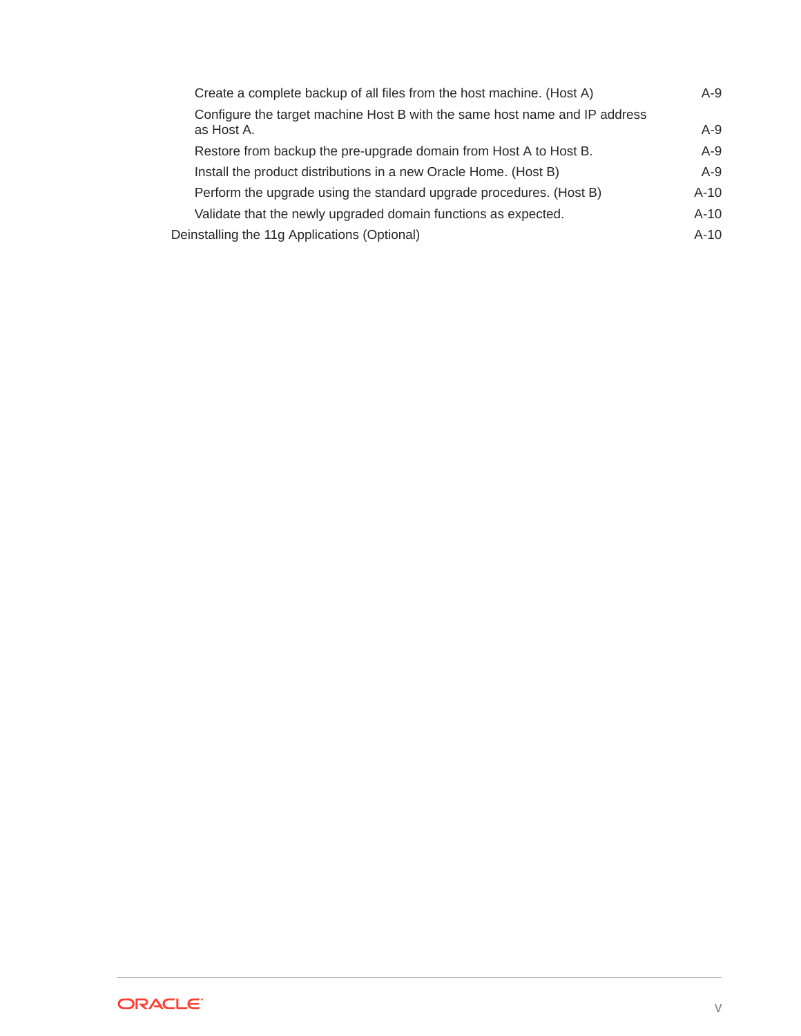- Create a complete backup of all files from the host machine. (Host A) A-9
- Configure the target machine Host B with the same host name and IP address as Host A. A-9
- Restore from backup the pre-upgrade domain from Host A to Host B. A-9
- Install the product distributions in a new Oracle Home. (Host B) A-9
- Perform the upgrade using the standard upgrade procedures. (Host B) A-10
- Validate that the newly upgraded domain functions as expected. A-10

Deinstalling the 11g Applications (Optional) A-10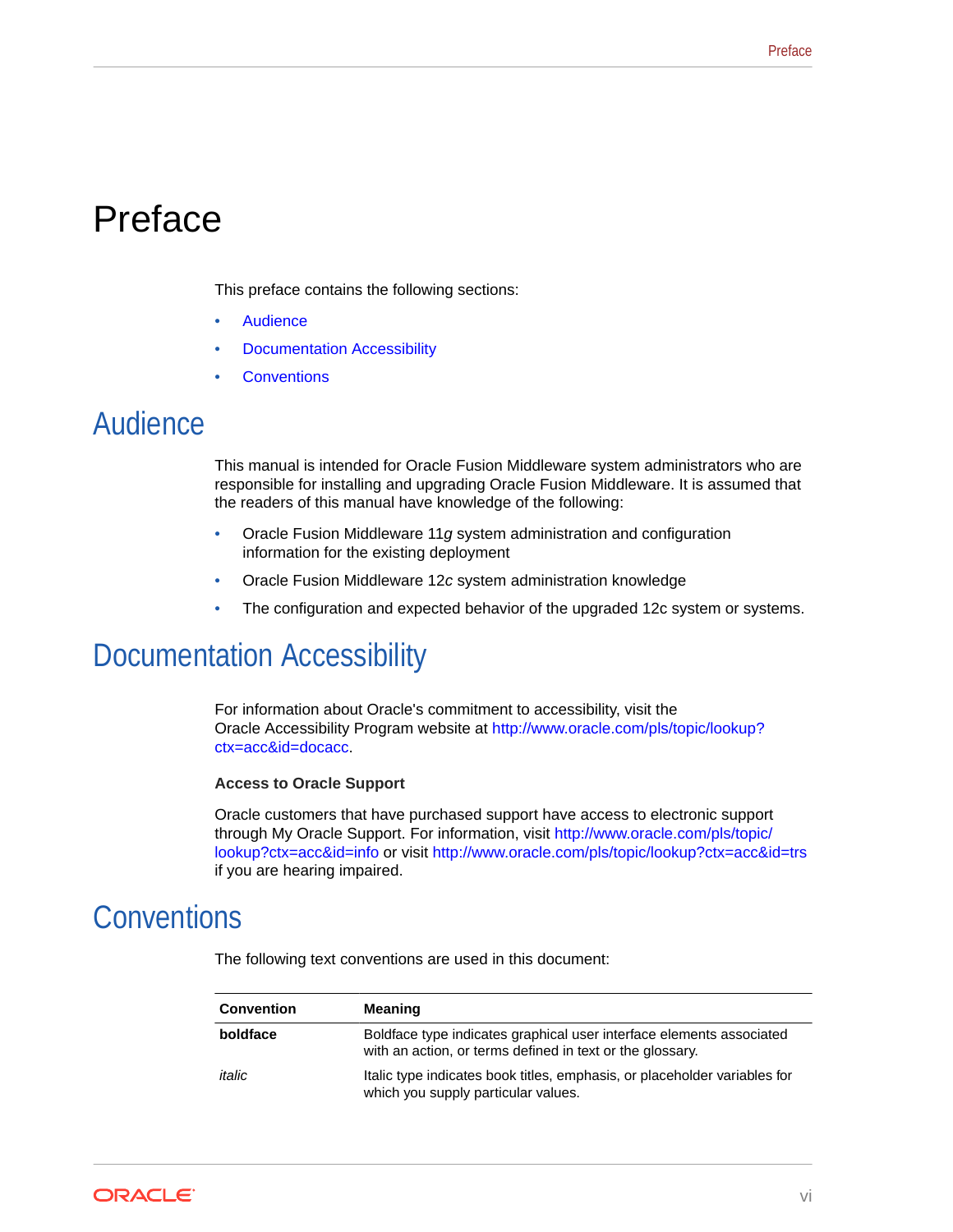# Preface

This preface contains the following sections:

- Audience
- Documentation Accessibility
- Conventions

## Audience

This manual is intended for Oracle Fusion Middleware system administrators who are responsible for installing and upgrading Oracle Fusion Middleware. It is assumed that the readers of this manual have knowledge of the following:

- Oracle Fusion Middleware 11*g* system administration and configuration information for the existing deployment
- Oracle Fusion Middleware 12*c* system administration knowledge
- The configuration and expected behavior of the upgraded 12c system or systems.

## Documentation Accessibility

For information about Oracle's commitment to accessibility, visit the Oracle Accessibility Program website at http://www.oracle.com/pls/topic/lookup?ctx=acc&id=docacc.

**Access to Oracle Support**

Oracle customers that have purchased support have access to electronic support through My Oracle Support. For information, visit http://www.oracle.com/pls/topic/lookup?ctx=acc&id=info or visit http://www.oracle.com/pls/topic/lookup?ctx=acc&id=trs if you are hearing impaired.

## Conventions

The following text conventions are used in this document:

| Convention | Meaning |
|---|---|
| **boldface** | Boldface type indicates graphical user interface elements associated with an action, or terms defined in text or the glossary. |
| *italic* | Italic type indicates book titles, emphasis, or placeholder variables for which you supply particular values. |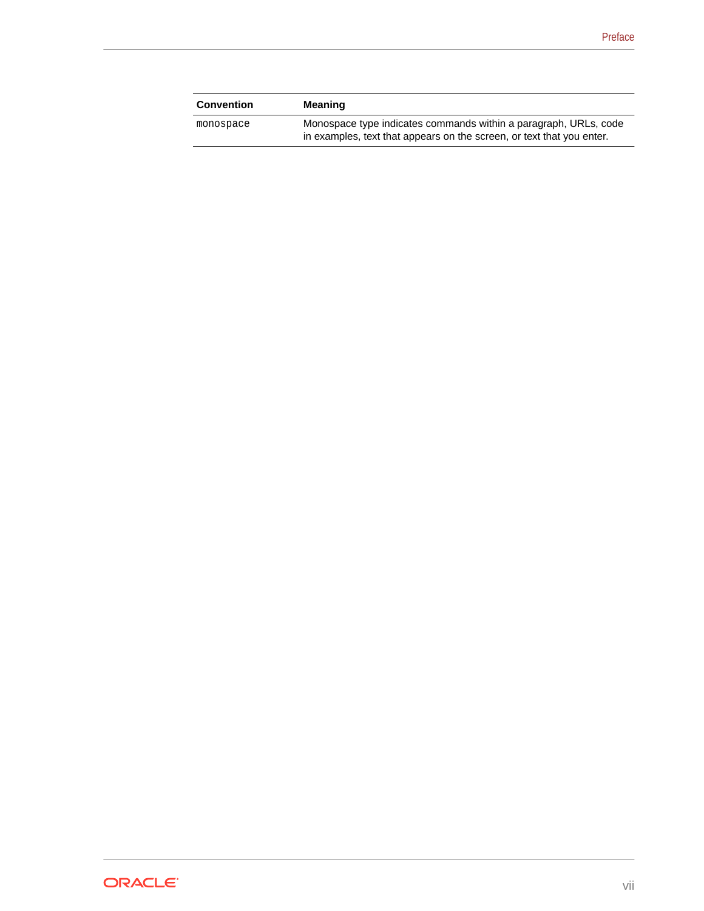| Convention | Meaning |
| --- | --- |
| `monospace` | Monospace type indicates commands within a paragraph, URLs, code in examples, text that appears on the screen, or text that you enter. |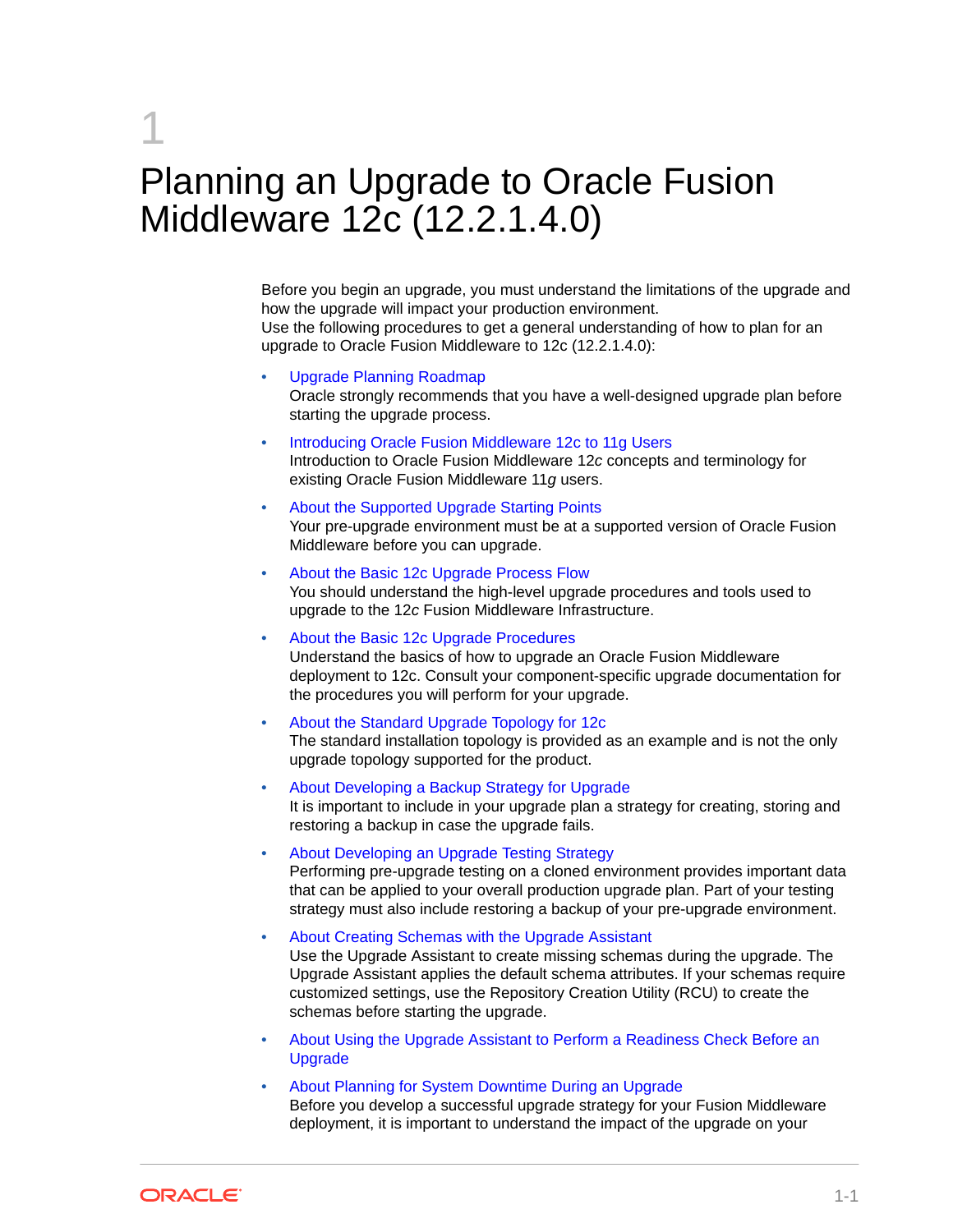# 1 Planning an Upgrade to Oracle Fusion Middleware 12c (12.2.1.4.0)

Before you begin an upgrade, you must understand the limitations of the upgrade and how the upgrade will impact your production environment.
Use the following procedures to get a general understanding of how to plan for an upgrade to Oracle Fusion Middleware to 12c (12.2.1.4.0):

- Upgrade Planning Roadmap
  Oracle strongly recommends that you have a well-designed upgrade plan before starting the upgrade process.
- Introducing Oracle Fusion Middleware 12c to 11g Users
  Introduction to Oracle Fusion Middleware 12*c* concepts and terminology for existing Oracle Fusion Middleware 11*g* users.
- About the Supported Upgrade Starting Points
  Your pre-upgrade environment must be at a supported version of Oracle Fusion Middleware before you can upgrade.
- About the Basic 12c Upgrade Process Flow
  You should understand the high-level upgrade procedures and tools used to upgrade to the 12*c* Fusion Middleware Infrastructure.
- About the Basic 12c Upgrade Procedures
  Understand the basics of how to upgrade an Oracle Fusion Middleware deployment to 12c. Consult your component-specific upgrade documentation for the procedures you will perform for your upgrade.
- About the Standard Upgrade Topology for 12c
  The standard installation topology is provided as an example and is not the only upgrade topology supported for the product.
- About Developing a Backup Strategy for Upgrade
  It is important to include in your upgrade plan a strategy for creating, storing and restoring a backup in case the upgrade fails.
- About Developing an Upgrade Testing Strategy
  Performing pre-upgrade testing on a cloned environment provides important data that can be applied to your overall production upgrade plan. Part of your testing strategy must also include restoring a backup of your pre-upgrade environment.
- About Creating Schemas with the Upgrade Assistant
  Use the Upgrade Assistant to create missing schemas during the upgrade. The Upgrade Assistant applies the default schema attributes. If your schemas require customized settings, use the Repository Creation Utility (RCU) to create the schemas before starting the upgrade.
- About Using the Upgrade Assistant to Perform a Readiness Check Before an Upgrade
- About Planning for System Downtime During an Upgrade
  Before you develop a successful upgrade strategy for your Fusion Middleware deployment, it is important to understand the impact of the upgrade on your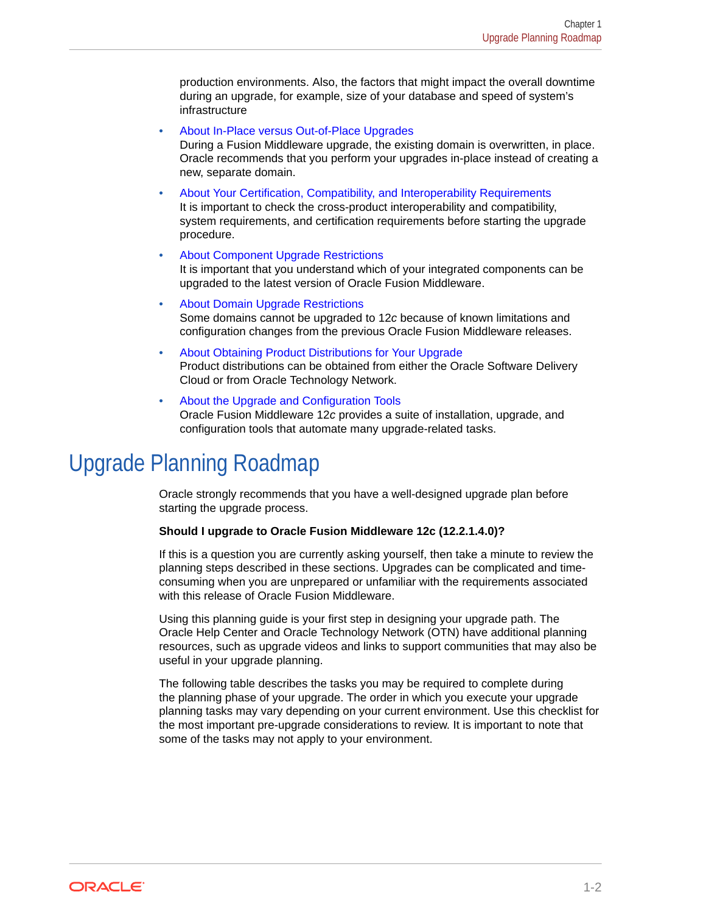production environments. Also, the factors that might impact the overall downtime during an upgrade, for example, size of your database and speed of system's infrastructure

- About In-Place versus Out-of-Place Upgrades
  During a Fusion Middleware upgrade, the existing domain is overwritten, in place. Oracle recommends that you perform your upgrades in-place instead of creating a new, separate domain.
- About Your Certification, Compatibility, and Interoperability Requirements
  It is important to check the cross-product interoperability and compatibility, system requirements, and certification requirements before starting the upgrade procedure.
- About Component Upgrade Restrictions
  It is important that you understand which of your integrated components can be upgraded to the latest version of Oracle Fusion Middleware.
- About Domain Upgrade Restrictions
  Some domains cannot be upgraded to 12*c* because of known limitations and configuration changes from the previous Oracle Fusion Middleware releases.
- About Obtaining Product Distributions for Your Upgrade
  Product distributions can be obtained from either the Oracle Software Delivery Cloud or from Oracle Technology Network.
- About the Upgrade and Configuration Tools
  Oracle Fusion Middleware 12*c* provides a suite of installation, upgrade, and configuration tools that automate many upgrade-related tasks.

# Upgrade Planning Roadmap

Oracle strongly recommends that you have a well-designed upgrade plan before starting the upgrade process.

**Should I upgrade to Oracle Fusion Middleware 12c (12.2.1.4.0)?**

If this is a question you are currently asking yourself, then take a minute to review the planning steps described in these sections. Upgrades can be complicated and time-consuming when you are unprepared or unfamiliar with the requirements associated with this release of Oracle Fusion Middleware.

Using this planning guide is your first step in designing your upgrade path. The Oracle Help Center and Oracle Technology Network (OTN) have additional planning resources, such as upgrade videos and links to support communities that may also be useful in your upgrade planning.

The following table describes the tasks you may be required to complete during the planning phase of your upgrade. The order in which you execute your upgrade planning tasks may vary depending on your current environment. Use this checklist for the most important pre-upgrade considerations to review. It is important to note that some of the tasks may not apply to your environment.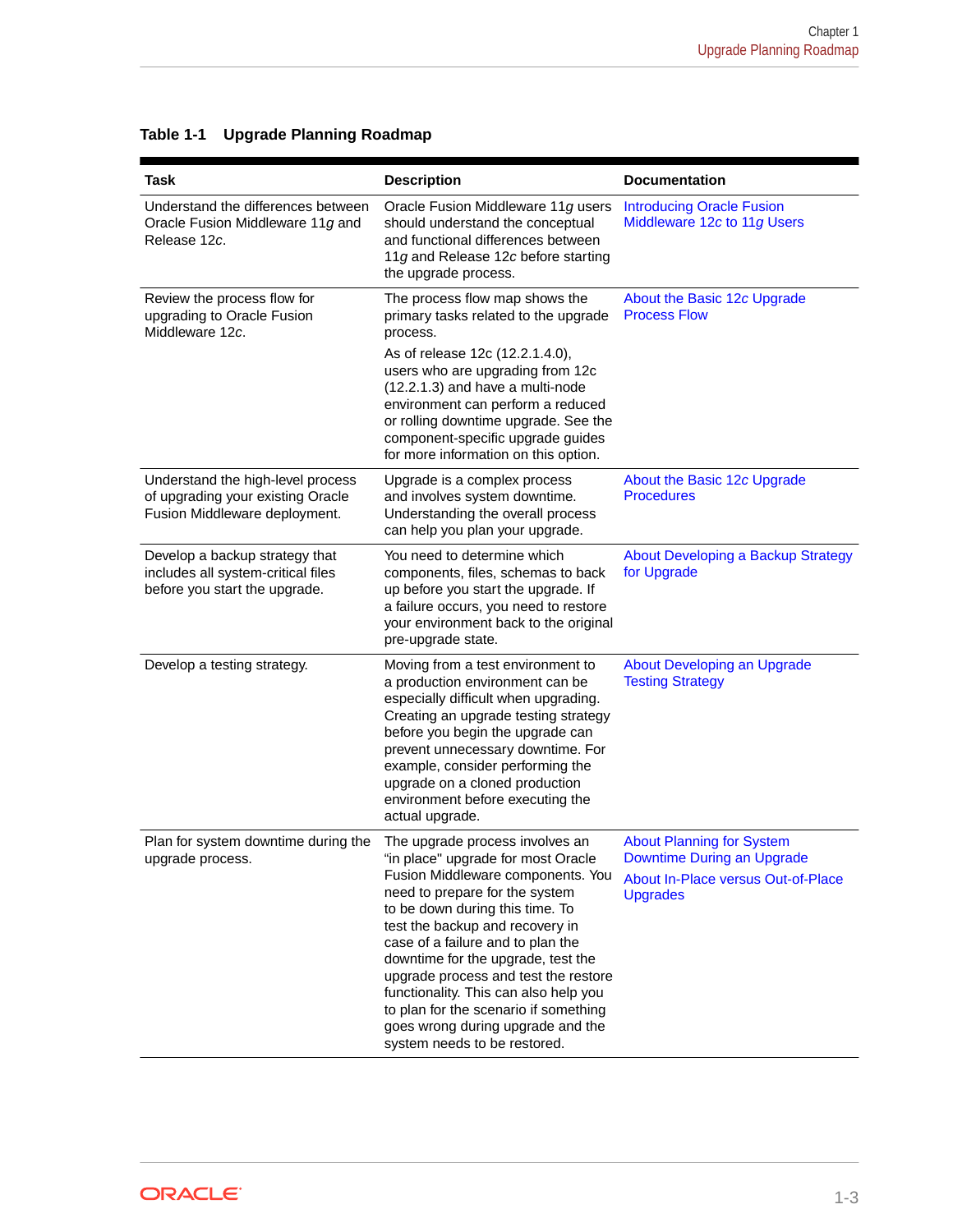**Table 1-1 Upgrade Planning Roadmap**

| Task | Description | Documentation |
| --- | --- | --- |
| Understand the differences between Oracle Fusion Middleware 11*g* and Release 12*c*. | Oracle Fusion Middleware 11*g* users should understand the conceptual and functional differences between 11*g* and Release 12*c* before starting the upgrade process. | Introducing Oracle Fusion Middleware 12*c* to 11*g* Users |
| Review the process flow for upgrading to Oracle Fusion Middleware 12*c*. | The process flow map shows the primary tasks related to the upgrade process.<br><br>As of release 12c (12.2.1.4.0), users who are upgrading from 12c (12.2.1.3) and have a multi-node environment can perform a reduced or rolling downtime upgrade. See the component-specific upgrade guides for more information on this option. | About the Basic 12*c* Upgrade Process Flow |
| Understand the high-level process of upgrading your existing Oracle Fusion Middleware deployment. | Upgrade is a complex process and involves system downtime. Understanding the overall process can help you plan your upgrade. | About the Basic 12*c* Upgrade Procedures |
| Develop a backup strategy that includes all system-critical files before you start the upgrade. | You need to determine which components, files, schemas to back up before you start the upgrade. If a failure occurs, you need to restore your environment back to the original pre-upgrade state. | About Developing a Backup Strategy for Upgrade |
| Develop a testing strategy. | Moving from a test environment to a production environment can be especially difficult when upgrading. Creating an upgrade testing strategy before you begin the upgrade can prevent unnecessary downtime. For example, consider performing the upgrade on a cloned production environment before executing the actual upgrade. | About Developing an Upgrade Testing Strategy |
| Plan for system downtime during the upgrade process. | The upgrade process involves an "in place" upgrade for most Oracle Fusion Middleware components. You need to prepare for the system to be down during this time. To test the backup and recovery in case of a failure and to plan the downtime for the upgrade, test the upgrade process and test the restore functionality. This can also help you to plan for the scenario if something goes wrong during upgrade and the system needs to be restored. | About Planning for System Downtime During an Upgrade<br><br>About In-Place versus Out-of-Place Upgrades |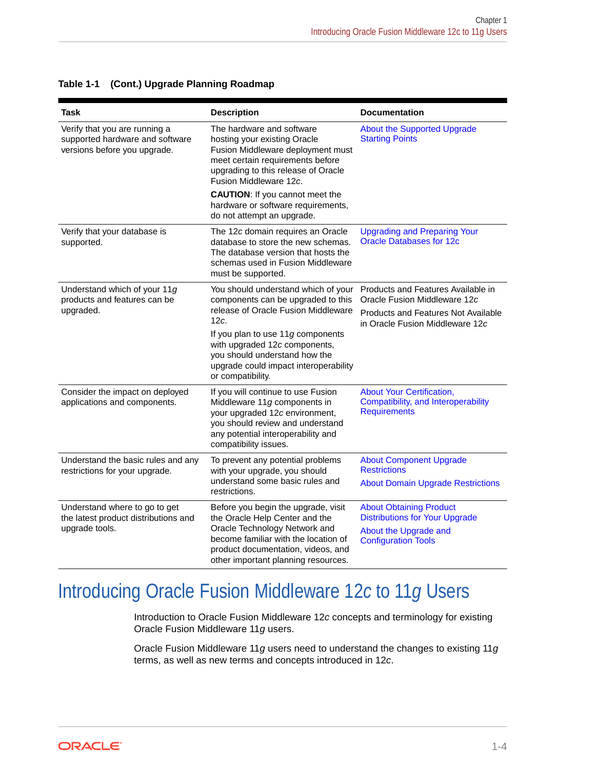**Table 1-1 (Cont.) Upgrade Planning Roadmap**

| Task | Description | Documentation |
|---|---|---|
| Verify that you are running a supported hardware and software versions before you upgrade. | The hardware and software hosting your existing Oracle Fusion Middleware deployment must meet certain requirements before upgrading to this release of Oracle Fusion Middleware 12*c*.<br><br>**CAUTION**: If you cannot meet the hardware or software requirements, do not attempt an upgrade. | About the Supported Upgrade Starting Points |
| Verify that your database is supported. | The 12*c* domain requires an Oracle database to store the new schemas. The database version that hosts the schemas used in Fusion Middleware must be supported. | Upgrading and Preparing Your Oracle Databases for 12c |
| Understand which of your 11*g* products and features can be upgraded. | You should understand which of your components can be upgraded to this release of Oracle Fusion Middleware 12*c*.<br><br>If you plan to use 11*g* components with upgraded 12*c* components, you should understand how the upgrade could impact interoperability or compatibility. | Products and Features Available in Oracle Fusion Middleware 12*c*<br><br>Products and Features Not Available in Oracle Fusion Middleware 12*c* |
| Consider the impact on deployed applications and components. | If you will continue to use Fusion Middleware 11*g* components in your upgraded 12*c* environment, you should review and understand any potential interoperability and compatibility issues. | About Your Certification, Compatibility, and Interoperability Requirements |
| Understand the basic rules and any restrictions for your upgrade. | To prevent any potential problems with your upgrade, you should understand some basic rules and restrictions. | About Component Upgrade Restrictions<br><br>About Domain Upgrade Restrictions |
| Understand where to go to get the latest product distributions and upgrade tools. | Before you begin the upgrade, visit the Oracle Help Center and the Oracle Technology Network and become familiar with the location of product documentation, videos, and other important planning resources. | About Obtaining Product Distributions for Your Upgrade<br><br>About the Upgrade and Configuration Tools |

# Introducing Oracle Fusion Middleware 12*c* to 11*g* Users

Introduction to Oracle Fusion Middleware 12*c* concepts and terminology for existing Oracle Fusion Middleware 11*g* users.

Oracle Fusion Middleware 11*g* users need to understand the changes to existing 11*g* terms, as well as new terms and concepts introduced in 12*c*.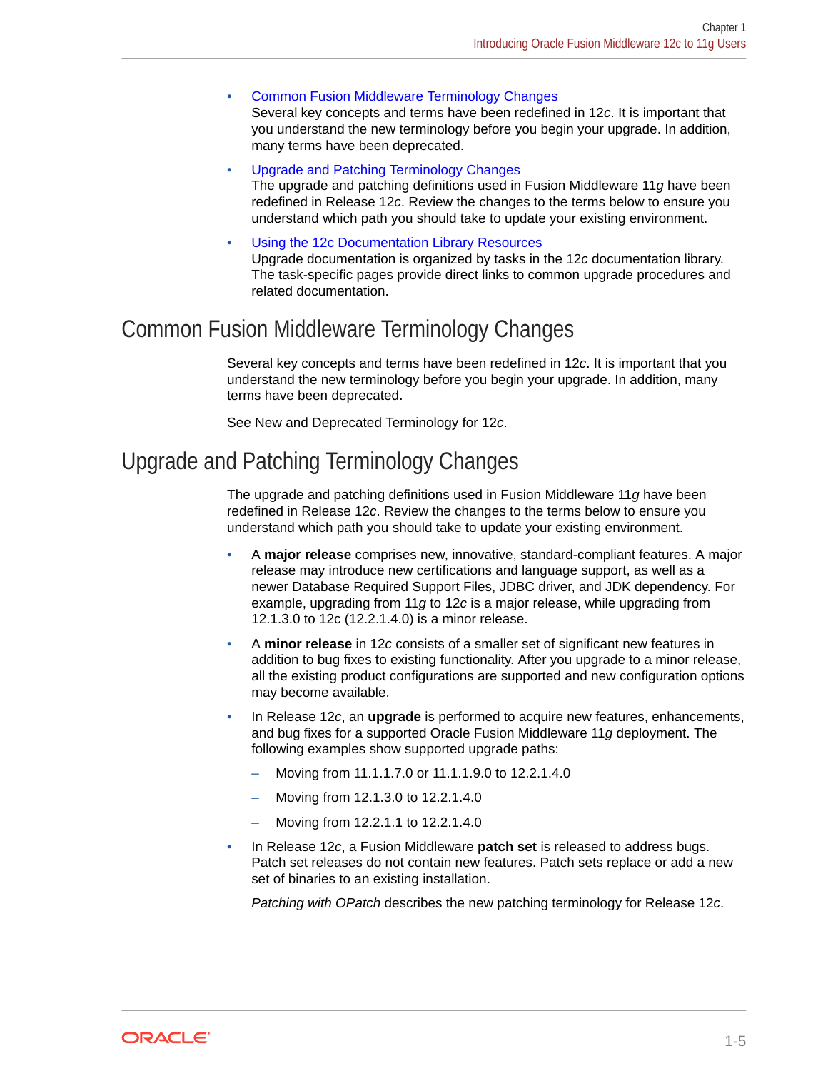- Common Fusion Middleware Terminology Changes
  Several key concepts and terms have been redefined in 12*c*. It is important that you understand the new terminology before you begin your upgrade. In addition, many terms have been deprecated.
- Upgrade and Patching Terminology Changes
  The upgrade and patching definitions used in Fusion Middleware 11*g* have been redefined in Release 12*c*. Review the changes to the terms below to ensure you understand which path you should take to update your existing environment.
- Using the 12c Documentation Library Resources
  Upgrade documentation is organized by tasks in the 12*c* documentation library. The task-specific pages provide direct links to common upgrade procedures and related documentation.

## Common Fusion Middleware Terminology Changes

Several key concepts and terms have been redefined in 12*c*. It is important that you understand the new terminology before you begin your upgrade. In addition, many terms have been deprecated.

See New and Deprecated Terminology for 12*c*.

## Upgrade and Patching Terminology Changes

The upgrade and patching definitions used in Fusion Middleware 11*g* have been redefined in Release 12*c*. Review the changes to the terms below to ensure you understand which path you should take to update your existing environment.

- A **major release** comprises new, innovative, standard-compliant features. A major release may introduce new certifications and language support, as well as a newer Database Required Support Files, JDBC driver, and JDK dependency. For example, upgrading from 11*g* to 12*c* is a major release, while upgrading from 12.1.3.0 to 12c (12.2.1.4.0) is a minor release.
- A **minor release** in 12*c* consists of a smaller set of significant new features in addition to bug fixes to existing functionality. After you upgrade to a minor release, all the existing product configurations are supported and new configuration options may become available.
- In Release 12*c*, an **upgrade** is performed to acquire new features, enhancements, and bug fixes for a supported Oracle Fusion Middleware 11*g* deployment. The following examples show supported upgrade paths:
  - Moving from 11.1.1.7.0 or 11.1.1.9.0 to 12.2.1.4.0
  - Moving from 12.1.3.0 to 12.2.1.4.0
  - Moving from 12.2.1.1 to 12.2.1.4.0
- In Release 12*c*, a Fusion Middleware **patch set** is released to address bugs. Patch set releases do not contain new features. Patch sets replace or add a new set of binaries to an existing installation.

  *Patching with OPatch* describes the new patching terminology for Release 12*c*.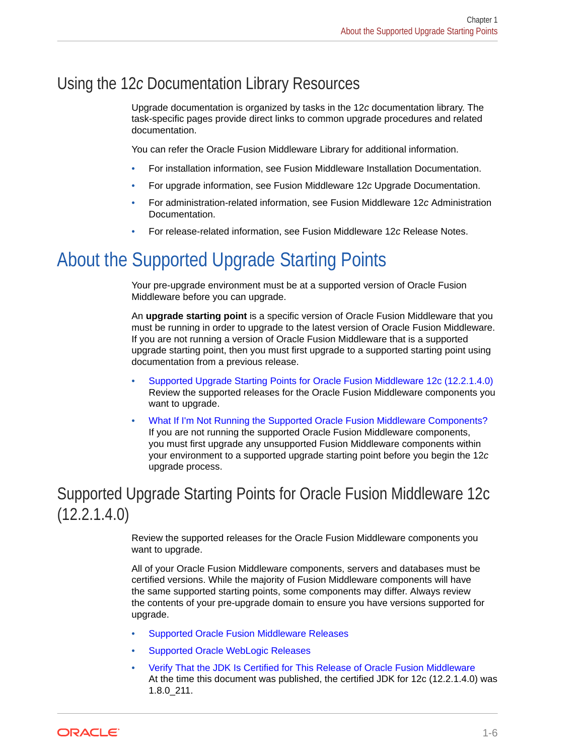## Using the 12*c* Documentation Library Resources

Upgrade documentation is organized by tasks in the 12*c* documentation library. The task-specific pages provide direct links to common upgrade procedures and related documentation.

You can refer the Oracle Fusion Middleware Library for additional information.

- For installation information, see Fusion Middleware Installation Documentation.
- For upgrade information, see Fusion Middleware 12*c* Upgrade Documentation.
- For administration-related information, see Fusion Middleware 12*c* Administration Documentation.
- For release-related information, see Fusion Middleware 12*c* Release Notes.

# About the Supported Upgrade Starting Points

Your pre-upgrade environment must be at a supported version of Oracle Fusion Middleware before you can upgrade.

An **upgrade starting point** is a specific version of Oracle Fusion Middleware that you must be running in order to upgrade to the latest version of Oracle Fusion Middleware. If you are not running a version of Oracle Fusion Middleware that is a supported upgrade starting point, then you must first upgrade to a supported starting point using documentation from a previous release.

- Supported Upgrade Starting Points for Oracle Fusion Middleware 12c (12.2.1.4.0)
  Review the supported releases for the Oracle Fusion Middleware components you want to upgrade.
- What If I'm Not Running the Supported Oracle Fusion Middleware Components?
  If you are not running the supported Oracle Fusion Middleware components, you must first upgrade any unsupported Fusion Middleware components within your environment to a supported upgrade starting point before you begin the 12*c* upgrade process.

## Supported Upgrade Starting Points for Oracle Fusion Middleware 12c (12.2.1.4.0)

Review the supported releases for the Oracle Fusion Middleware components you want to upgrade.

All of your Oracle Fusion Middleware components, servers and databases must be certified versions. While the majority of Fusion Middleware components will have the same supported starting points, some components may differ. Always review the contents of your pre-upgrade domain to ensure you have versions supported for upgrade.

- Supported Oracle Fusion Middleware Releases
- Supported Oracle WebLogic Releases
- Verify That the JDK Is Certified for This Release of Oracle Fusion Middleware
  At the time this document was published, the certified JDK for 12c (12.2.1.4.0) was 1.8.0_211.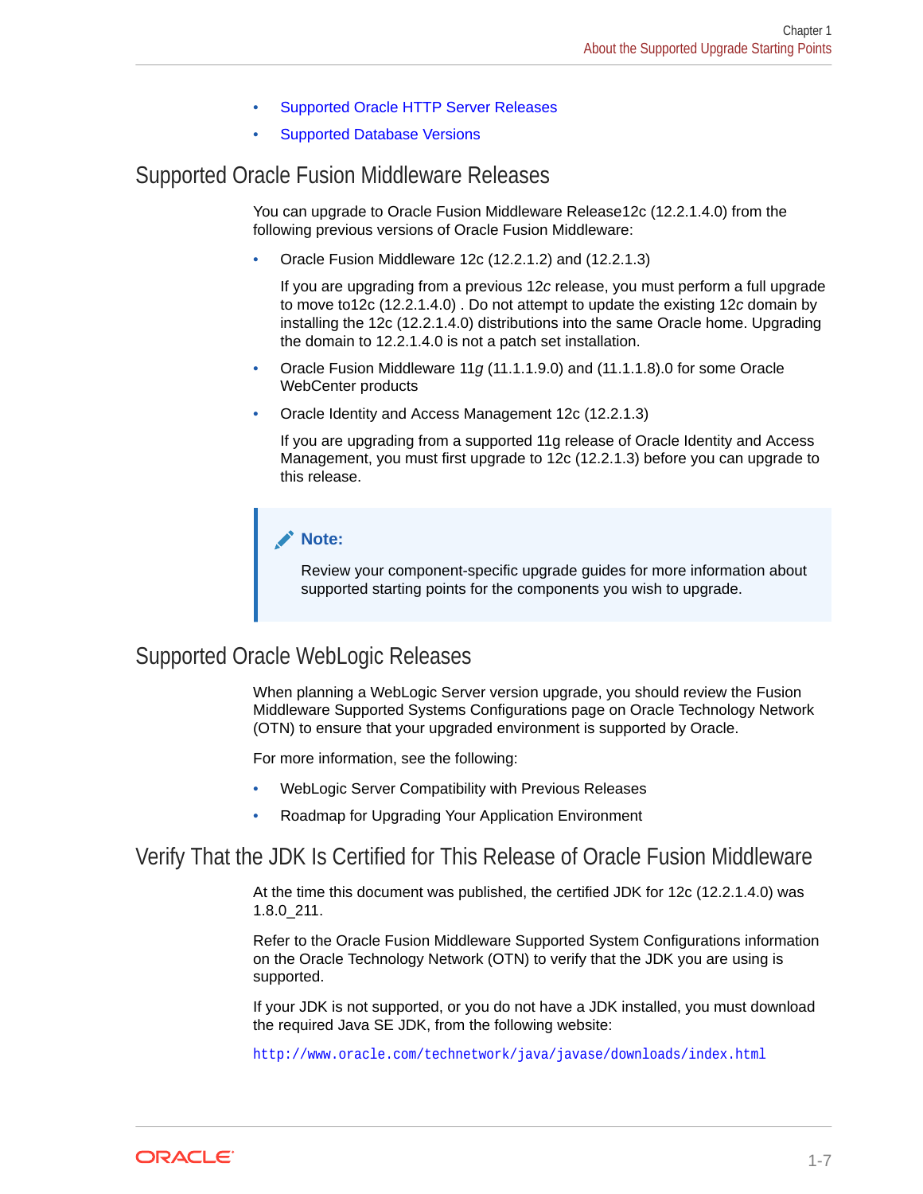- Supported Oracle HTTP Server Releases
- Supported Database Versions

## Supported Oracle Fusion Middleware Releases

You can upgrade to Oracle Fusion Middleware Release12c (12.2.1.4.0) from the following previous versions of Oracle Fusion Middleware:

- Oracle Fusion Middleware 12c (12.2.1.2) and (12.2.1.3)

  If you are upgrading from a previous 12*c* release, you must perform a full upgrade to move to12c (12.2.1.4.0) . Do not attempt to update the existing 12*c* domain by installing the 12c (12.2.1.4.0) distributions into the same Oracle home. Upgrading the domain to 12.2.1.4.0 is not a patch set installation.
- Oracle Fusion Middleware 11*g* (11.1.1.9.0) and (11.1.1.8).0 for some Oracle WebCenter products
- Oracle Identity and Access Management 12c (12.2.1.3)

  If you are upgrading from a supported 11g release of Oracle Identity and Access Management, you must first upgrade to 12c (12.2.1.3) before you can upgrade to this release.

> **Note:**
>
> Review your component-specific upgrade guides for more information about supported starting points for the components you wish to upgrade.

## Supported Oracle WebLogic Releases

When planning a WebLogic Server version upgrade, you should review the Fusion Middleware Supported Systems Configurations page on Oracle Technology Network (OTN) to ensure that your upgraded environment is supported by Oracle.

For more information, see the following:

- WebLogic Server Compatibility with Previous Releases
- Roadmap for Upgrading Your Application Environment

## Verify That the JDK Is Certified for This Release of Oracle Fusion Middleware

At the time this document was published, the certified JDK for 12c (12.2.1.4.0) was 1.8.0_211.

Refer to the Oracle Fusion Middleware Supported System Configurations information on the Oracle Technology Network (OTN) to verify that the JDK you are using is supported.

If your JDK is not supported, or you do not have a JDK installed, you must download the required Java SE JDK, from the following website:

`http://www.oracle.com/technetwork/java/javase/downloads/index.html`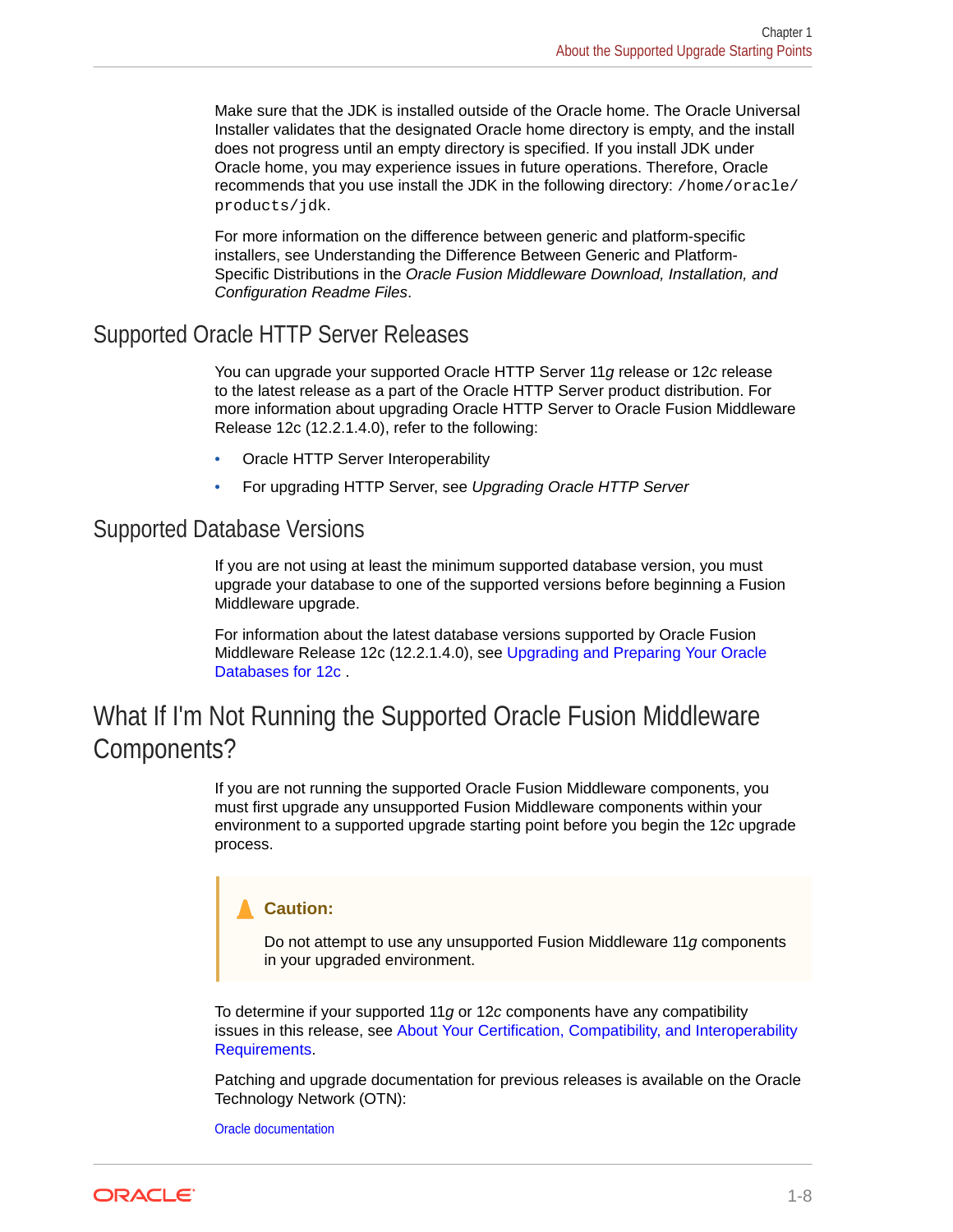Make sure that the JDK is installed outside of the Oracle home. The Oracle Universal Installer validates that the designated Oracle home directory is empty, and the install does not progress until an empty directory is specified. If you install JDK under Oracle home, you may experience issues in future operations. Therefore, Oracle recommends that you use install the JDK in the following directory: `/home/oracle/products/jdk`.

For more information on the difference between generic and platform-specific installers, see Understanding the Difference Between Generic and Platform-Specific Distributions in the *Oracle Fusion Middleware Download, Installation, and Configuration Readme Files*.

## Supported Oracle HTTP Server Releases

You can upgrade your supported Oracle HTTP Server 11*g* release or 12*c* release to the latest release as a part of the Oracle HTTP Server product distribution. For more information about upgrading Oracle HTTP Server to Oracle Fusion Middleware Release 12c (12.2.1.4.0), refer to the following:

- Oracle HTTP Server Interoperability
- For upgrading HTTP Server, see *Upgrading Oracle HTTP Server*

## Supported Database Versions

If you are not using at least the minimum supported database version, you must upgrade your database to one of the supported versions before beginning a Fusion Middleware upgrade.

For information about the latest database versions supported by Oracle Fusion Middleware Release 12c (12.2.1.4.0), see Upgrading and Preparing Your Oracle Databases for 12c .

# What If I'm Not Running the Supported Oracle Fusion Middleware Components?

If you are not running the supported Oracle Fusion Middleware components, you must first upgrade any unsupported Fusion Middleware components within your environment to a supported upgrade starting point before you begin the 12*c* upgrade process.

> **Caution:**
>
> Do not attempt to use any unsupported Fusion Middleware 11*g* components in your upgraded environment.

To determine if your supported 11*g* or 12*c* components have any compatibility issues in this release, see About Your Certification, Compatibility, and Interoperability Requirements.

Patching and upgrade documentation for previous releases is available on the Oracle Technology Network (OTN):

Oracle documentation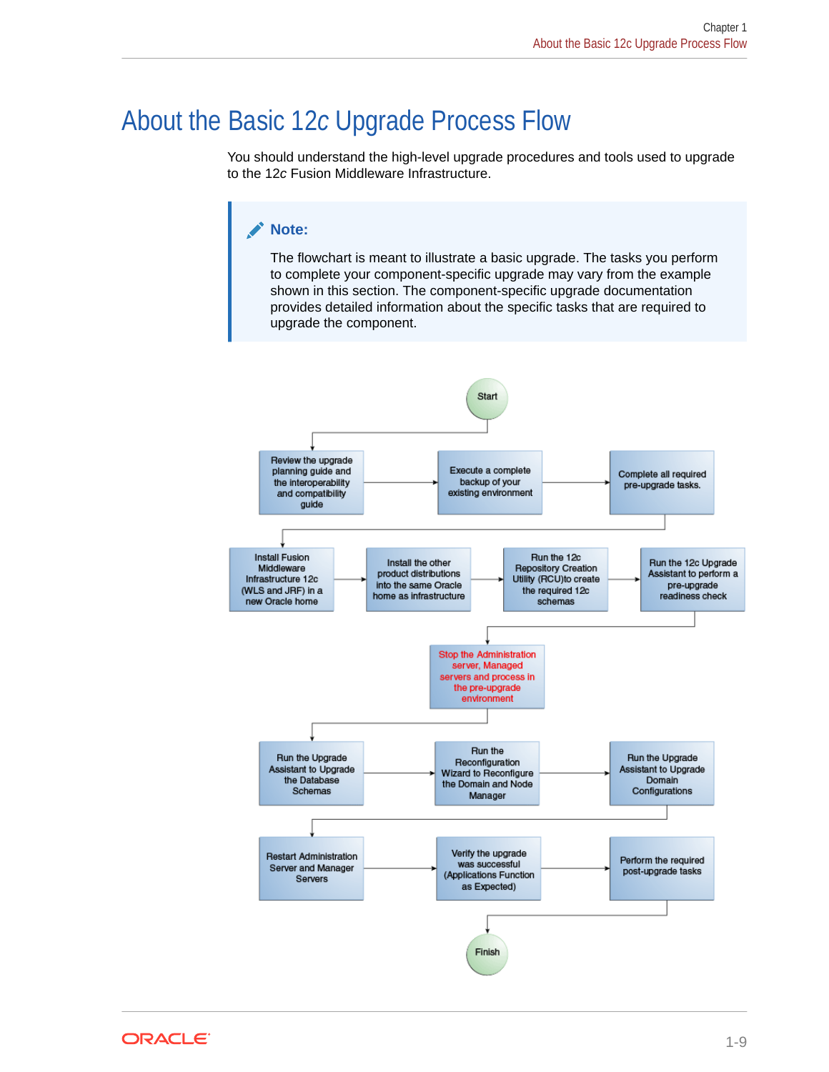# About the Basic 12*c* Upgrade Process Flow

You should understand the high-level upgrade procedures and tools used to upgrade to the 12*c* Fusion Middleware Infrastructure.

> **Note:**
>
> The flowchart is meant to illustrate a basic upgrade. The tasks you perform to complete your component-specific upgrade may vary from the example shown in this section. The component-specific upgrade documentation provides detailed information about the specific tasks that are required to upgrade the component.

Start

Review the upgrade planning guide and the interoperability and compatibility guide

Execute a complete backup of your existing environment

Complete all required pre-upgrade tasks.

Install Fusion Middleware Infrastructure 12c (WLS and JRF) in a new Oracle home

Install the other product distributions into the same Oracle home as infrastructure

Run the 12c Repository Creation Utility (RCU)to create the required 12c schemas

Run the 12c Upgrade Assistant to perform a pre-upgrade readiness check

Stop the Administration server, Managed servers and process in the pre-upgrade environment

Run the Upgrade Assistant to Upgrade the Database Schemas

Run the Reconfiguration Wizard to Reconfigure the Domain and Node Manager

Run the Upgrade Assistant to Upgrade Domain Configurations

Restart Administration Server and Manager Servers

Verify the upgrade was successful (Applications Function as Expected)

Perform the required post-upgrade tasks

Finish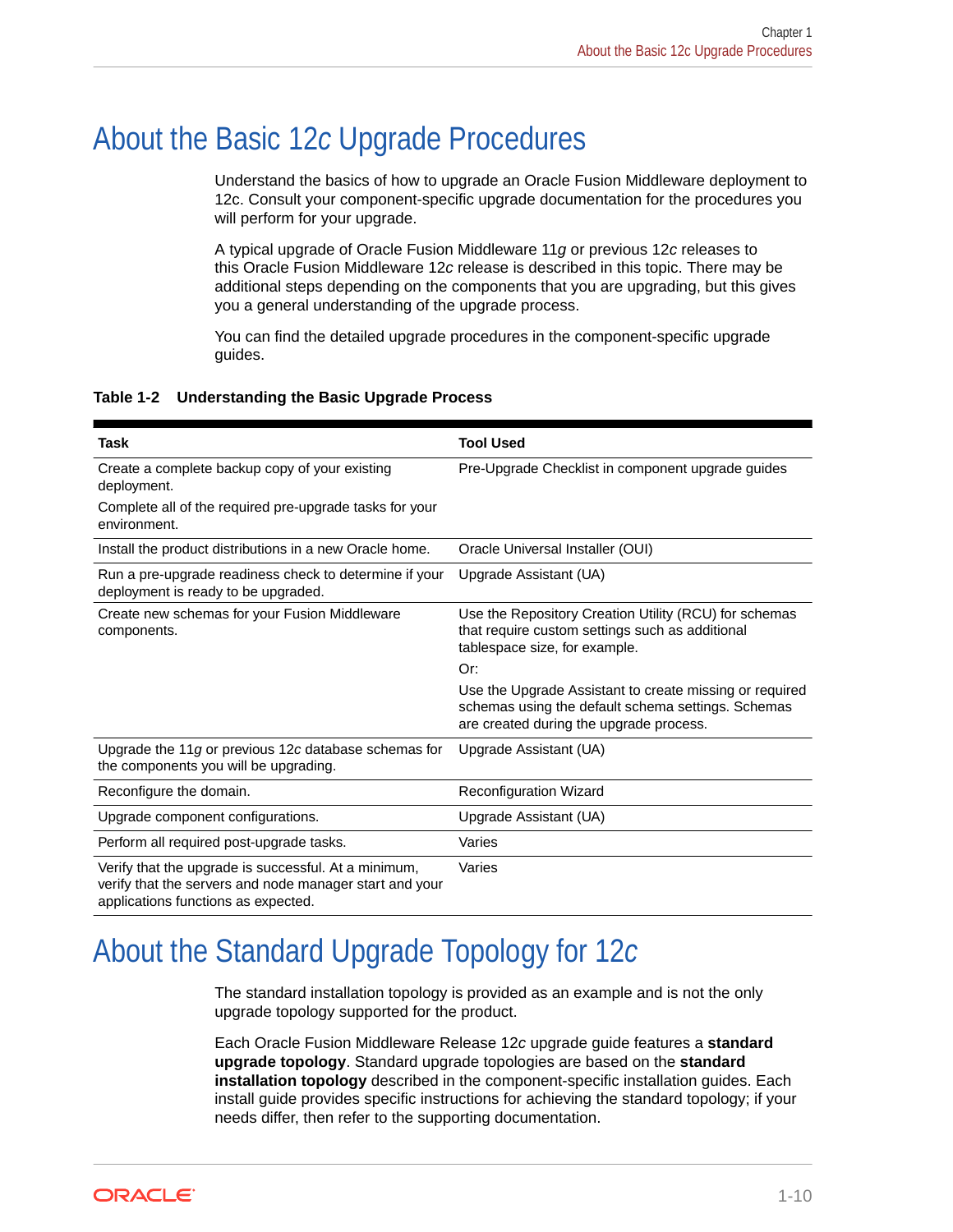# About the Basic 12*c* Upgrade Procedures

Understand the basics of how to upgrade an Oracle Fusion Middleware deployment to 12c. Consult your component-specific upgrade documentation for the procedures you will perform for your upgrade.

A typical upgrade of Oracle Fusion Middleware 11*g* or previous 12*c* releases to this Oracle Fusion Middleware 12*c* release is described in this topic. There may be additional steps depending on the components that you are upgrading, but this gives you a general understanding of the upgrade process.

You can find the detailed upgrade procedures in the component-specific upgrade guides.

**Table 1-2 Understanding the Basic Upgrade Process**

| Task | Tool Used |
| --- | --- |
| Create a complete backup copy of your existing deployment.<br><br>Complete all of the required pre-upgrade tasks for your environment. | Pre-Upgrade Checklist in component upgrade guides |
| Install the product distributions in a new Oracle home. | Oracle Universal Installer (OUI) |
| Run a pre-upgrade readiness check to determine if your deployment is ready to be upgraded. | Upgrade Assistant (UA) |
| Create new schemas for your Fusion Middleware components. | Use the Repository Creation Utility (RCU) for schemas that require custom settings such as additional tablespace size, for example.<br><br>Or:<br><br>Use the Upgrade Assistant to create missing or required schemas using the default schema settings. Schemas are created during the upgrade process. |
| Upgrade the 11*g* or previous 12*c* database schemas for the components you will be upgrading. | Upgrade Assistant (UA) |
| Reconfigure the domain. | Reconfiguration Wizard |
| Upgrade component configurations. | Upgrade Assistant (UA) |
| Perform all required post-upgrade tasks. | Varies |
| Verify that the upgrade is successful. At a minimum, verify that the servers and node manager start and your applications functions as expected. | Varies |

# About the Standard Upgrade Topology for 12*c*

The standard installation topology is provided as an example and is not the only upgrade topology supported for the product.

Each Oracle Fusion Middleware Release 12*c* upgrade guide features a **standard upgrade topology**. Standard upgrade topologies are based on the **standard installation topology** described in the component-specific installation guides. Each install guide provides specific instructions for achieving the standard topology; if your needs differ, then refer to the supporting documentation.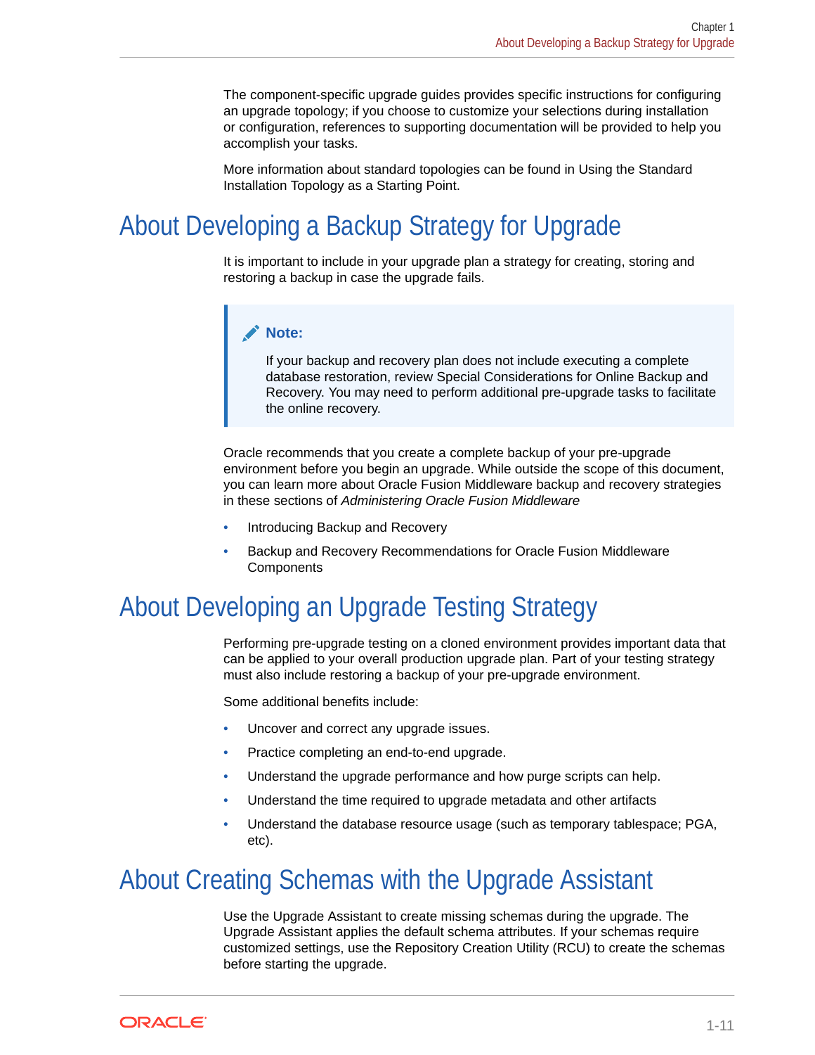The component-specific upgrade guides provides specific instructions for configuring an upgrade topology; if you choose to customize your selections during installation or configuration, references to supporting documentation will be provided to help you accomplish your tasks.

More information about standard topologies can be found in Using the Standard Installation Topology as a Starting Point.

## About Developing a Backup Strategy for Upgrade

It is important to include in your upgrade plan a strategy for creating, storing and restoring a backup in case the upgrade fails.

> **Note:**
>
> If your backup and recovery plan does not include executing a complete database restoration, review Special Considerations for Online Backup and Recovery. You may need to perform additional pre-upgrade tasks to facilitate the online recovery.

Oracle recommends that you create a complete backup of your pre-upgrade environment before you begin an upgrade. While outside the scope of this document, you can learn more about Oracle Fusion Middleware backup and recovery strategies in these sections of *Administering Oracle Fusion Middleware*

- Introducing Backup and Recovery
- Backup and Recovery Recommendations for Oracle Fusion Middleware Components

## About Developing an Upgrade Testing Strategy

Performing pre-upgrade testing on a cloned environment provides important data that can be applied to your overall production upgrade plan. Part of your testing strategy must also include restoring a backup of your pre-upgrade environment.

Some additional benefits include:

- Uncover and correct any upgrade issues.
- Practice completing an end-to-end upgrade.
- Understand the upgrade performance and how purge scripts can help.
- Understand the time required to upgrade metadata and other artifacts
- Understand the database resource usage (such as temporary tablespace; PGA, etc).

## About Creating Schemas with the Upgrade Assistant

Use the Upgrade Assistant to create missing schemas during the upgrade. The Upgrade Assistant applies the default schema attributes. If your schemas require customized settings, use the Repository Creation Utility (RCU) to create the schemas before starting the upgrade.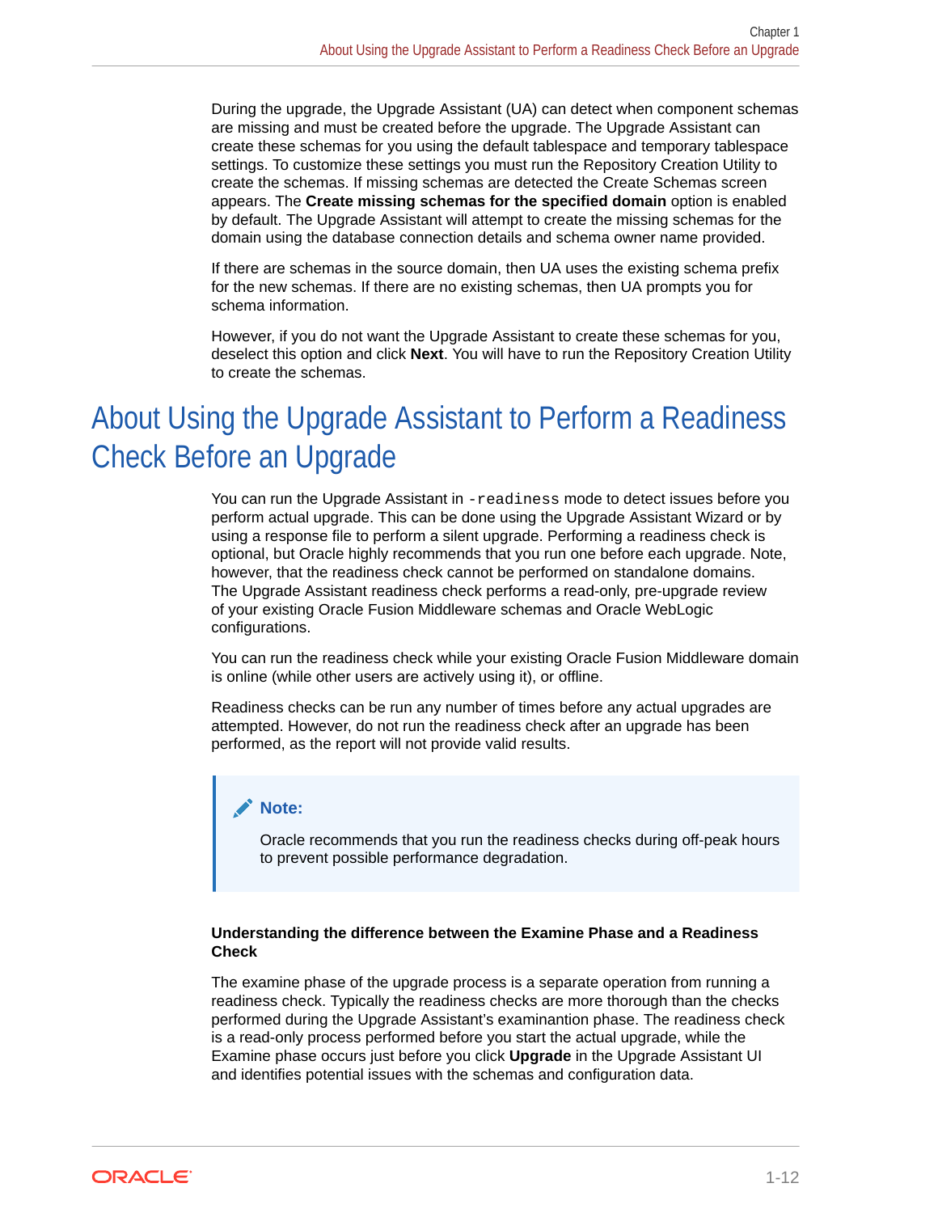During the upgrade, the Upgrade Assistant (UA) can detect when component schemas are missing and must be created before the upgrade. The Upgrade Assistant can create these schemas for you using the default tablespace and temporary tablespace settings. To customize these settings you must run the Repository Creation Utility to create the schemas. If missing schemas are detected the Create Schemas screen appears. The **Create missing schemas for the specified domain** option is enabled by default. The Upgrade Assistant will attempt to create the missing schemas for the domain using the database connection details and schema owner name provided.

If there are schemas in the source domain, then UA uses the existing schema prefix for the new schemas. If there are no existing schemas, then UA prompts you for schema information.

However, if you do not want the Upgrade Assistant to create these schemas for you, deselect this option and click **Next**. You will have to run the Repository Creation Utility to create the schemas.

# About Using the Upgrade Assistant to Perform a Readiness Check Before an Upgrade

You can run the Upgrade Assistant in `-readiness` mode to detect issues before you perform actual upgrade. This can be done using the Upgrade Assistant Wizard or by using a response file to perform a silent upgrade. Performing a readiness check is optional, but Oracle highly recommends that you run one before each upgrade. Note, however, that the readiness check cannot be performed on standalone domains. The Upgrade Assistant readiness check performs a read-only, pre-upgrade review of your existing Oracle Fusion Middleware schemas and Oracle WebLogic configurations.

You can run the readiness check while your existing Oracle Fusion Middleware domain is online (while other users are actively using it), or offline.

Readiness checks can be run any number of times before any actual upgrades are attempted. However, do not run the readiness check after an upgrade has been performed, as the report will not provide valid results.

> **Note:**
>
> Oracle recommends that you run the readiness checks during off-peak hours to prevent possible performance degradation.

**Understanding the difference between the Examine Phase and a Readiness Check**

The examine phase of the upgrade process is a separate operation from running a readiness check. Typically the readiness checks are more thorough than the checks performed during the Upgrade Assistant's examinantion phase. The readiness check is a read-only process performed before you start the actual upgrade, while the Examine phase occurs just before you click **Upgrade** in the Upgrade Assistant UI and identifies potential issues with the schemas and configuration data.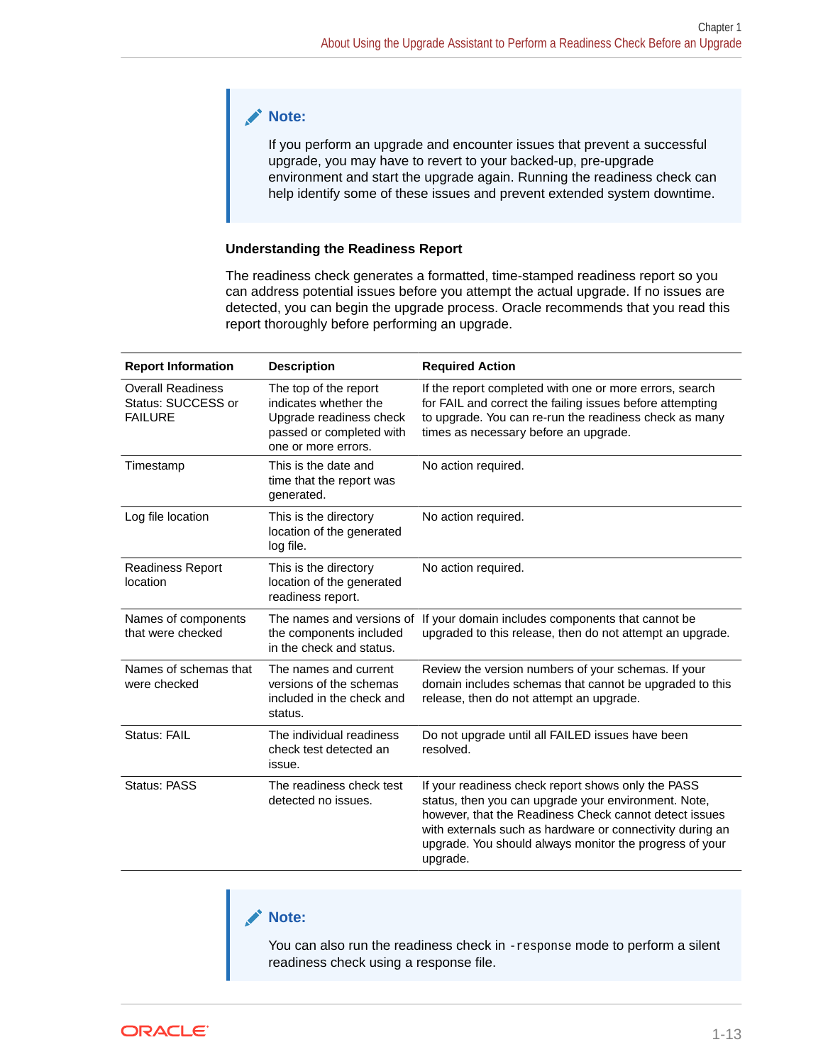> **Note:**
>
> If you perform an upgrade and encounter issues that prevent a successful upgrade, you may have to revert to your backed-up, pre-upgrade environment and start the upgrade again. Running the readiness check can help identify some of these issues and prevent extended system downtime.

**Understanding the Readiness Report**

The readiness check generates a formatted, time-stamped readiness report so you can address potential issues before you attempt the actual upgrade. If no issues are detected, you can begin the upgrade process. Oracle recommends that you read this report thoroughly before performing an upgrade.

| Report Information | Description | Required Action |
| --- | --- | --- |
| Overall Readiness Status: SUCCESS or FAILURE | The top of the report indicates whether the Upgrade readiness check passed or completed with one or more errors. | If the report completed with one or more errors, search for FAIL and correct the failing issues before attempting to upgrade. You can re-run the readiness check as many times as necessary before an upgrade. |
| Timestamp | This is the date and time that the report was generated. | No action required. |
| Log file location | This is the directory location of the generated log file. | No action required. |
| Readiness Report location | This is the directory location of the generated readiness report. | No action required. |
| Names of components that were checked | The names and versions of the components included in the check and status. | If your domain includes components that cannot be upgraded to this release, then do not attempt an upgrade. |
| Names of schemas that were checked | The names and current versions of the schemas included in the check and status. | Review the version numbers of your schemas. If your domain includes schemas that cannot be upgraded to this release, then do not attempt an upgrade. |
| Status: FAIL | The individual readiness check test detected an issue. | Do not upgrade until all FAILED issues have been resolved. |
| Status: PASS | The readiness check test detected no issues. | If your readiness check report shows only the PASS status, then you can upgrade your environment. Note, however, that the Readiness Check cannot detect issues with externals such as hardware or connectivity during an upgrade. You should always monitor the progress of your upgrade. |

> **Note:**
>
> You can also run the readiness check in `-response` mode to perform a silent readiness check using a response file.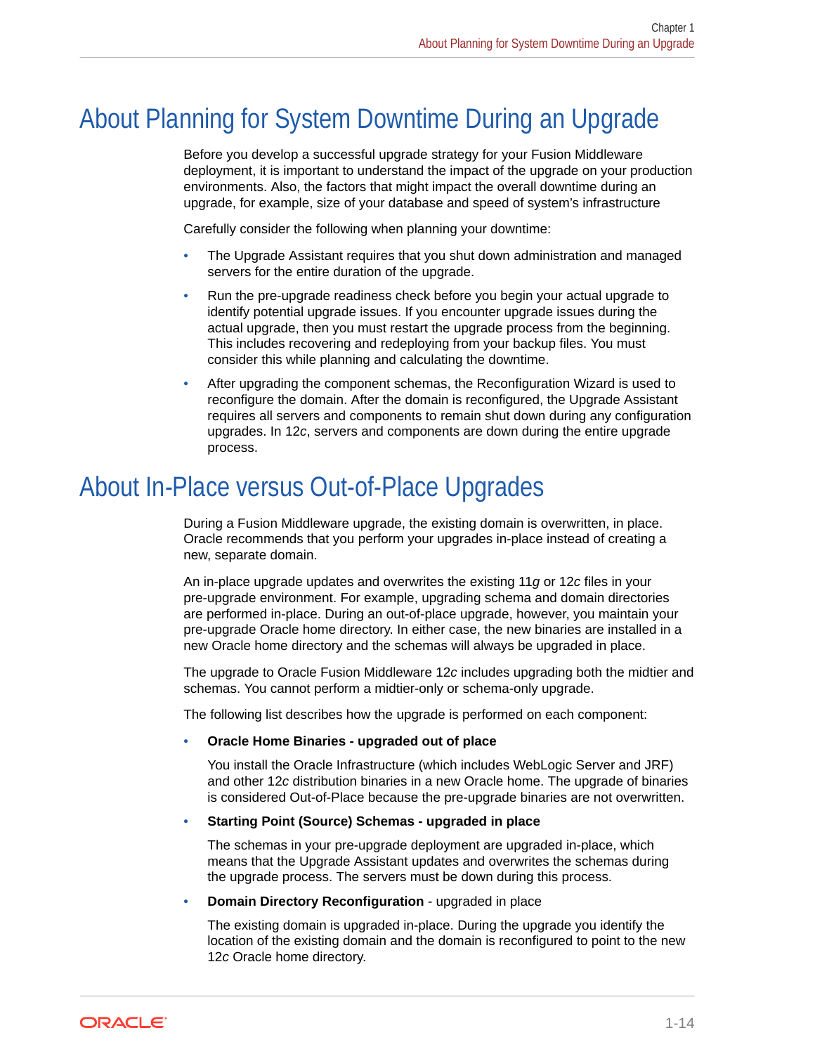## About Planning for System Downtime During an Upgrade

Before you develop a successful upgrade strategy for your Fusion Middleware deployment, it is important to understand the impact of the upgrade on your production environments. Also, the factors that might impact the overall downtime during an upgrade, for example, size of your database and speed of system's infrastructure

Carefully consider the following when planning your downtime:

- The Upgrade Assistant requires that you shut down administration and managed servers for the entire duration of the upgrade.
- Run the pre-upgrade readiness check before you begin your actual upgrade to identify potential upgrade issues. If you encounter upgrade issues during the actual upgrade, then you must restart the upgrade process from the beginning. This includes recovering and redeploying from your backup files. You must consider this while planning and calculating the downtime.
- After upgrading the component schemas, the Reconfiguration Wizard is used to reconfigure the domain. After the domain is reconfigured, the Upgrade Assistant requires all servers and components to remain shut down during any configuration upgrades. In 12*c*, servers and components are down during the entire upgrade process.

## About In-Place versus Out-of-Place Upgrades

During a Fusion Middleware upgrade, the existing domain is overwritten, in place. Oracle recommends that you perform your upgrades in-place instead of creating a new, separate domain.

An in-place upgrade updates and overwrites the existing 11*g* or 12*c* files in your pre-upgrade environment. For example, upgrading schema and domain directories are performed in-place. During an out-of-place upgrade, however, you maintain your pre-upgrade Oracle home directory. In either case, the new binaries are installed in a new Oracle home directory and the schemas will always be upgraded in place.

The upgrade to Oracle Fusion Middleware 12*c* includes upgrading both the midtier and schemas. You cannot perform a midtier-only or schema-only upgrade.

The following list describes how the upgrade is performed on each component:

- **Oracle Home Binaries - upgraded out of place**

  You install the Oracle Infrastructure (which includes WebLogic Server and JRF) and other 12*c* distribution binaries in a new Oracle home. The upgrade of binaries is considered Out-of-Place because the pre-upgrade binaries are not overwritten.

- **Starting Point (Source) Schemas - upgraded in place**

  The schemas in your pre-upgrade deployment are upgraded in-place, which means that the Upgrade Assistant updates and overwrites the schemas during the upgrade process. The servers must be down during this process.

- **Domain Directory Reconfiguration** - upgraded in place

  The existing domain is upgraded in-place. During the upgrade you identify the location of the existing domain and the domain is reconfigured to point to the new 12*c* Oracle home directory.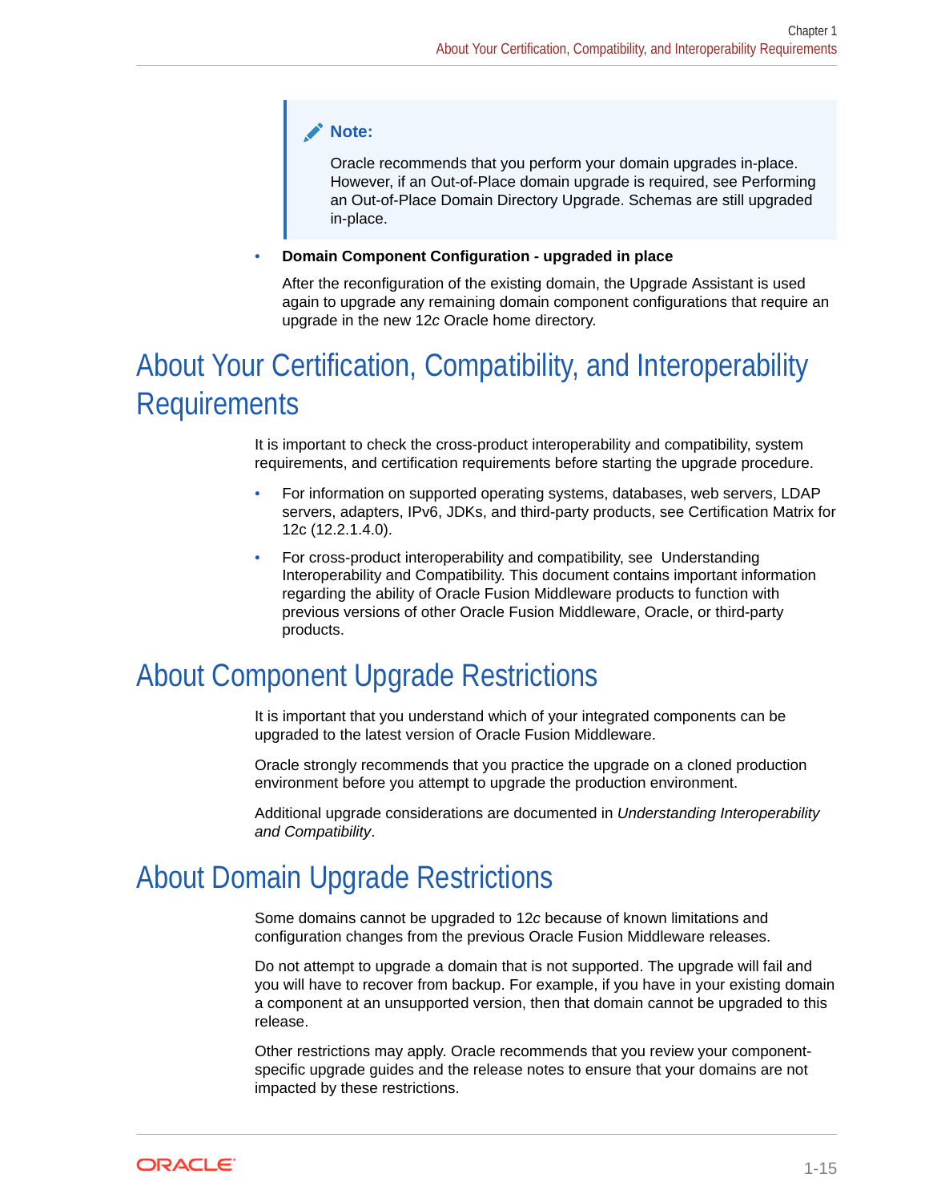> **Note:**
>
> Oracle recommends that you perform your domain upgrades in-place. However, if an Out-of-Place domain upgrade is required, see Performing an Out-of-Place Domain Directory Upgrade. Schemas are still upgraded in-place.

- **Domain Component Configuration - upgraded in place**

  After the reconfiguration of the existing domain, the Upgrade Assistant is used again to upgrade any remaining domain component configurations that require an upgrade in the new 12*c* Oracle home directory.

## About Your Certification, Compatibility, and Interoperability Requirements

It is important to check the cross-product interoperability and compatibility, system requirements, and certification requirements before starting the upgrade procedure.

- For information on supported operating systems, databases, web servers, LDAP servers, adapters, IPv6, JDKs, and third-party products, see Certification Matrix for 12c (12.2.1.4.0).
- For cross-product interoperability and compatibility, see Understanding Interoperability and Compatibility. This document contains important information regarding the ability of Oracle Fusion Middleware products to function with previous versions of other Oracle Fusion Middleware, Oracle, or third-party products.

## About Component Upgrade Restrictions

It is important that you understand which of your integrated components can be upgraded to the latest version of Oracle Fusion Middleware.

Oracle strongly recommends that you practice the upgrade on a cloned production environment before you attempt to upgrade the production environment.

Additional upgrade considerations are documented in *Understanding Interoperability and Compatibility*.

## About Domain Upgrade Restrictions

Some domains cannot be upgraded to 12*c* because of known limitations and configuration changes from the previous Oracle Fusion Middleware releases.

Do not attempt to upgrade a domain that is not supported. The upgrade will fail and you will have to recover from backup. For example, if you have in your existing domain a component at an unsupported version, then that domain cannot be upgraded to this release.

Other restrictions may apply. Oracle recommends that you review your component-specific upgrade guides and the release notes to ensure that your domains are not impacted by these restrictions.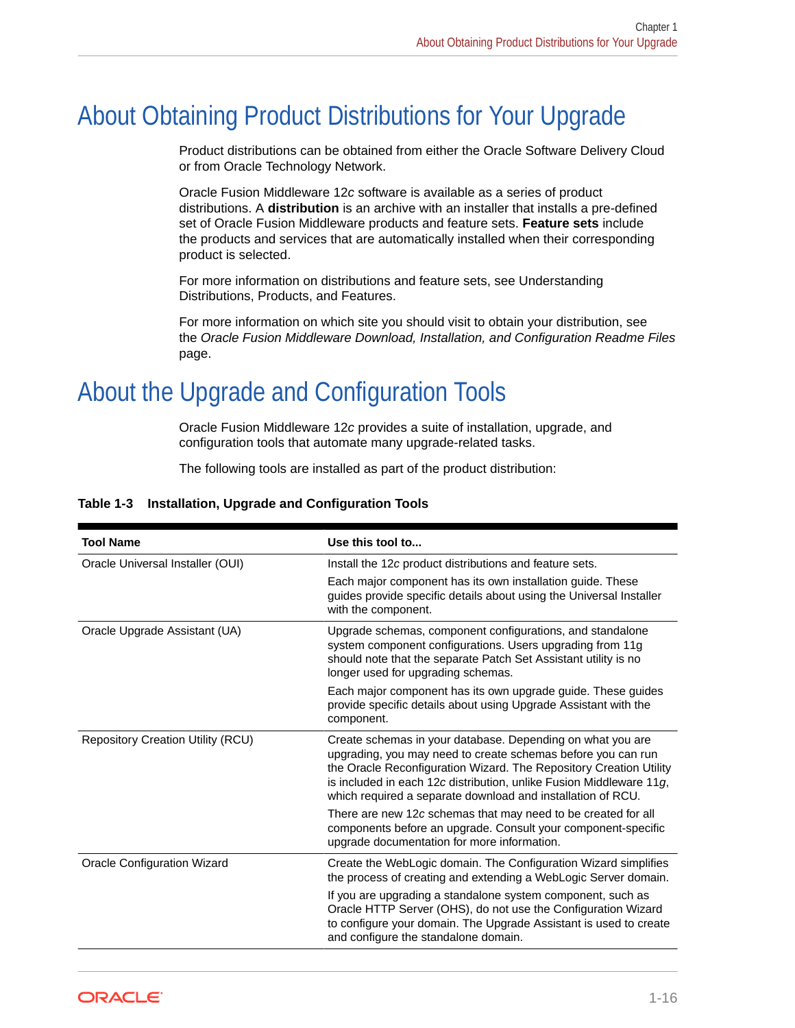# About Obtaining Product Distributions for Your Upgrade

Product distributions can be obtained from either the Oracle Software Delivery Cloud or from Oracle Technology Network.

Oracle Fusion Middleware 12*c* software is available as a series of product distributions. A **distribution** is an archive with an installer that installs a pre-defined set of Oracle Fusion Middleware products and feature sets. **Feature sets** include the products and services that are automatically installed when their corresponding product is selected.

For more information on distributions and feature sets, see Understanding Distributions, Products, and Features.

For more information on which site you should visit to obtain your distribution, see the *Oracle Fusion Middleware Download, Installation, and Configuration Readme Files* page.

# About the Upgrade and Configuration Tools

Oracle Fusion Middleware 12*c* provides a suite of installation, upgrade, and configuration tools that automate many upgrade-related tasks.

The following tools are installed as part of the product distribution:

**Table 1-3 Installation, Upgrade and Configuration Tools**

| Tool Name | Use this tool to... |
| --- | --- |
| Oracle Universal Installer (OUI) | Install the 12*c* product distributions and feature sets.<br><br>Each major component has its own installation guide. These guides provide specific details about using the Universal Installer with the component. |
| Oracle Upgrade Assistant (UA) | Upgrade schemas, component configurations, and standalone system component configurations. Users upgrading from 11g should note that the separate Patch Set Assistant utility is no longer used for upgrading schemas.<br><br>Each major component has its own upgrade guide. These guides provide specific details about using Upgrade Assistant with the component. |
| Repository Creation Utility (RCU) | Create schemas in your database. Depending on what you are upgrading, you may need to create schemas before you can run the Oracle Reconfiguration Wizard. The Repository Creation Utility is included in each 12*c* distribution, unlike Fusion Middleware 11*g*, which required a separate download and installation of RCU.<br><br>There are new 12*c* schemas that may need to be created for all components before an upgrade. Consult your component-specific upgrade documentation for more information. |
| Oracle Configuration Wizard | Create the WebLogic domain. The Configuration Wizard simplifies the process of creating and extending a WebLogic Server domain.<br><br>If you are upgrading a standalone system component, such as Oracle HTTP Server (OHS), do not use the Configuration Wizard to configure your domain. The Upgrade Assistant is used to create and configure the standalone domain. |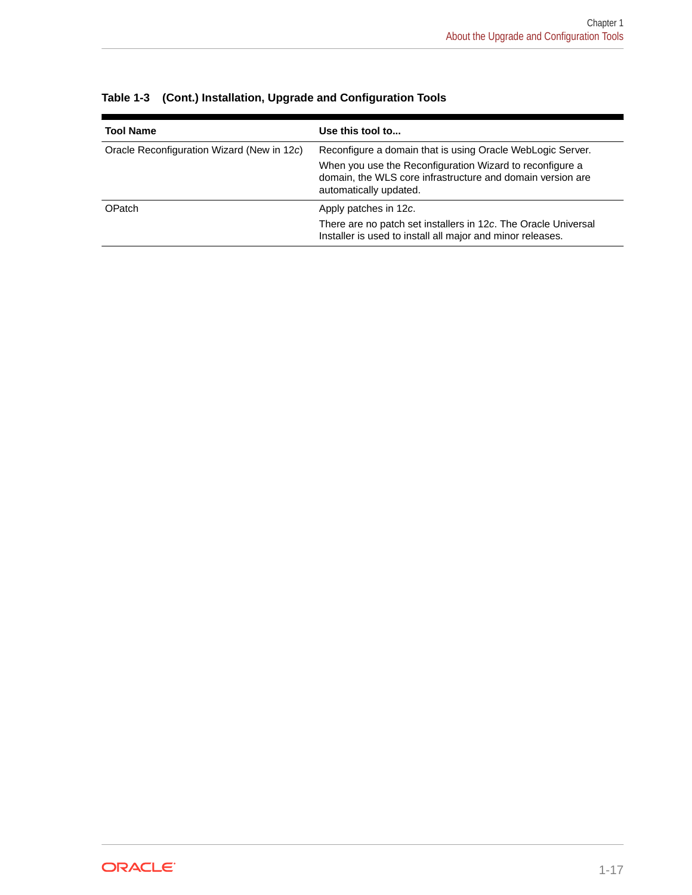**Table 1-3 (Cont.) Installation, Upgrade and Configuration Tools**

| Tool Name | Use this tool to... |
| --- | --- |
| Oracle Reconfiguration Wizard (New in 12*c*) | Reconfigure a domain that is using Oracle WebLogic Server.<br><br>When you use the Reconfiguration Wizard to reconfigure a domain, the WLS core infrastructure and domain version are automatically updated. |
| OPatch | Apply patches in 12*c*.<br><br>There are no patch set installers in 12*c*. The Oracle Universal Installer is used to install all major and minor releases. |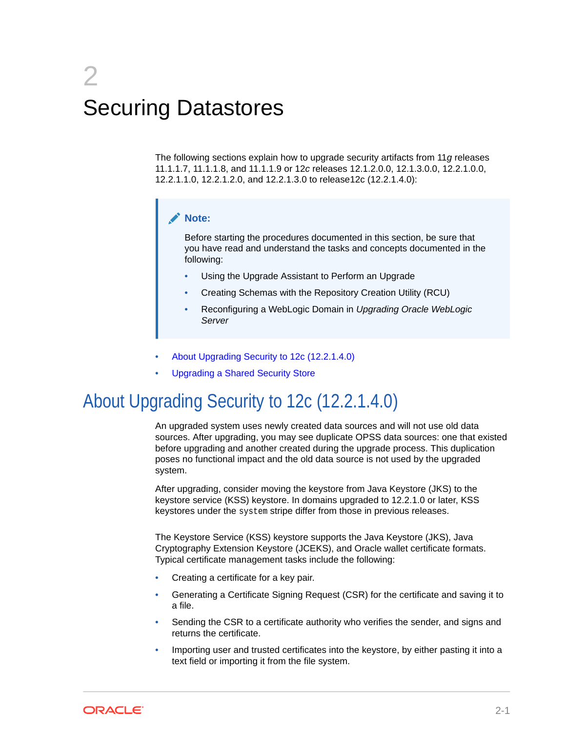# 2 Securing Datastores

The following sections explain how to upgrade security artifacts from 11*g* releases 11.1.1.7, 11.1.1.8, and 11.1.1.9 or 12*c* releases 12.1.2.0.0, 12.1.3.0.0, 12.2.1.0.0, 12.2.1.1.0, 12.2.1.2.0, and 12.2.1.3.0 to release12c (12.2.1.4.0):

> **Note:**
>
> Before starting the procedures documented in this section, be sure that you have read and understand the tasks and concepts documented in the following:
>
> - Using the Upgrade Assistant to Perform an Upgrade
> - Creating Schemas with the Repository Creation Utility (RCU)
> - Reconfiguring a WebLogic Domain in *Upgrading Oracle WebLogic Server*

- About Upgrading Security to 12c (12.2.1.4.0)
- Upgrading a Shared Security Store

## About Upgrading Security to 12c (12.2.1.4.0)

An upgraded system uses newly created data sources and will not use old data sources. After upgrading, you may see duplicate OPSS data sources: one that existed before upgrading and another created during the upgrade process. This duplication poses no functional impact and the old data source is not used by the upgraded system.

After upgrading, consider moving the keystore from Java Keystore (JKS) to the keystore service (KSS) keystore. In domains upgraded to 12.2.1.0 or later, KSS keystores under the `system` stripe differ from those in previous releases.

The Keystore Service (KSS) keystore supports the Java Keystore (JKS), Java Cryptography Extension Keystore (JCEKS), and Oracle wallet certificate formats. Typical certificate management tasks include the following:

- Creating a certificate for a key pair.
- Generating a Certificate Signing Request (CSR) for the certificate and saving it to a file.
- Sending the CSR to a certificate authority who verifies the sender, and signs and returns the certificate.
- Importing user and trusted certificates into the keystore, by either pasting it into a text field or importing it from the file system.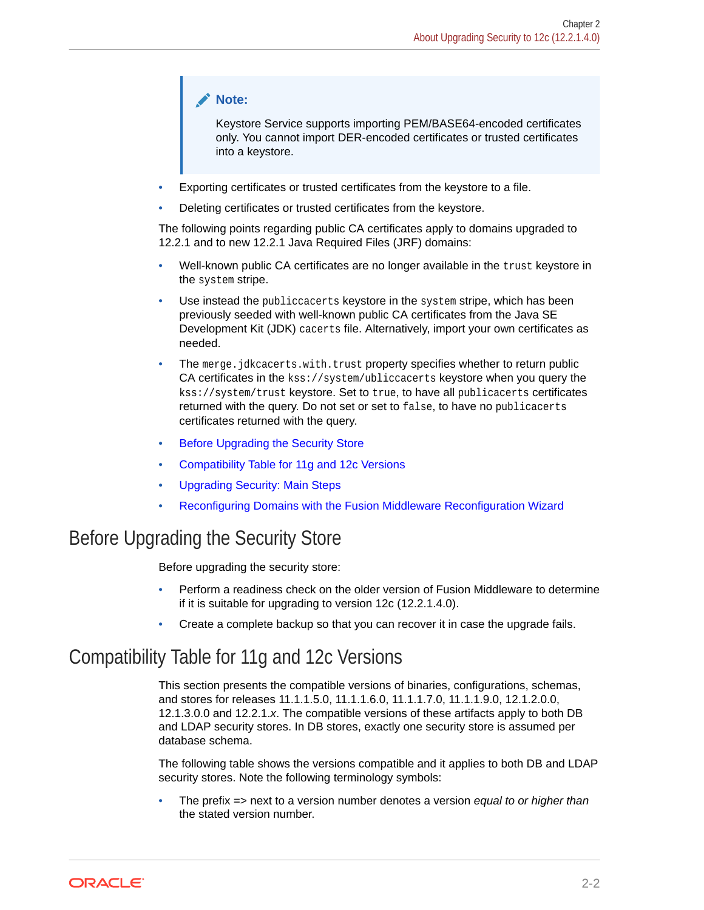> **Note:**
>
> Keystore Service supports importing PEM/BASE64-encoded certificates only. You cannot import DER-encoded certificates or trusted certificates into a keystore.

- Exporting certificates or trusted certificates from the keystore to a file.
- Deleting certificates or trusted certificates from the keystore.

The following points regarding public CA certificates apply to domains upgraded to 12.2.1 and to new 12.2.1 Java Required Files (JRF) domains:

- Well-known public CA certificates are no longer available in the `trust` keystore in the `system` stripe.
- Use instead the `publiccacerts` keystore in the `system` stripe, which has been previously seeded with well-known public CA certificates from the Java SE Development Kit (JDK) `cacerts` file. Alternatively, import your own certificates as needed.
- The `merge.jdkcacerts.with.trust` property specifies whether to return public CA certificates in the `kss://system/ubliccacerts` keystore when you query the `kss://system/trust` keystore. Set to `true`, to have all `publicacerts` certificates returned with the query. Do not set or set to `false`, to have no `publicacerts` certificates returned with the query.

- Before Upgrading the Security Store
- Compatibility Table for 11g and 12c Versions
- Upgrading Security: Main Steps
- Reconfiguring Domains with the Fusion Middleware Reconfiguration Wizard

## Before Upgrading the Security Store

Before upgrading the security store:

- Perform a readiness check on the older version of Fusion Middleware to determine if it is suitable for upgrading to version 12c (12.2.1.4.0).
- Create a complete backup so that you can recover it in case the upgrade fails.

## Compatibility Table for 11g and 12c Versions

This section presents the compatible versions of binaries, configurations, schemas, and stores for releases 11.1.1.5.0, 11.1.1.6.0, 11.1.1.7.0, 11.1.1.9.0, 12.1.2.0.0, 12.1.3.0.0 and 12.2.1.*x*. The compatible versions of these artifacts apply to both DB and LDAP security stores. In DB stores, exactly one security store is assumed per database schema.

The following table shows the versions compatible and it applies to both DB and LDAP security stores. Note the following terminology symbols:

- The prefix => next to a version number denotes a version *equal to or higher than* the stated version number.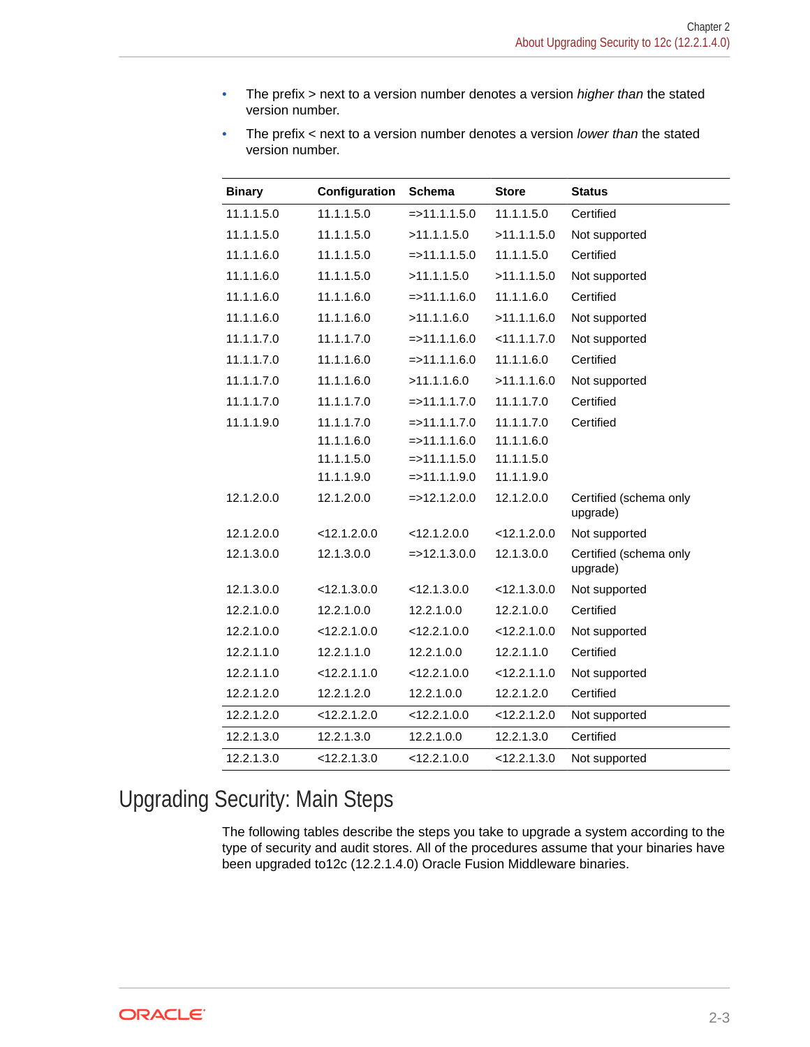- The prefix > next to a version number denotes a version *higher than* the stated version number.
- The prefix < next to a version number denotes a version *lower than* the stated version number.

| Binary | Configuration | Schema | Store | Status |
| --- | --- | --- | --- | --- |
| 11.1.1.5.0 | 11.1.1.5.0 | =>11.1.1.5.0 | 11.1.1.5.0 | Certified |
| 11.1.1.5.0 | 11.1.1.5.0 | >11.1.1.5.0 | >11.1.1.5.0 | Not supported |
| 11.1.1.6.0 | 11.1.1.5.0 | =>11.1.1.5.0 | 11.1.1.5.0 | Certified |
| 11.1.1.6.0 | 11.1.1.5.0 | >11.1.1.5.0 | >11.1.1.5.0 | Not supported |
| 11.1.1.6.0 | 11.1.1.6.0 | =>11.1.1.6.0 | 11.1.1.6.0 | Certified |
| 11.1.1.6.0 | 11.1.1.6.0 | >11.1.1.6.0 | >11.1.1.6.0 | Not supported |
| 11.1.1.7.0 | 11.1.1.7.0 | =>11.1.1.6.0 | <11.1.1.7.0 | Not supported |
| 11.1.1.7.0 | 11.1.1.6.0 | =>11.1.1.6.0 | 11.1.1.6.0 | Certified |
| 11.1.1.7.0 | 11.1.1.6.0 | >11.1.1.6.0 | >11.1.1.6.0 | Not supported |
| 11.1.1.7.0 | 11.1.1.7.0 | =>11.1.1.7.0 | 11.1.1.7.0 | Certified |
| 11.1.1.9.0 | 11.1.1.7.0<br>11.1.1.6.0<br>11.1.1.5.0<br>11.1.1.9.0 | =>11.1.1.7.0<br>=>11.1.1.6.0<br>=>11.1.1.5.0<br>=>11.1.1.9.0 | 11.1.1.7.0<br>11.1.1.6.0<br>11.1.1.5.0<br>11.1.1.9.0 | Certified |
| 12.1.2.0.0 | 12.1.2.0.0 | =>12.1.2.0.0 | 12.1.2.0.0 | Certified (schema only upgrade) |
| 12.1.2.0.0 | <12.1.2.0.0 | <12.1.2.0.0 | <12.1.2.0.0 | Not supported |
| 12.1.3.0.0 | 12.1.3.0.0 | =>12.1.3.0.0 | 12.1.3.0.0 | Certified (schema only upgrade) |
| 12.1.3.0.0 | <12.1.3.0.0 | <12.1.3.0.0 | <12.1.3.0.0 | Not supported |
| 12.2.1.0.0 | 12.2.1.0.0 | 12.2.1.0.0 | 12.2.1.0.0 | Certified |
| 12.2.1.0.0 | <12.2.1.0.0 | <12.2.1.0.0 | <12.2.1.0.0 | Not supported |
| 12.2.1.1.0 | 12.2.1.1.0 | 12.2.1.0.0 | 12.2.1.1.0 | Certified |
| 12.2.1.1.0 | <12.2.1.1.0 | <12.2.1.0.0 | <12.2.1.1.0 | Not supported |
| 12.2.1.2.0 | 12.2.1.2.0 | 12.2.1.0.0 | 12.2.1.2.0 | Certified |
| 12.2.1.2.0 | <12.2.1.2.0 | <12.2.1.0.0 | <12.2.1.2.0 | Not supported |
| 12.2.1.3.0 | 12.2.1.3.0 | 12.2.1.0.0 | 12.2.1.3.0 | Certified |
| 12.2.1.3.0 | <12.2.1.3.0 | <12.2.1.0.0 | <12.2.1.3.0 | Not supported |

# Upgrading Security: Main Steps

The following tables describe the steps you take to upgrade a system according to the type of security and audit stores. All of the procedures assume that your binaries have been upgraded to12c (12.2.1.4.0) Oracle Fusion Middleware binaries.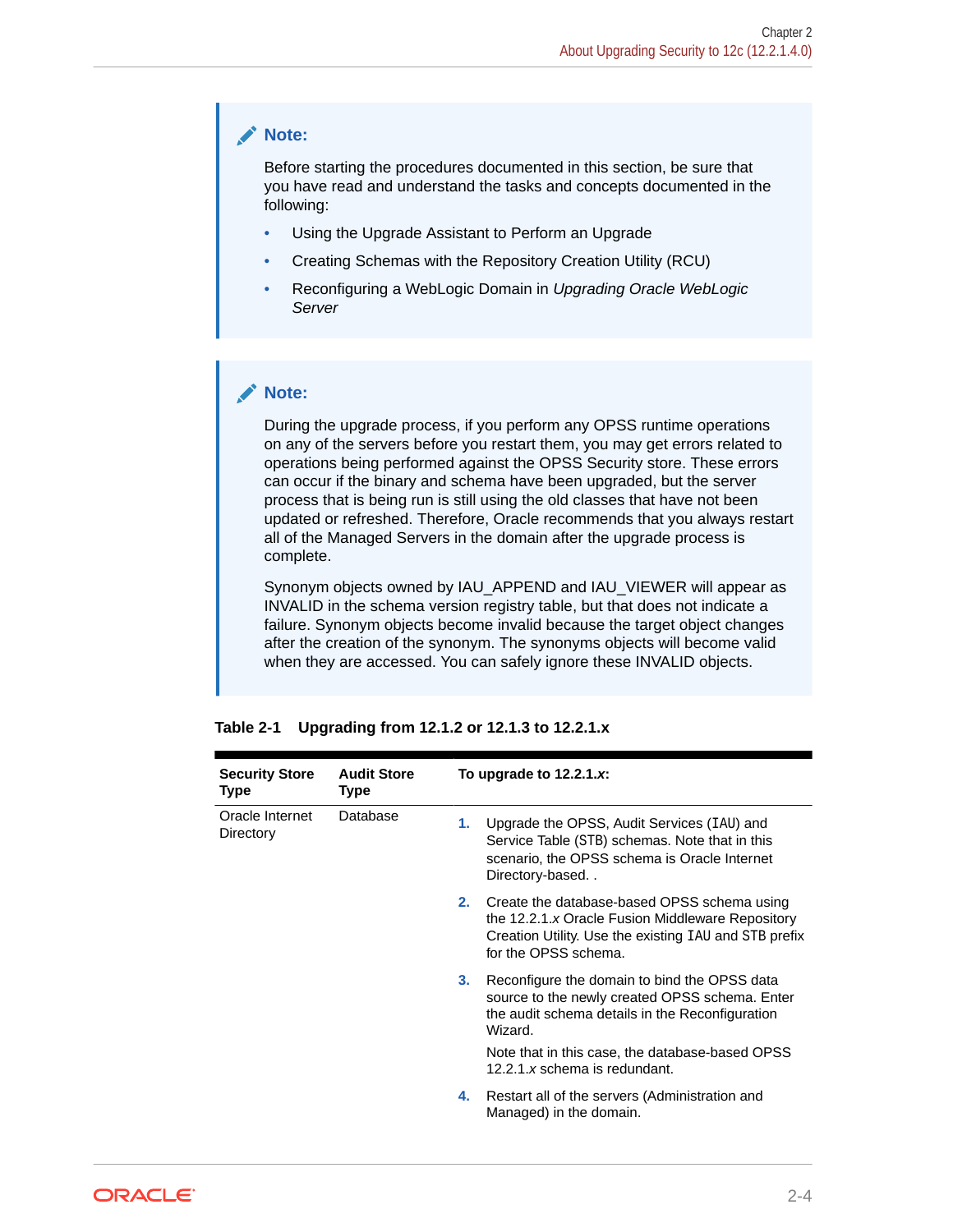> **Note:**
>
> Before starting the procedures documented in this section, be sure that you have read and understand the tasks and concepts documented in the following:
>
> - Using the Upgrade Assistant to Perform an Upgrade
> - Creating Schemas with the Repository Creation Utility (RCU)
> - Reconfiguring a WebLogic Domain in *Upgrading Oracle WebLogic Server*

> **Note:**
>
> During the upgrade process, if you perform any OPSS runtime operations on any of the servers before you restart them, you may get errors related to operations being performed against the OPSS Security store. These errors can occur if the binary and schema have been upgraded, but the server process that is being run is still using the old classes that have not been updated or refreshed. Therefore, Oracle recommends that you always restart all of the Managed Servers in the domain after the upgrade process is complete.
>
> Synonym objects owned by IAU_APPEND and IAU_VIEWER will appear as INVALID in the schema version registry table, but that does not indicate a failure. Synonym objects become invalid because the target object changes after the creation of the synonym. The synonyms objects will become valid when they are accessed. You can safely ignore these INVALID objects.

**Table 2-1 Upgrading from 12.1.2 or 12.1.3 to 12.2.1.x**

| Security Store Type | Audit Store Type | To upgrade to 12.2.1.*x*: |
|---|---|---|
| Oracle Internet Directory | Database | 1. Upgrade the OPSS, Audit Services (`IAU`) and Service Table (`STB`) schemas. Note that in this scenario, the OPSS schema is Oracle Internet Directory-based. .<br><br>2. Create the database-based OPSS schema using the 12.2.1.*x* Oracle Fusion Middleware Repository Creation Utility. Use the existing `IAU` and `STB` prefix for the OPSS schema.<br><br>3. Reconfigure the domain to bind the OPSS data source to the newly created OPSS schema. Enter the audit schema details in the Reconfiguration Wizard.<br><br>Note that in this case, the database-based OPSS 12.2.1.*x* schema is redundant.<br><br>4. Restart all of the servers (Administration and Managed) in the domain. |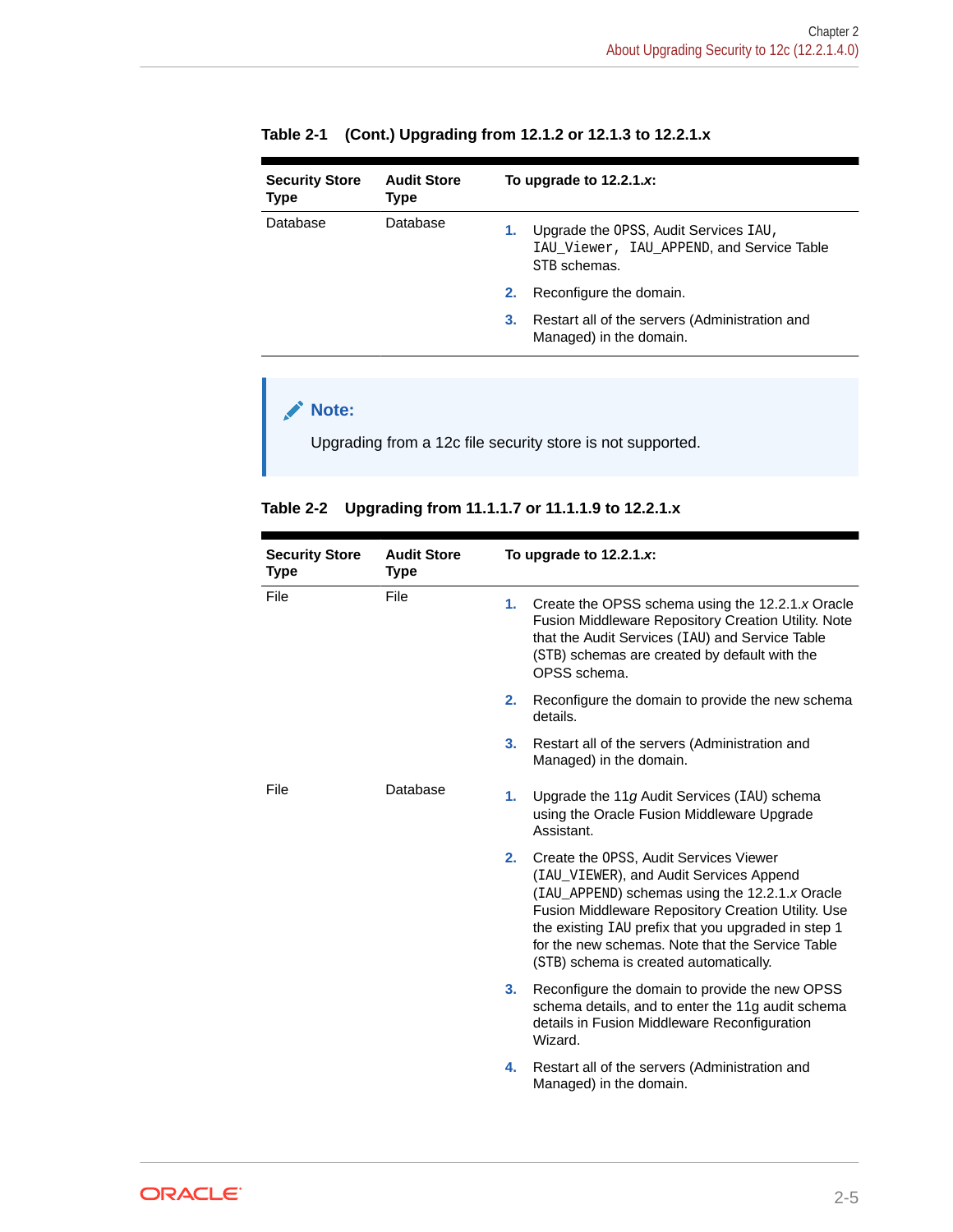**Table 2-1 (Cont.) Upgrading from 12.1.2 or 12.1.3 to 12.2.1.x**

| Security Store Type | Audit Store Type | To upgrade to 12.2.1.*x*: |
| --- | --- | --- |
| Database | Database | 1. Upgrade the OPSS, Audit Services IAU, IAU_Viewer, IAU_APPEND, and Service Table STB schemas.<br>2. Reconfigure the domain.<br>3. Restart all of the servers (Administration and Managed) in the domain. |

> **Note:**
>
> Upgrading from a 12c file security store is not supported.

**Table 2-2 Upgrading from 11.1.1.7 or 11.1.1.9 to 12.2.1.x**

| Security Store Type | Audit Store Type | To upgrade to 12.2.1.*x*: |
| --- | --- | --- |
| File | File | 1. Create the OPSS schema using the 12.2.1.*x* Oracle Fusion Middleware Repository Creation Utility. Note that the Audit Services (IAU) and Service Table (STB) schemas are created by default with the OPSS schema.<br>2. Reconfigure the domain to provide the new schema details.<br>3. Restart all of the servers (Administration and Managed) in the domain. |
| File | Database | 1. Upgrade the 11*g* Audit Services (IAU) schema using the Oracle Fusion Middleware Upgrade Assistant.<br>2. Create the OPSS, Audit Services Viewer (IAU_VIEWER), and Audit Services Append (IAU_APPEND) schemas using the 12.2.1.*x* Oracle Fusion Middleware Repository Creation Utility. Use the existing IAU prefix that you upgraded in step 1 for the new schemas. Note that the Service Table (STB) schema is created automatically.<br>3. Reconfigure the domain to provide the new OPSS schema details, and to enter the 11g audit schema details in Fusion Middleware Reconfiguration Wizard.<br>4. Restart all of the servers (Administration and Managed) in the domain. |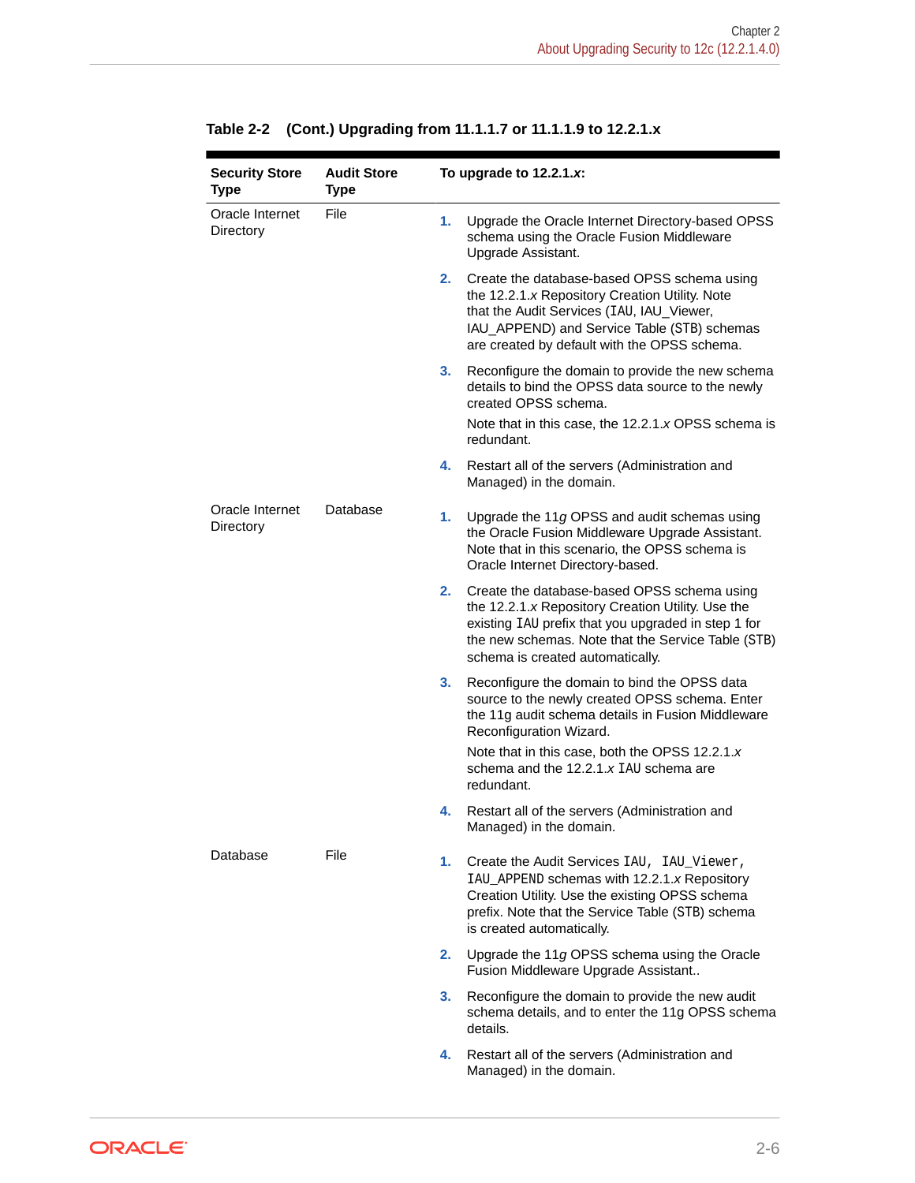**Table 2-2 (Cont.) Upgrading from 11.1.1.7 or 11.1.1.9 to 12.2.1.x**

| Security Store Type | Audit Store Type | To upgrade to 12.2.1.*x*: |
| --- | --- | --- |
| Oracle Internet Directory | File | 1. Upgrade the Oracle Internet Directory-based OPSS schema using the Oracle Fusion Middleware Upgrade Assistant.<br>2. Create the database-based OPSS schema using the 12.2.1.*x* Repository Creation Utility. Note that the Audit Services (IAU, IAU_Viewer, IAU_APPEND) and Service Table (STB) schemas are created by default with the OPSS schema.<br>3. Reconfigure the domain to provide the new schema details to bind the OPSS data source to the newly created OPSS schema.<br>Note that in this case, the 12.2.1.*x* OPSS schema is redundant.<br>4. Restart all of the servers (Administration and Managed) in the domain. |
| Oracle Internet Directory | Database | 1. Upgrade the 11*g* OPSS and audit schemas using the Oracle Fusion Middleware Upgrade Assistant. Note that in this scenario, the OPSS schema is Oracle Internet Directory-based.<br>2. Create the database-based OPSS schema using the 12.2.1.*x* Repository Creation Utility. Use the existing IAU prefix that you upgraded in step 1 for the new schemas. Note that the Service Table (STB) schema is created automatically.<br>3. Reconfigure the domain to bind the OPSS data source to the newly created OPSS schema. Enter the 11g audit schema details in Fusion Middleware Reconfiguration Wizard.<br>Note that in this case, both the OPSS 12.2.1.*x* schema and the 12.2.1.*x* IAU schema are redundant.<br>4. Restart all of the servers (Administration and Managed) in the domain. |
| Database | File | 1. Create the Audit Services IAU, IAU_Viewer, IAU_APPEND schemas with 12.2.1.*x* Repository Creation Utility. Use the existing OPSS schema prefix. Note that the Service Table (STB) schema is created automatically.<br>2. Upgrade the 11*g* OPSS schema using the Oracle Fusion Middleware Upgrade Assistant..<br>3. Reconfigure the domain to provide the new audit schema details, and to enter the 11g OPSS schema details.<br>4. Restart all of the servers (Administration and Managed) in the domain. |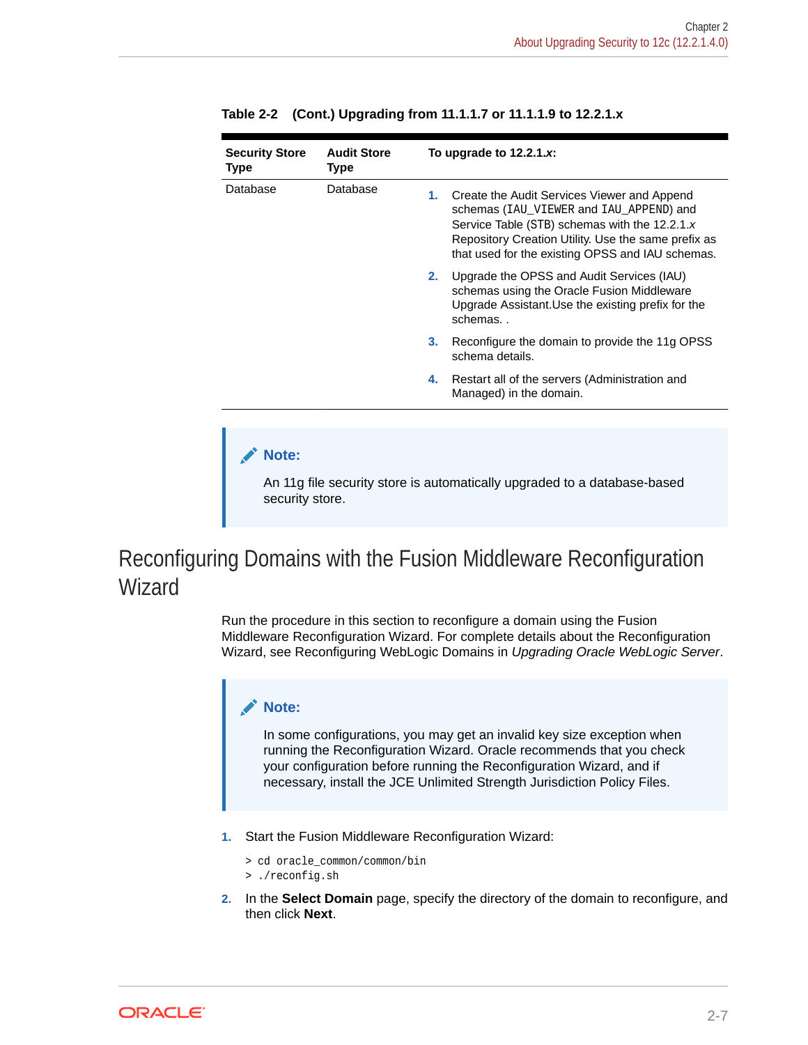**Table 2-2 (Cont.) Upgrading from 11.1.1.7 or 11.1.1.9 to 12.2.1.x**

| Security Store Type | Audit Store Type | To upgrade to 12.2.1.*x*: |
|---|---|---|
| Database | Database | 1. Create the Audit Services Viewer and Append schemas (`IAU_VIEWER` and `IAU_APPEND`) and Service Table (STB) schemas with the 12.2.1.*x* Repository Creation Utility. Use the same prefix as that used for the existing OPSS and IAU schemas.<br>2. Upgrade the OPSS and Audit Services (IAU) schemas using the Oracle Fusion Middleware Upgrade Assistant.Use the existing prefix for the schemas. .<br>3. Reconfigure the domain to provide the 11g OPSS schema details.<br>4. Restart all of the servers (Administration and Managed) in the domain. |

> **Note:**
>
> An 11g file security store is automatically upgraded to a database-based security store.

# Reconfiguring Domains with the Fusion Middleware Reconfiguration Wizard

Run the procedure in this section to reconfigure a domain using the Fusion Middleware Reconfiguration Wizard. For complete details about the Reconfiguration Wizard, see Reconfiguring WebLogic Domains in *Upgrading Oracle WebLogic Server*.

> **Note:**
>
> In some configurations, you may get an invalid key size exception when running the Reconfiguration Wizard. Oracle recommends that you check your configuration before running the Reconfiguration Wizard, and if necessary, install the JCE Unlimited Strength Jurisdiction Policy Files.

1. Start the Fusion Middleware Reconfiguration Wizard:

   ```
   > cd oracle_common/common/bin
   > ./reconfig.sh
   ```

2. In the **Select Domain** page, specify the directory of the domain to reconfigure, and then click **Next**.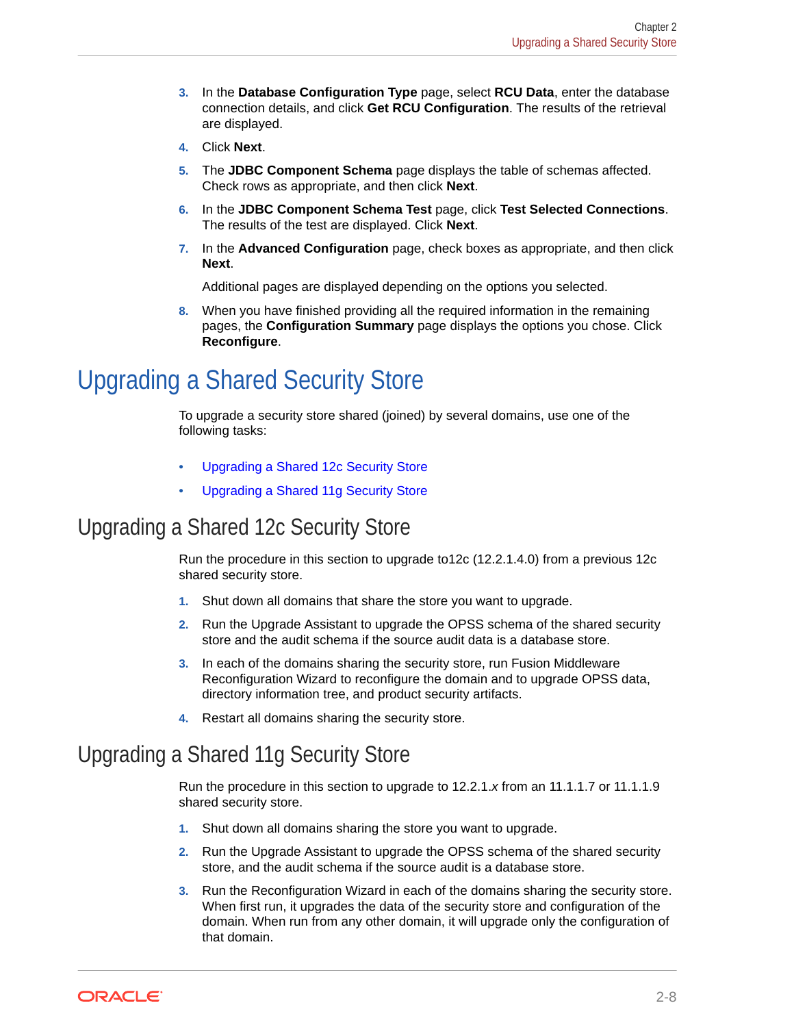3. In the **Database Configuration Type** page, select **RCU Data**, enter the database connection details, and click **Get RCU Configuration**. The results of the retrieval are displayed.
4. Click **Next**.
5. The **JDBC Component Schema** page displays the table of schemas affected. Check rows as appropriate, and then click **Next**.
6. In the **JDBC Component Schema Test** page, click **Test Selected Connections**. The results of the test are displayed. Click **Next**.
7. In the **Advanced Configuration** page, check boxes as appropriate, and then click **Next**.

   Additional pages are displayed depending on the options you selected.
8. When you have finished providing all the required information in the remaining pages, the **Configuration Summary** page displays the options you chose. Click **Reconfigure**.

# Upgrading a Shared Security Store

To upgrade a security store shared (joined) by several domains, use one of the following tasks:

- Upgrading a Shared 12c Security Store
- Upgrading a Shared 11g Security Store

## Upgrading a Shared 12c Security Store

Run the procedure in this section to upgrade to12c (12.2.1.4.0) from a previous 12c shared security store.

1. Shut down all domains that share the store you want to upgrade.
2. Run the Upgrade Assistant to upgrade the OPSS schema of the shared security store and the audit schema if the source audit data is a database store.
3. In each of the domains sharing the security store, run Fusion Middleware Reconfiguration Wizard to reconfigure the domain and to upgrade OPSS data, directory information tree, and product security artifacts.
4. Restart all domains sharing the security store.

## Upgrading a Shared 11g Security Store

Run the procedure in this section to upgrade to 12.2.1.*x* from an 11.1.1.7 or 11.1.1.9 shared security store.

1. Shut down all domains sharing the store you want to upgrade.
2. Run the Upgrade Assistant to upgrade the OPSS schema of the shared security store, and the audit schema if the source audit is a database store.
3. Run the Reconfiguration Wizard in each of the domains sharing the security store. When first run, it upgrades the data of the security store and configuration of the domain. When run from any other domain, it will upgrade only the configuration of that domain.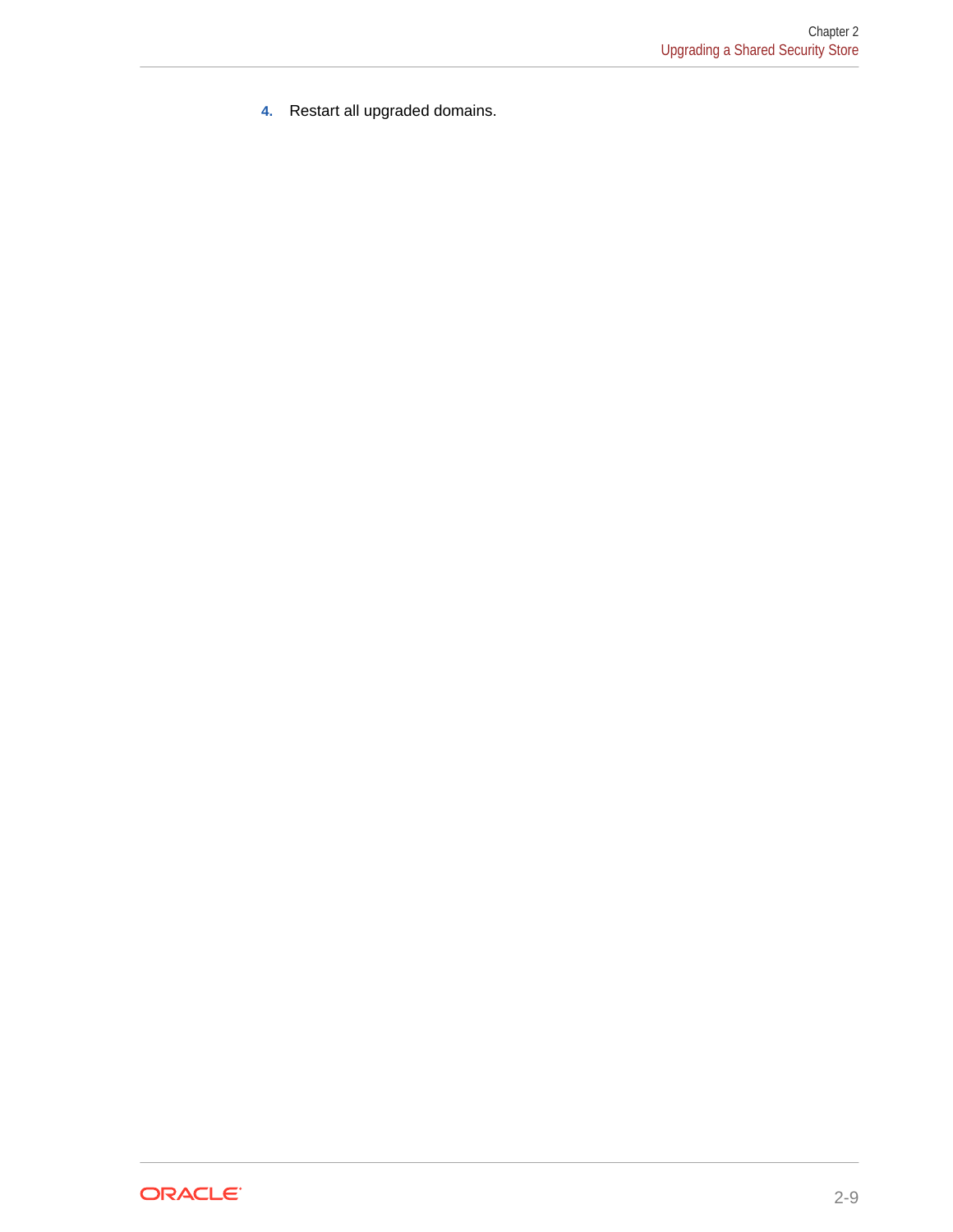4. Restart all upgraded domains.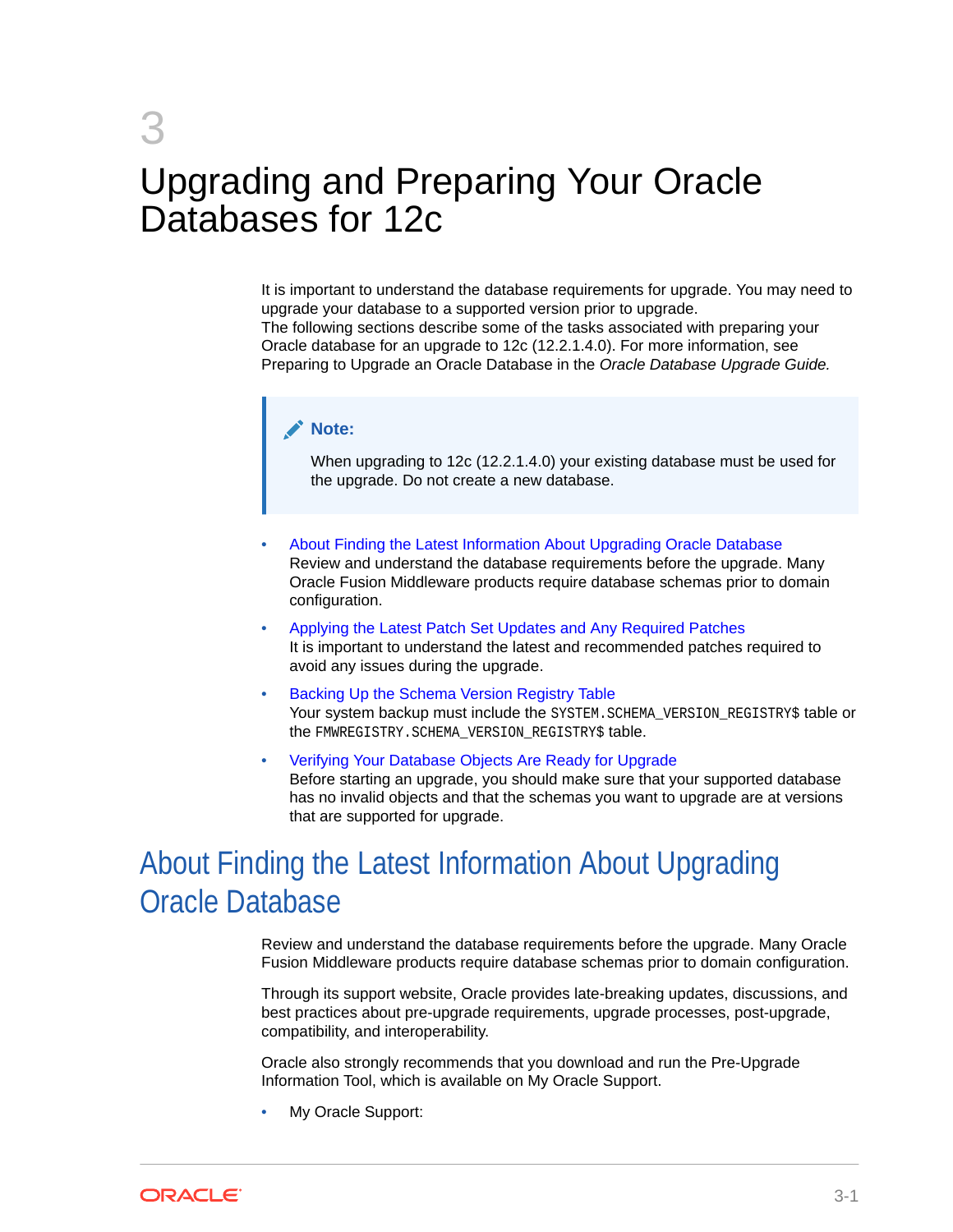# 3 Upgrading and Preparing Your Oracle Databases for 12c

It is important to understand the database requirements for upgrade. You may need to upgrade your database to a supported version prior to upgrade.
The following sections describe some of the tasks associated with preparing your Oracle database for an upgrade to 12c (12.2.1.4.0). For more information, see Preparing to Upgrade an Oracle Database in the *Oracle Database Upgrade Guide.*

> **Note:**
>
> When upgrading to 12c (12.2.1.4.0) your existing database must be used for the upgrade. Do not create a new database.

- About Finding the Latest Information About Upgrading Oracle Database
  Review and understand the database requirements before the upgrade. Many Oracle Fusion Middleware products require database schemas prior to domain configuration.
- Applying the Latest Patch Set Updates and Any Required Patches
  It is important to understand the latest and recommended patches required to avoid any issues during the upgrade.
- Backing Up the Schema Version Registry Table
  Your system backup must include the `SYSTEM.SCHEMA_VERSION_REGISTRY$` table or the `FMWREGISTRY.SCHEMA_VERSION_REGISTRY$` table.
- Verifying Your Database Objects Are Ready for Upgrade
  Before starting an upgrade, you should make sure that your supported database has no invalid objects and that the schemas you want to upgrade are at versions that are supported for upgrade.

## About Finding the Latest Information About Upgrading Oracle Database

Review and understand the database requirements before the upgrade. Many Oracle Fusion Middleware products require database schemas prior to domain configuration.

Through its support website, Oracle provides late-breaking updates, discussions, and best practices about pre-upgrade requirements, upgrade processes, post-upgrade, compatibility, and interoperability.

Oracle also strongly recommends that you download and run the Pre-Upgrade Information Tool, which is available on My Oracle Support.

- My Oracle Support: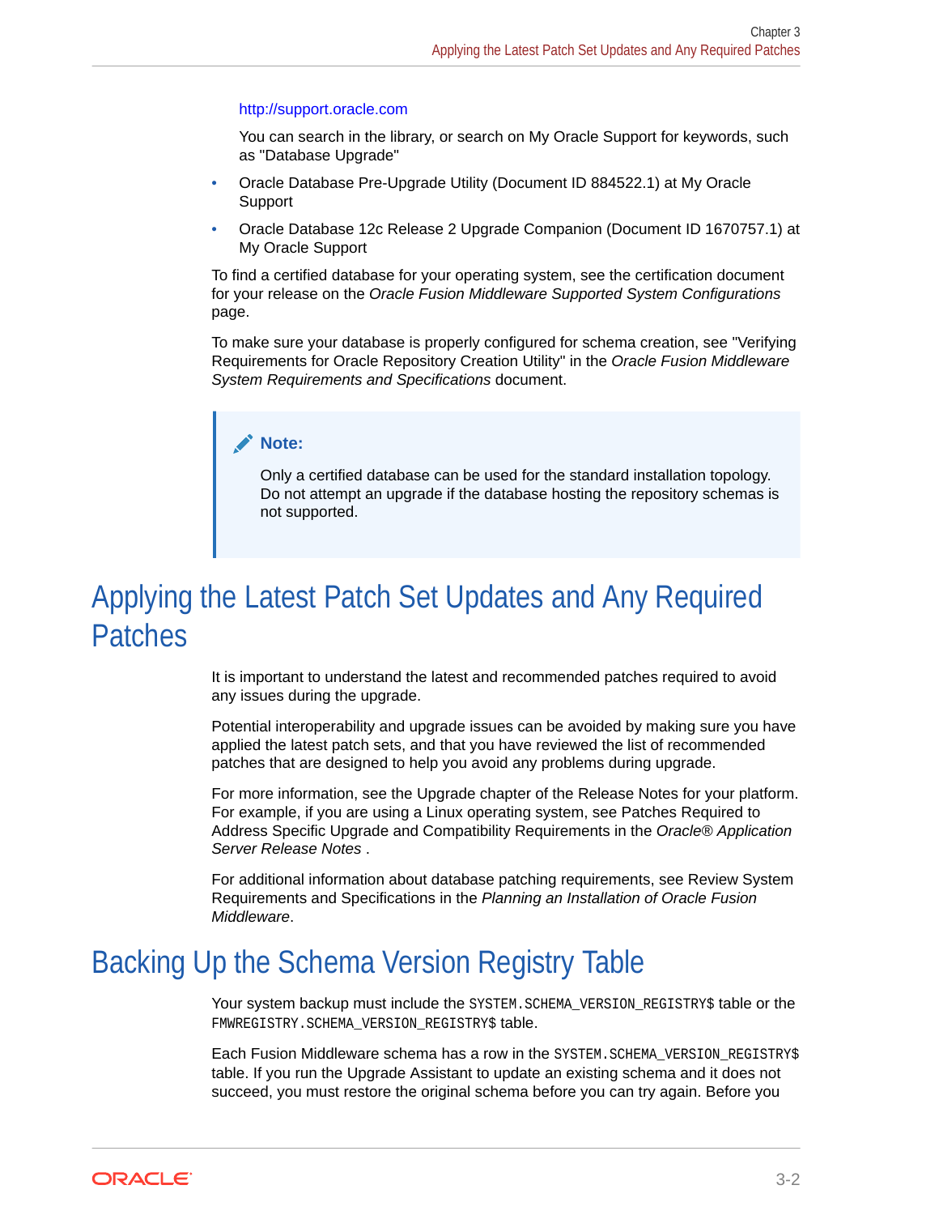http://support.oracle.com

You can search in the library, or search on My Oracle Support for keywords, such as "Database Upgrade"

- Oracle Database Pre-Upgrade Utility (Document ID 884522.1) at My Oracle Support
- Oracle Database 12c Release 2 Upgrade Companion (Document ID 1670757.1) at My Oracle Support

To find a certified database for your operating system, see the certification document for your release on the *Oracle Fusion Middleware Supported System Configurations* page.

To make sure your database is properly configured for schema creation, see "Verifying Requirements for Oracle Repository Creation Utility" in the *Oracle Fusion Middleware System Requirements and Specifications* document.

> **Note:**
>
> Only a certified database can be used for the standard installation topology. Do not attempt an upgrade if the database hosting the repository schemas is not supported.

## Applying the Latest Patch Set Updates and Any Required Patches

It is important to understand the latest and recommended patches required to avoid any issues during the upgrade.

Potential interoperability and upgrade issues can be avoided by making sure you have applied the latest patch sets, and that you have reviewed the list of recommended patches that are designed to help you avoid any problems during upgrade.

For more information, see the Upgrade chapter of the Release Notes for your platform. For example, if you are using a Linux operating system, see Patches Required to Address Specific Upgrade and Compatibility Requirements in the *Oracle® Application Server Release Notes* .

For additional information about database patching requirements, see Review System Requirements and Specifications in the *Planning an Installation of Oracle Fusion Middleware*.

## Backing Up the Schema Version Registry Table

Your system backup must include the `SYSTEM.SCHEMA_VERSION_REGISTRY$` table or the `FMWREGISTRY.SCHEMA_VERSION_REGISTRY$` table.

Each Fusion Middleware schema has a row in the `SYSTEM.SCHEMA_VERSION_REGISTRY$` table. If you run the Upgrade Assistant to update an existing schema and it does not succeed, you must restore the original schema before you can try again. Before you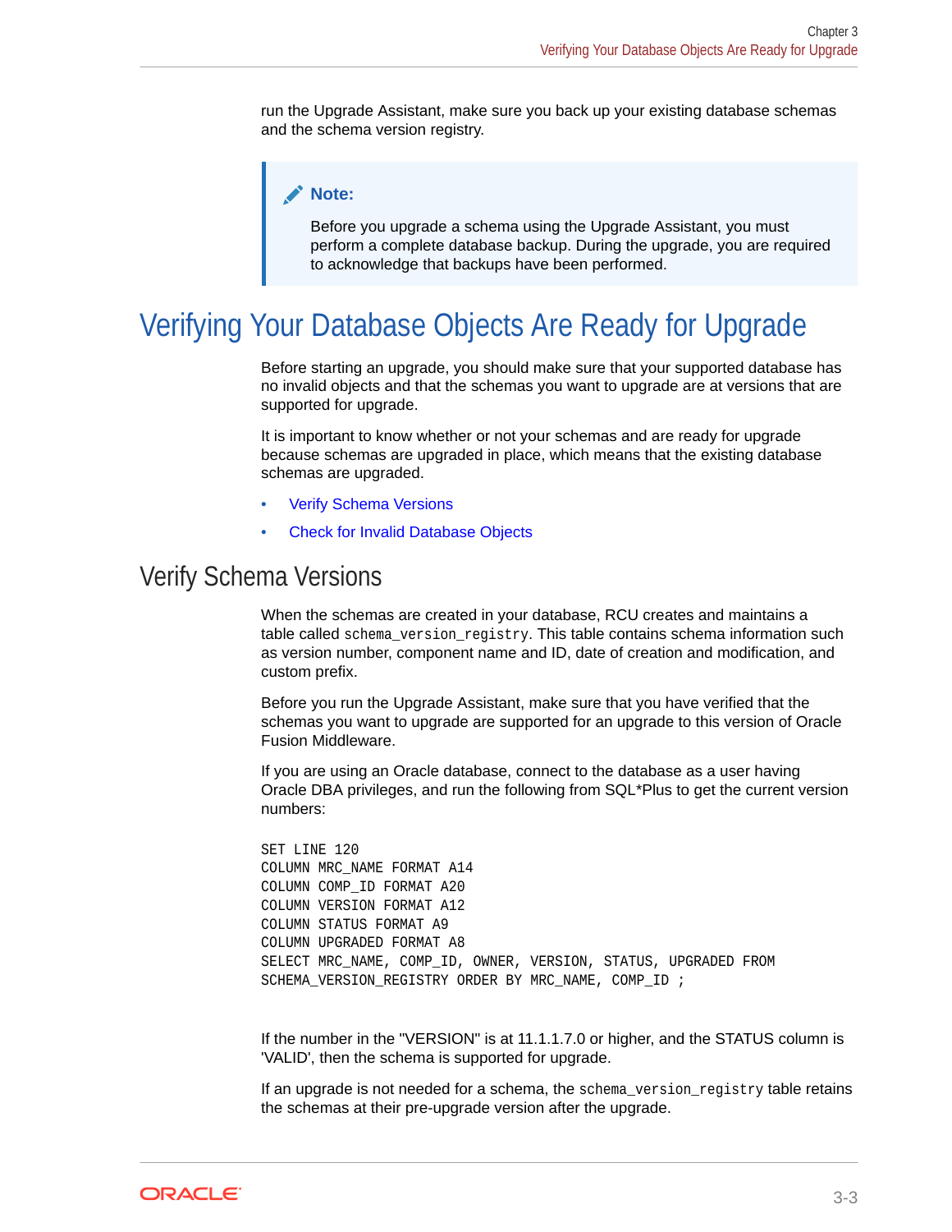run the Upgrade Assistant, make sure you back up your existing database schemas and the schema version registry.

> **Note:**
>
> Before you upgrade a schema using the Upgrade Assistant, you must perform a complete database backup. During the upgrade, you are required to acknowledge that backups have been performed.

# Verifying Your Database Objects Are Ready for Upgrade

Before starting an upgrade, you should make sure that your supported database has no invalid objects and that the schemas you want to upgrade are at versions that are supported for upgrade.

It is important to know whether or not your schemas and are ready for upgrade because schemas are upgraded in place, which means that the existing database schemas are upgraded.

- Verify Schema Versions
- Check for Invalid Database Objects

## Verify Schema Versions

When the schemas are created in your database, RCU creates and maintains a table called `schema_version_registry`. This table contains schema information such as version number, component name and ID, date of creation and modification, and custom prefix.

Before you run the Upgrade Assistant, make sure that you have verified that the schemas you want to upgrade are supported for an upgrade to this version of Oracle Fusion Middleware.

If you are using an Oracle database, connect to the database as a user having Oracle DBA privileges, and run the following from SQL*Plus to get the current version numbers:

```
SET LINE 120
COLUMN MRC_NAME FORMAT A14
COLUMN COMP_ID FORMAT A20
COLUMN VERSION FORMAT A12
COLUMN STATUS FORMAT A9
COLUMN UPGRADED FORMAT A8
SELECT MRC_NAME, COMP_ID, OWNER, VERSION, STATUS, UPGRADED FROM
SCHEMA_VERSION_REGISTRY ORDER BY MRC_NAME, COMP_ID ;
```

If the number in the "VERSION" is at 11.1.1.7.0 or higher, and the STATUS column is 'VALID', then the schema is supported for upgrade.

If an upgrade is not needed for a schema, the `schema_version_registry` table retains the schemas at their pre-upgrade version after the upgrade.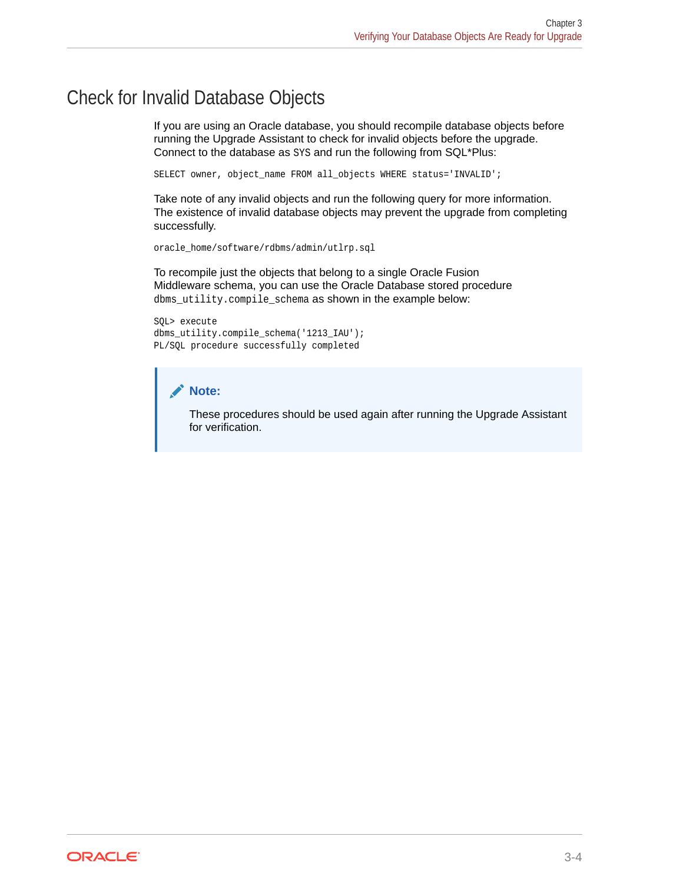## Check for Invalid Database Objects

If you are using an Oracle database, you should recompile database objects before running the Upgrade Assistant to check for invalid objects before the upgrade. Connect to the database as SYS and run the following from SQL*Plus:

```
SELECT owner, object_name FROM all_objects WHERE status='INVALID';
```

Take note of any invalid objects and run the following query for more information. The existence of invalid database objects may prevent the upgrade from completing successfully.

```
oracle_home/software/rdbms/admin/utlrp.sql
```

To recompile just the objects that belong to a single Oracle Fusion Middleware schema, you can use the Oracle Database stored procedure `dbms_utility.compile_schema` as shown in the example below:

```
SQL> execute
dbms_utility.compile_schema('1213_IAU');
PL/SQL procedure successfully completed
```

> **Note:**
>
> These procedures should be used again after running the Upgrade Assistant for verification.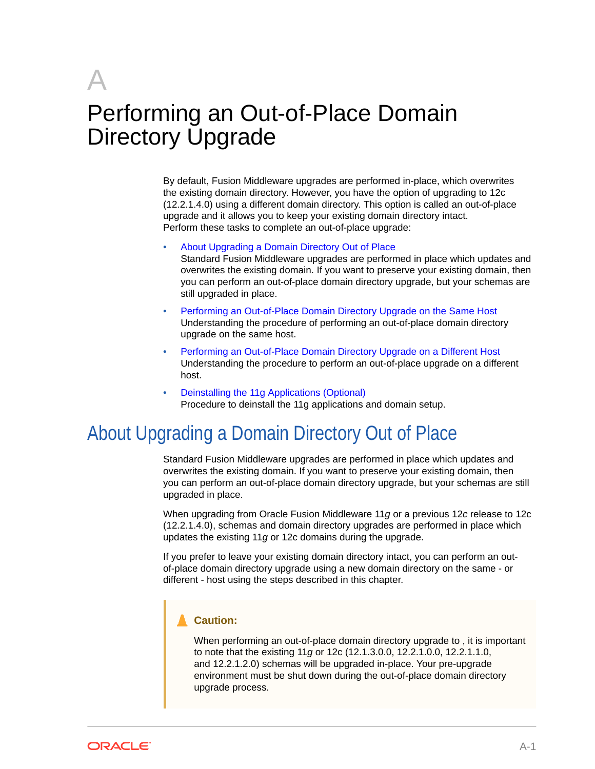# A Performing an Out-of-Place Domain Directory Upgrade

By default, Fusion Middleware upgrades are performed in-place, which overwrites the existing domain directory. However, you have the option of upgrading to 12c (12.2.1.4.0) using a different domain directory. This option is called an out-of-place upgrade and it allows you to keep your existing domain directory intact.
Perform these tasks to complete an out-of-place upgrade:

- About Upgrading a Domain Directory Out of Place
  Standard Fusion Middleware upgrades are performed in place which updates and overwrites the existing domain. If you want to preserve your existing domain, then you can perform an out-of-place domain directory upgrade, but your schemas are still upgraded in place.
- Performing an Out-of-Place Domain Directory Upgrade on the Same Host
  Understanding the procedure of performing an out-of-place domain directory upgrade on the same host.
- Performing an Out-of-Place Domain Directory Upgrade on a Different Host
  Understanding the procedure to perform an out-of-place upgrade on a different host.
- Deinstalling the 11g Applications (Optional)
  Procedure to deinstall the 11g applications and domain setup.

## About Upgrading a Domain Directory Out of Place

Standard Fusion Middleware upgrades are performed in place which updates and overwrites the existing domain. If you want to preserve your existing domain, then you can perform an out-of-place domain directory upgrade, but your schemas are still upgraded in place.

When upgrading from Oracle Fusion Middleware 11*g* or a previous 12*c* release to 12c (12.2.1.4.0), schemas and domain directory upgrades are performed in place which updates the existing 11*g* or 12c domains during the upgrade.

If you prefer to leave your existing domain directory intact, you can perform an out-of-place domain directory upgrade using a new domain directory on the same - or different - host using the steps described in this chapter.

> **Caution:**
>
> When performing an out-of-place domain directory upgrade to , it is important to note that the existing 11*g* or 12c (12.1.3.0.0, 12.2.1.0.0, 12.2.1.1.0, and 12.2.1.2.0) schemas will be upgraded in-place. Your pre-upgrade environment must be shut down during the out-of-place domain directory upgrade process.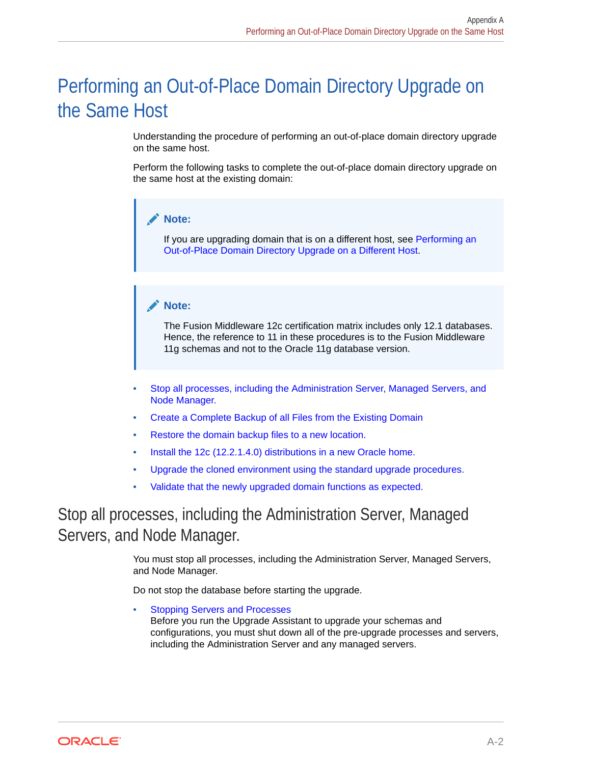# Performing an Out-of-Place Domain Directory Upgrade on the Same Host

Understanding the procedure of performing an out-of-place domain directory upgrade on the same host.

Perform the following tasks to complete the out-of-place domain directory upgrade on the same host at the existing domain:

> **Note:**
>
> If you are upgrading domain that is on a different host, see Performing an Out-of-Place Domain Directory Upgrade on a Different Host.

> **Note:**
>
> The Fusion Middleware 12c certification matrix includes only 12.1 databases. Hence, the reference to 11 in these procedures is to the Fusion Middleware 11g schemas and not to the Oracle 11g database version.

- Stop all processes, including the Administration Server, Managed Servers, and Node Manager.
- Create a Complete Backup of all Files from the Existing Domain
- Restore the domain backup files to a new location.
- Install the 12c (12.2.1.4.0) distributions in a new Oracle home.
- Upgrade the cloned environment using the standard upgrade procedures.
- Validate that the newly upgraded domain functions as expected.

## Stop all processes, including the Administration Server, Managed Servers, and Node Manager.

You must stop all processes, including the Administration Server, Managed Servers, and Node Manager.

Do not stop the database before starting the upgrade.

- Stopping Servers and Processes
  Before you run the Upgrade Assistant to upgrade your schemas and configurations, you must shut down all of the pre-upgrade processes and servers, including the Administration Server and any managed servers.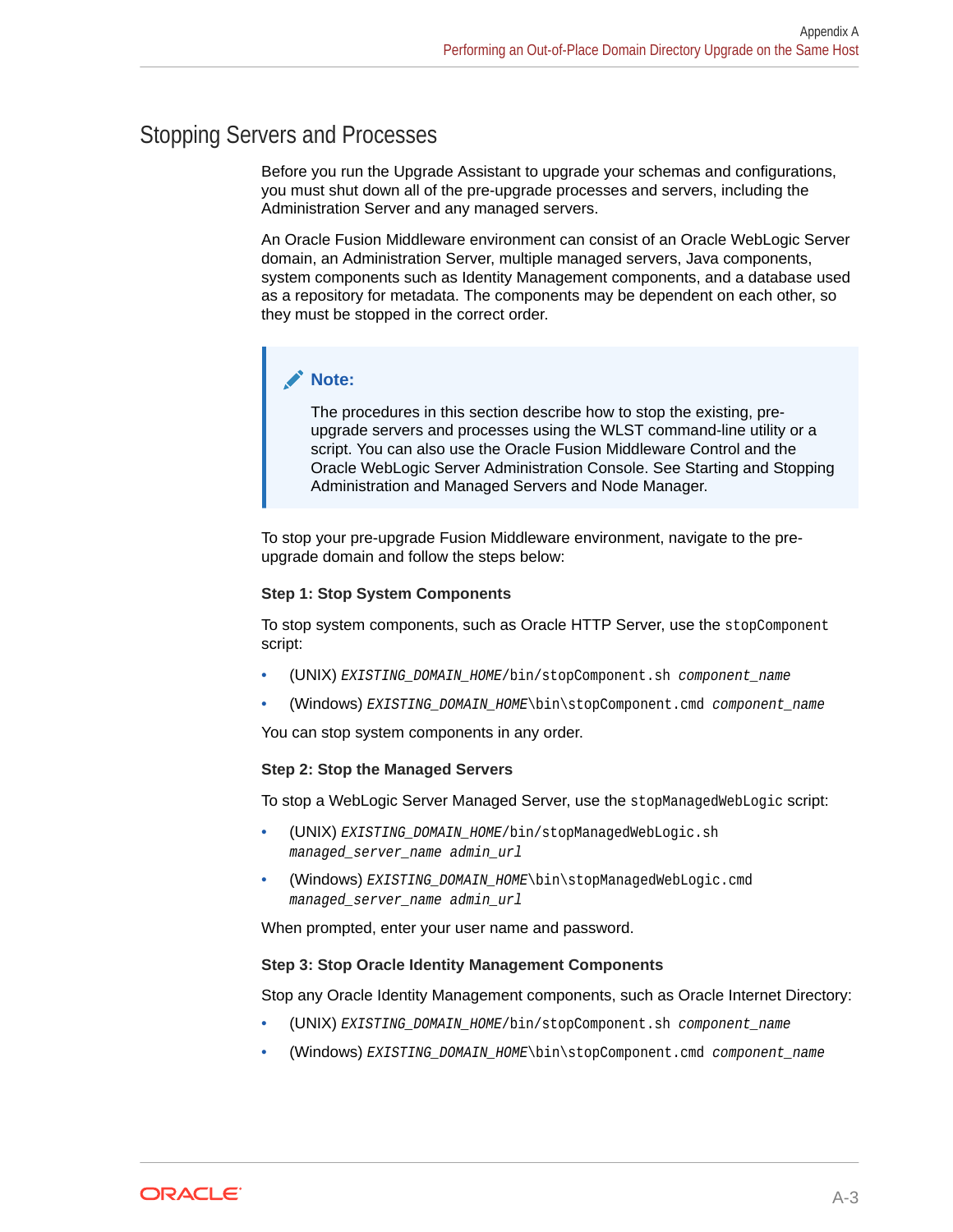## Stopping Servers and Processes

Before you run the Upgrade Assistant to upgrade your schemas and configurations, you must shut down all of the pre-upgrade processes and servers, including the Administration Server and any managed servers.

An Oracle Fusion Middleware environment can consist of an Oracle WebLogic Server domain, an Administration Server, multiple managed servers, Java components, system components such as Identity Management components, and a database used as a repository for metadata. The components may be dependent on each other, so they must be stopped in the correct order.

> **Note:**
>
> The procedures in this section describe how to stop the existing, pre-upgrade servers and processes using the WLST command-line utility or a script. You can also use the Oracle Fusion Middleware Control and the Oracle WebLogic Server Administration Console. See Starting and Stopping Administration and Managed Servers and Node Manager.

To stop your pre-upgrade Fusion Middleware environment, navigate to the pre-upgrade domain and follow the steps below:

**Step 1: Stop System Components**

To stop system components, such as Oracle HTTP Server, use the `stopComponent` script:

- (UNIX) `EXISTING_DOMAIN_HOME/bin/stopComponent.sh component_name`
- (Windows) `EXISTING_DOMAIN_HOME\bin\stopComponent.cmd component_name`

You can stop system components in any order.

**Step 2: Stop the Managed Servers**

To stop a WebLogic Server Managed Server, use the `stopManagedWebLogic` script:

- (UNIX) `EXISTING_DOMAIN_HOME/bin/stopManagedWebLogic.sh managed_server_name admin_url`
- (Windows) `EXISTING_DOMAIN_HOME\bin\stopManagedWebLogic.cmd managed_server_name admin_url`

When prompted, enter your user name and password.

**Step 3: Stop Oracle Identity Management Components**

Stop any Oracle Identity Management components, such as Oracle Internet Directory:

- (UNIX) `EXISTING_DOMAIN_HOME/bin/stopComponent.sh component_name`
- (Windows) `EXISTING_DOMAIN_HOME\bin\stopComponent.cmd component_name`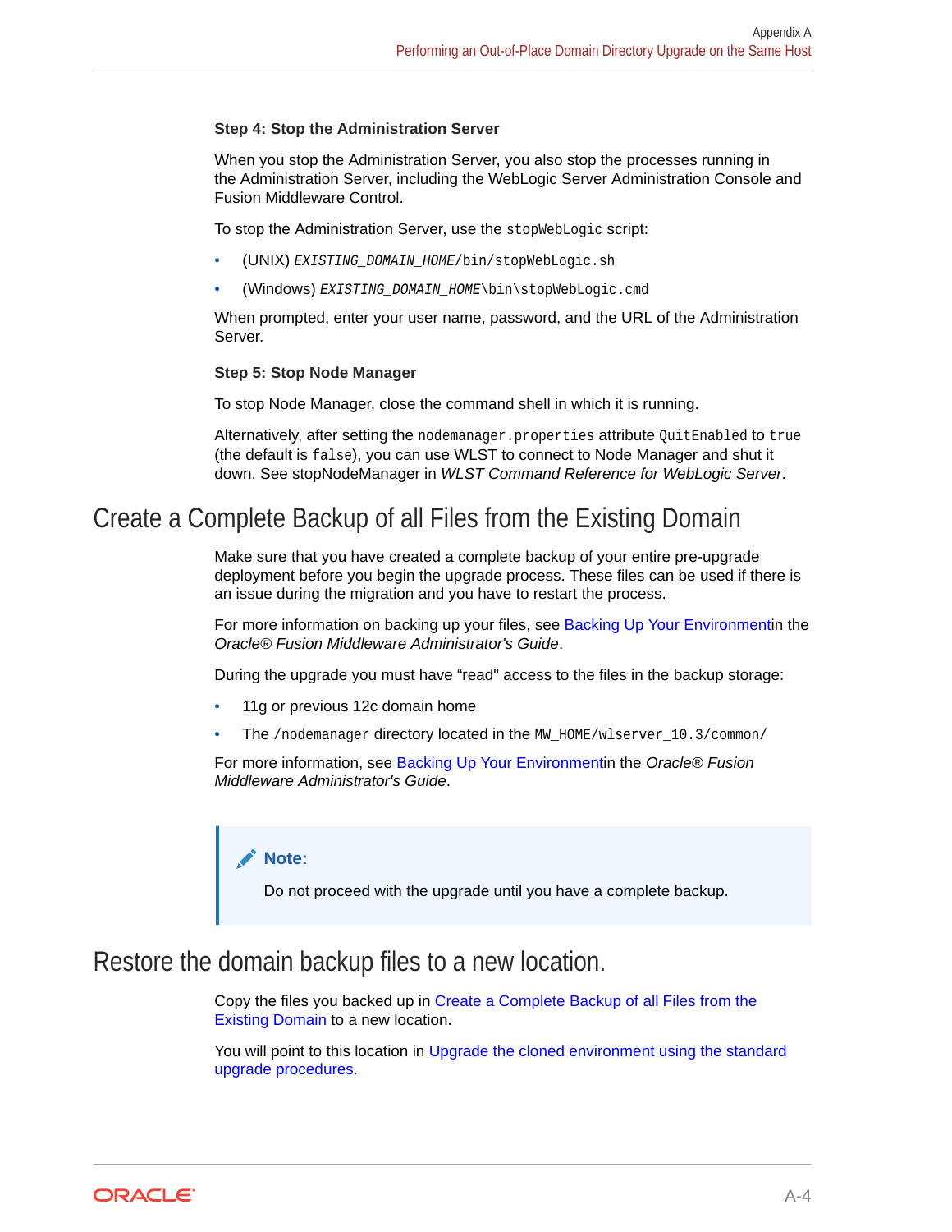#### Step 4: Stop the Administration Server

When you stop the Administration Server, you also stop the processes running in the Administration Server, including the WebLogic Server Administration Console and Fusion Middleware Control.

To stop the Administration Server, use the `stopWebLogic` script:

- (UNIX) `EXISTING_DOMAIN_HOME/bin/stopWebLogic.sh`
- (Windows) `EXISTING_DOMAIN_HOME\bin\stopWebLogic.cmd`

When prompted, enter your user name, password, and the URL of the Administration Server.

#### Step 5: Stop Node Manager

To stop Node Manager, close the command shell in which it is running.

Alternatively, after setting the `nodemanager.properties` attribute `QuitEnabled` to `true` (the default is `false`), you can use WLST to connect to Node Manager and shut it down. See stopNodeManager in *WLST Command Reference for WebLogic Server*.

## Create a Complete Backup of all Files from the Existing Domain

Make sure that you have created a complete backup of your entire pre-upgrade deployment before you begin the upgrade process. These files can be used if there is an issue during the migration and you have to restart the process.

For more information on backing up your files, see Backing Up Your Environmentin the *Oracle® Fusion Middleware Administrator's Guide*.

During the upgrade you must have “read" access to the files in the backup storage:

- 11g or previous 12c domain home
- The `/nodemanager` directory located in the `MW_HOME/wlserver_10.3/common/`

For more information, see Backing Up Your Environmentin the *Oracle® Fusion Middleware Administrator's Guide*.

> **Note:**
>
> Do not proceed with the upgrade until you have a complete backup.

## Restore the domain backup files to a new location.

Copy the files you backed up in Create a Complete Backup of all Files from the Existing Domain to a new location.

You will point to this location in Upgrade the cloned environment using the standard upgrade procedures.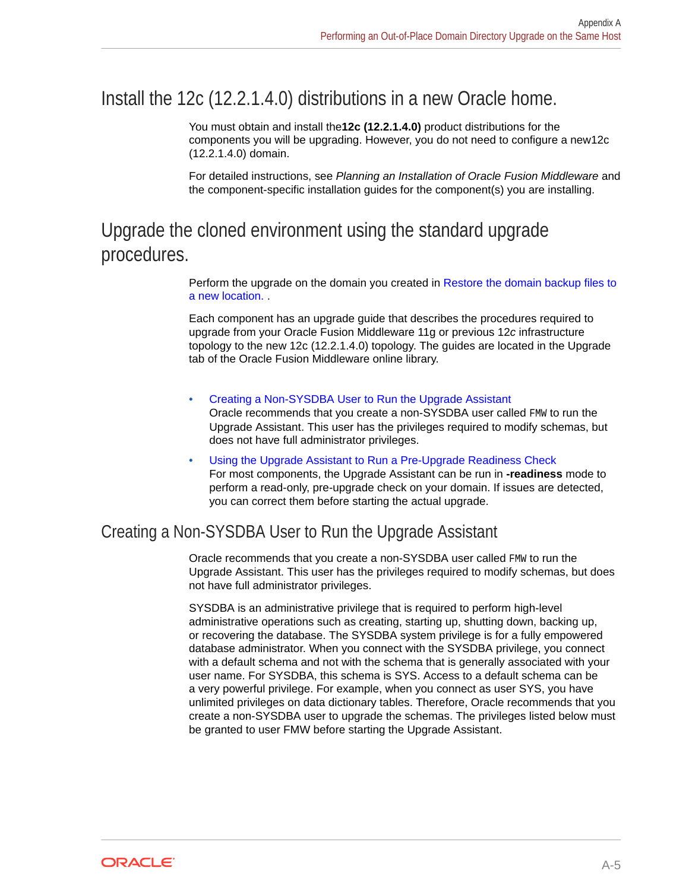## Install the 12c (12.2.1.4.0) distributions in a new Oracle home.

You must obtain and install the**12c (12.2.1.4.0)** product distributions for the components you will be upgrading. However, you do not need to configure a new12c (12.2.1.4.0) domain.

For detailed instructions, see *Planning an Installation of Oracle Fusion Middleware* and the component-specific installation guides for the component(s) you are installing.

## Upgrade the cloned environment using the standard upgrade procedures.

Perform the upgrade on the domain you created in Restore the domain backup files to a new location. .

Each component has an upgrade guide that describes the procedures required to upgrade from your Oracle Fusion Middleware 11g or previous 12*c* infrastructure topology to the new 12c (12.2.1.4.0) topology. The guides are located in the Upgrade tab of the Oracle Fusion Middleware online library.

- Creating a Non-SYSDBA User to Run the Upgrade Assistant
  Oracle recommends that you create a non-SYSDBA user called `FMW` to run the Upgrade Assistant. This user has the privileges required to modify schemas, but does not have full administrator privileges.
- Using the Upgrade Assistant to Run a Pre-Upgrade Readiness Check
  For most components, the Upgrade Assistant can be run in **-readiness** mode to perform a read-only, pre-upgrade check on your domain. If issues are detected, you can correct them before starting the actual upgrade.

### Creating a Non-SYSDBA User to Run the Upgrade Assistant

Oracle recommends that you create a non-SYSDBA user called `FMW` to run the Upgrade Assistant. This user has the privileges required to modify schemas, but does not have full administrator privileges.

SYSDBA is an administrative privilege that is required to perform high-level administrative operations such as creating, starting up, shutting down, backing up, or recovering the database. The SYSDBA system privilege is for a fully empowered database administrator. When you connect with the SYSDBA privilege, you connect with a default schema and not with the schema that is generally associated with your user name. For SYSDBA, this schema is SYS. Access to a default schema can be a very powerful privilege. For example, when you connect as user SYS, you have unlimited privileges on data dictionary tables. Therefore, Oracle recommends that you create a non-SYSDBA user to upgrade the schemas. The privileges listed below must be granted to user FMW before starting the Upgrade Assistant.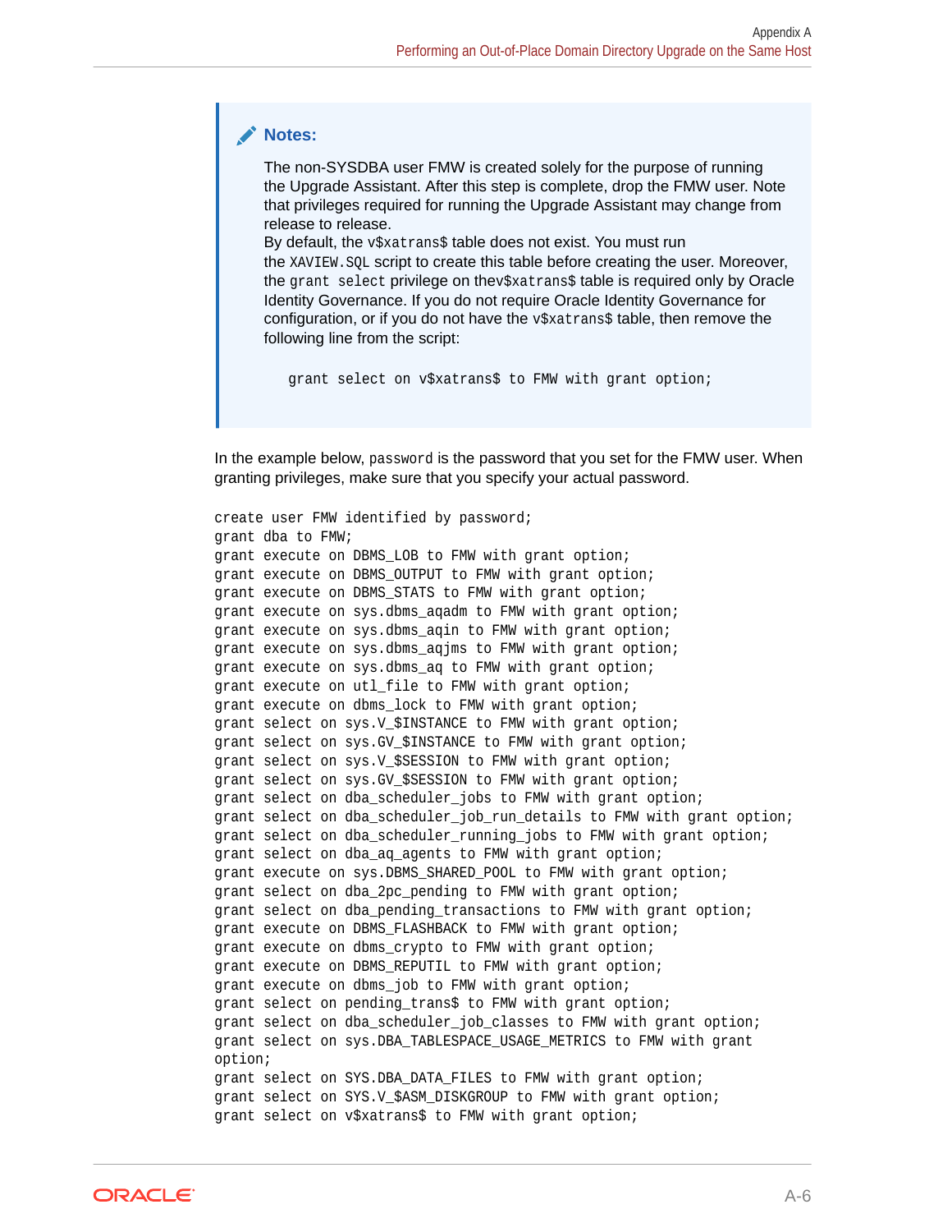> **Notes:**
>
> The non-SYSDBA user FMW is created solely for the purpose of running the Upgrade Assistant. After this step is complete, drop the FMW user. Note that privileges required for running the Upgrade Assistant may change from release to release.
> By default, the `v$xatrans$` table does not exist. You must run the `XAVIEW.SQL` script to create this table before creating the user. Moreover, the `grant select` privilege on the`v$xatrans$` table is required only by Oracle Identity Governance. If you do not require Oracle Identity Governance for configuration, or if you do not have the `v$xatrans$` table, then remove the following line from the script:
>
> ```
> grant select on v$xatrans$ to FMW with grant option;
> ```

In the example below, `password` is the password that you set for the FMW user. When granting privileges, make sure that you specify your actual password.

```
create user FMW identified by password;
grant dba to FMW;
grant execute on DBMS_LOB to FMW with grant option;
grant execute on DBMS_OUTPUT to FMW with grant option;
grant execute on DBMS_STATS to FMW with grant option;
grant execute on sys.dbms_aqadm to FMW with grant option;
grant execute on sys.dbms_aqin to FMW with grant option;
grant execute on sys.dbms_aqjms to FMW with grant option;
grant execute on sys.dbms_aq to FMW with grant option;
grant execute on utl_file to FMW with grant option;
grant execute on dbms_lock to FMW with grant option;
grant select on sys.V_$INSTANCE to FMW with grant option;
grant select on sys.GV_$INSTANCE to FMW with grant option;
grant select on sys.V_$SESSION to FMW with grant option;
grant select on sys.GV_$SESSION to FMW with grant option;
grant select on dba_scheduler_jobs to FMW with grant option;
grant select on dba_scheduler_job_run_details to FMW with grant option;
grant select on dba_scheduler_running_jobs to FMW with grant option;
grant select on dba_aq_agents to FMW with grant option;
grant execute on sys.DBMS_SHARED_POOL to FMW with grant option;
grant select on dba_2pc_pending to FMW with grant option;
grant select on dba_pending_transactions to FMW with grant option;
grant execute on DBMS_FLASHBACK to FMW with grant option;
grant execute on dbms_crypto to FMW with grant option;
grant execute on DBMS_REPUTIL to FMW with grant option;
grant execute on dbms_job to FMW with grant option;
grant select on pending_trans$ to FMW with grant option;
grant select on dba_scheduler_job_classes to FMW with grant option;
grant select on sys.DBA_TABLESPACE_USAGE_METRICS to FMW with grant
option;
grant select on SYS.DBA_DATA_FILES to FMW with grant option;
grant select on SYS.V_$ASM_DISKGROUP to FMW with grant option;
grant select on v$xatrans$ to FMW with grant option;
```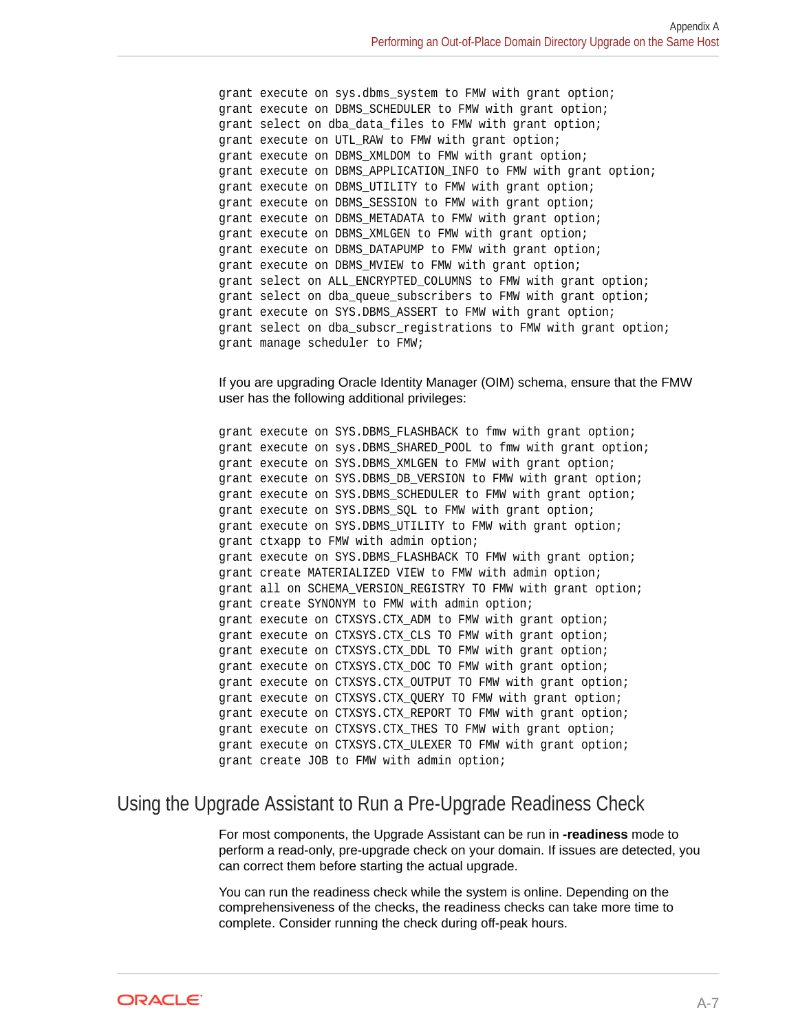```
grant execute on sys.dbms_system to FMW with grant option;
grant execute on DBMS_SCHEDULER to FMW with grant option;
grant select on dba_data_files to FMW with grant option;
grant execute on UTL_RAW to FMW with grant option;
grant execute on DBMS_XMLDOM to FMW with grant option;
grant execute on DBMS_APPLICATION_INFO to FMW with grant option;
grant execute on DBMS_UTILITY to FMW with grant option;
grant execute on DBMS_SESSION to FMW with grant option;
grant execute on DBMS_METADATA to FMW with grant option;
grant execute on DBMS_XMLGEN to FMW with grant option;
grant execute on DBMS_DATAPUMP to FMW with grant option;
grant execute on DBMS_MVIEW to FMW with grant option;
grant select on ALL_ENCRYPTED_COLUMNS to FMW with grant option;
grant select on dba_queue_subscribers to FMW with grant option;
grant execute on SYS.DBMS_ASSERT to FMW with grant option;
grant select on dba_subscr_registrations to FMW with grant option;
grant manage scheduler to FMW;
```

If you are upgrading Oracle Identity Manager (OIM) schema, ensure that the FMW user has the following additional privileges:

```
grant execute on SYS.DBMS_FLASHBACK to fmw with grant option;
grant execute on sys.DBMS_SHARED_POOL to fmw with grant option;
grant execute on SYS.DBMS_XMLGEN to FMW with grant option;
grant execute on SYS.DBMS_DB_VERSION to FMW with grant option;
grant execute on SYS.DBMS_SCHEDULER to FMW with grant option;
grant execute on SYS.DBMS_SQL to FMW with grant option;
grant execute on SYS.DBMS_UTILITY to FMW with grant option;
grant ctxapp to FMW with admin option;
grant execute on SYS.DBMS_FLASHBACK TO FMW with grant option;
grant create MATERIALIZED VIEW to FMW with admin option;
grant all on SCHEMA_VERSION_REGISTRY TO FMW with grant option;
grant create SYNONYM to FMW with admin option;
grant execute on CTXSYS.CTX_ADM to FMW with grant option;
grant execute on CTXSYS.CTX_CLS TO FMW with grant option;
grant execute on CTXSYS.CTX_DDL TO FMW with grant option;
grant execute on CTXSYS.CTX_DOC TO FMW with grant option;
grant execute on CTXSYS.CTX_OUTPUT TO FMW with grant option;
grant execute on CTXSYS.CTX_QUERY TO FMW with grant option;
grant execute on CTXSYS.CTX_REPORT TO FMW with grant option;
grant execute on CTXSYS.CTX_THES TO FMW with grant option;
grant execute on CTXSYS.CTX_ULEXER TO FMW with grant option;
grant create JOB to FMW with admin option;
```

## Using the Upgrade Assistant to Run a Pre-Upgrade Readiness Check

For most components, the Upgrade Assistant can be run in **-readiness** mode to perform a read-only, pre-upgrade check on your domain. If issues are detected, you can correct them before starting the actual upgrade.

You can run the readiness check while the system is online. Depending on the comprehensiveness of the checks, the readiness checks can take more time to complete. Consider running the check during off-peak hours.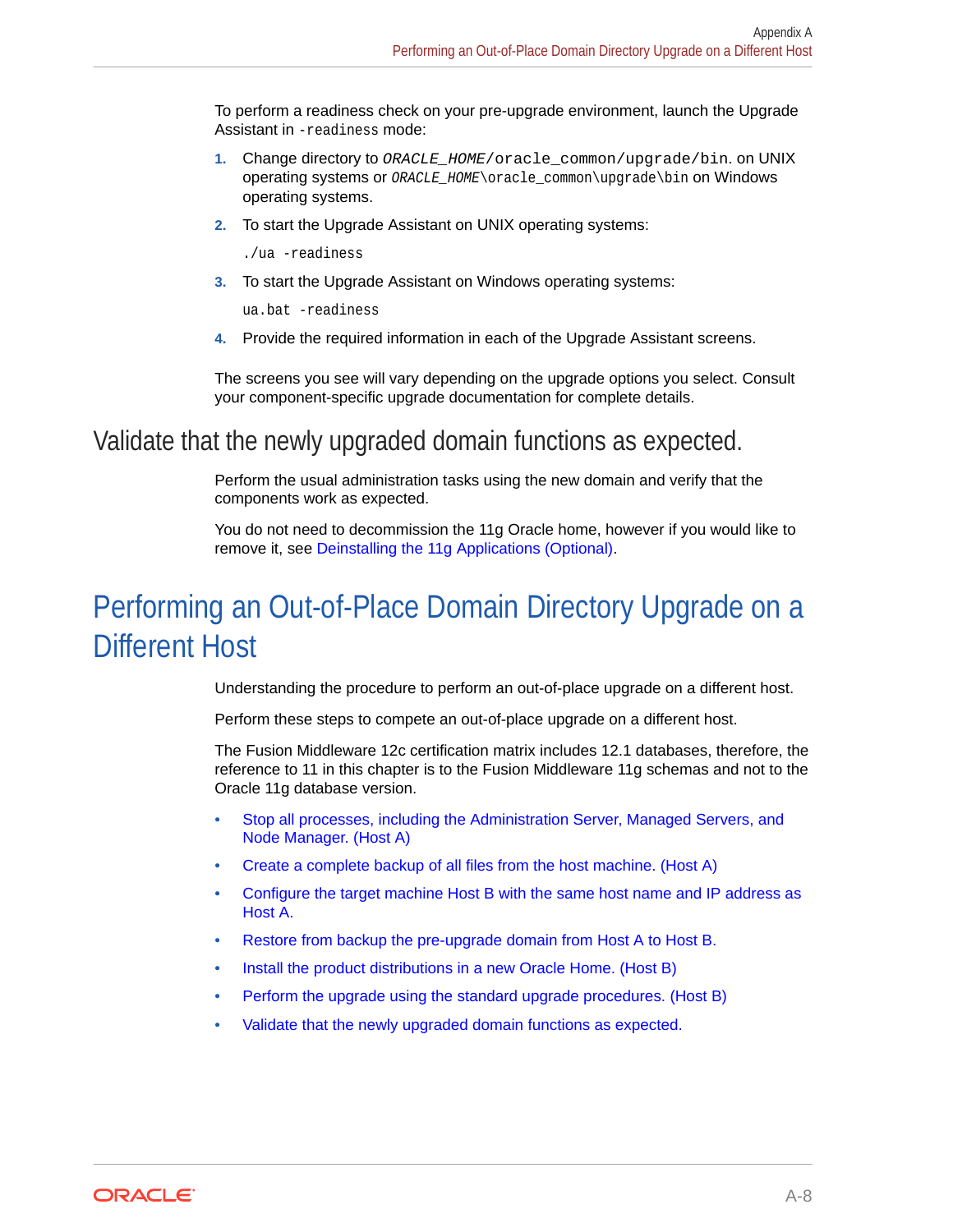To perform a readiness check on your pre-upgrade environment, launch the Upgrade Assistant in `-readiness` mode:

1. Change directory to *ORACLE_HOME*/`oracle_common/upgrade/bin`. on UNIX operating systems or *ORACLE_HOME*`\oracle_common\upgrade\bin` on Windows operating systems.
2. To start the Upgrade Assistant on UNIX operating systems:

   ```
   ./ua -readiness
   ```

3. To start the Upgrade Assistant on Windows operating systems:

   ```
   ua.bat -readiness
   ```

4. Provide the required information in each of the Upgrade Assistant screens.

The screens you see will vary depending on the upgrade options you select. Consult your component-specific upgrade documentation for complete details.

## Validate that the newly upgraded domain functions as expected.

Perform the usual administration tasks using the new domain and verify that the components work as expected.

You do not need to decommission the 11g Oracle home, however if you would like to remove it, see Deinstalling the 11g Applications (Optional).

# Performing an Out-of-Place Domain Directory Upgrade on a Different Host

Understanding the procedure to perform an out-of-place upgrade on a different host.

Perform these steps to compete an out-of-place upgrade on a different host.

The Fusion Middleware 12c certification matrix includes 12.1 databases, therefore, the reference to 11 in this chapter is to the Fusion Middleware 11g schemas and not to the Oracle 11g database version.

- Stop all processes, including the Administration Server, Managed Servers, and Node Manager. (Host A)
- Create a complete backup of all files from the host machine. (Host A)
- Configure the target machine Host B with the same host name and IP address as Host A.
- Restore from backup the pre-upgrade domain from Host A to Host B.
- Install the product distributions in a new Oracle Home. (Host B)
- Perform the upgrade using the standard upgrade procedures. (Host B)
- Validate that the newly upgraded domain functions as expected.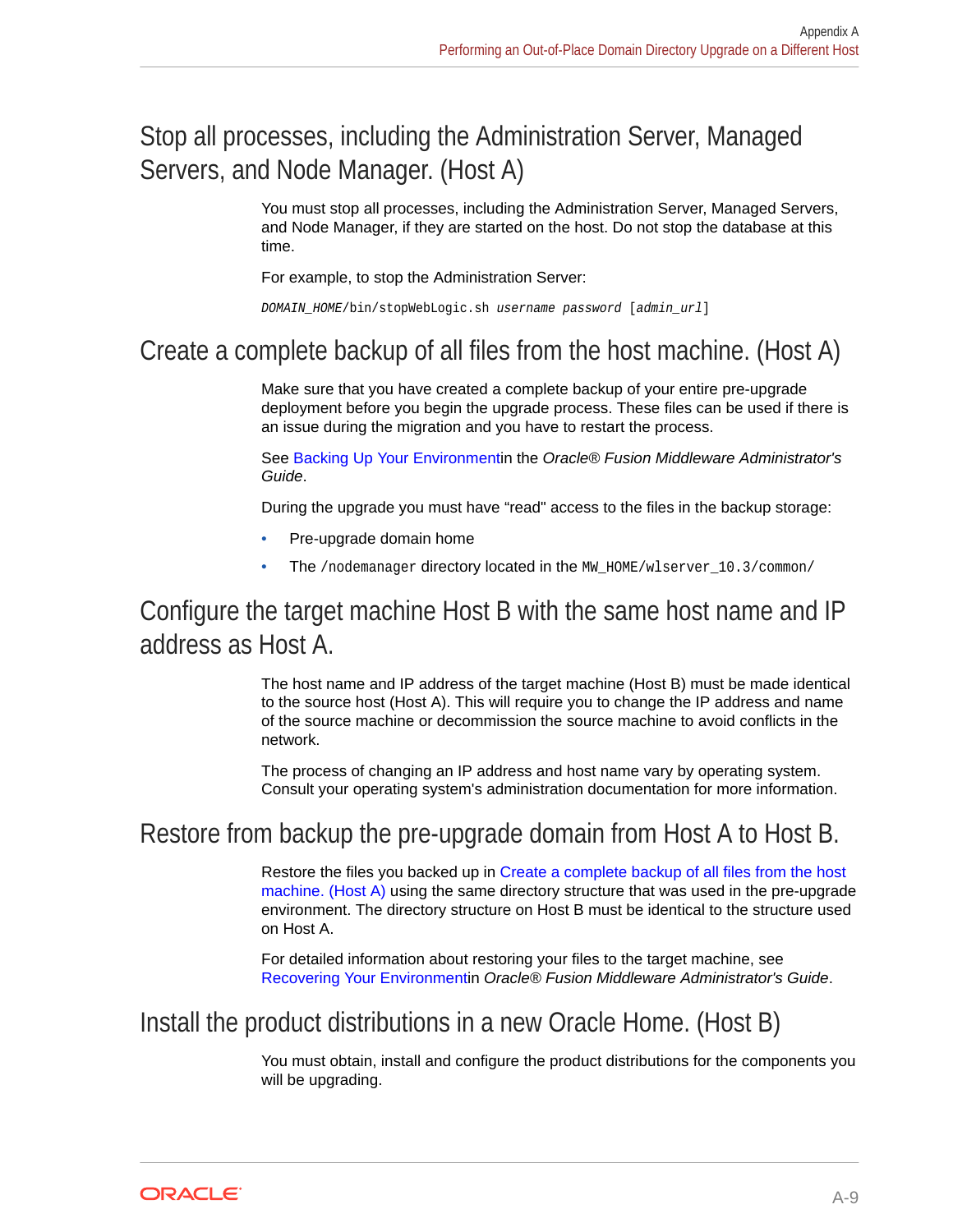## Stop all processes, including the Administration Server, Managed Servers, and Node Manager. (Host A)

You must stop all processes, including the Administration Server, Managed Servers, and Node Manager, if they are started on the host. Do not stop the database at this time.

For example, to stop the Administration Server:

```
DOMAIN_HOME/bin/stopWebLogic.sh username password [admin_url]
```

## Create a complete backup of all files from the host machine. (Host A)

Make sure that you have created a complete backup of your entire pre-upgrade deployment before you begin the upgrade process. These files can be used if there is an issue during the migration and you have to restart the process.

See Backing Up Your Environmentin the *Oracle® Fusion Middleware Administrator's Guide*.

During the upgrade you must have “read" access to the files in the backup storage:

- Pre-upgrade domain home
- The `/nodemanager` directory located in the `MW_HOME/wlserver_10.3/common/`

## Configure the target machine Host B with the same host name and IP address as Host A.

The host name and IP address of the target machine (Host B) must be made identical to the source host (Host A). This will require you to change the IP address and name of the source machine or decommission the source machine to avoid conflicts in the network.

The process of changing an IP address and host name vary by operating system. Consult your operating system's administration documentation for more information.

## Restore from backup the pre-upgrade domain from Host A to Host B.

Restore the files you backed up in Create a complete backup of all files from the host machine. (Host A) using the same directory structure that was used in the pre-upgrade environment. The directory structure on Host B must be identical to the structure used on Host A.

For detailed information about restoring your files to the target machine, see Recovering Your Environmentin *Oracle® Fusion Middleware Administrator's Guide*.

## Install the product distributions in a new Oracle Home. (Host B)

You must obtain, install and configure the product distributions for the components you will be upgrading.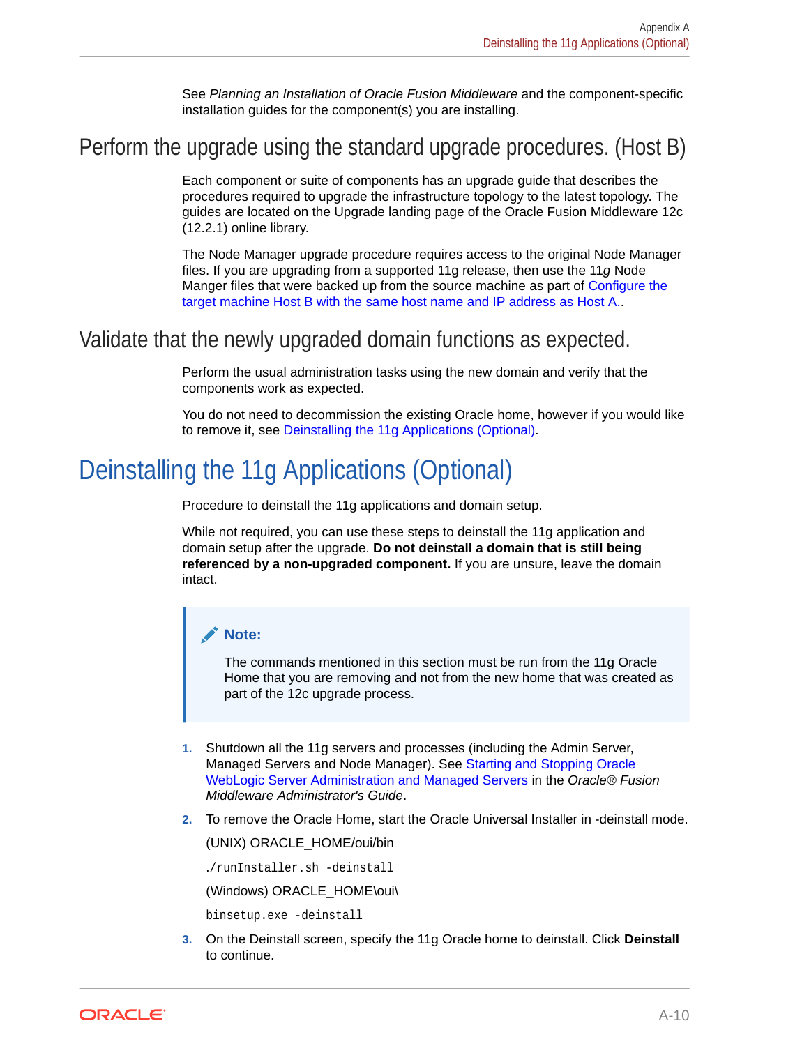See *Planning an Installation of Oracle Fusion Middleware* and the component-specific installation guides for the component(s) you are installing.

## Perform the upgrade using the standard upgrade procedures. (Host B)

Each component or suite of components has an upgrade guide that describes the procedures required to upgrade the infrastructure topology to the latest topology. The guides are located on the Upgrade landing page of the Oracle Fusion Middleware 12c (12.2.1) online library.

The Node Manager upgrade procedure requires access to the original Node Manager files. If you are upgrading from a supported 11g release, then use the 11*g* Node Manger files that were backed up from the source machine as part of Configure the target machine Host B with the same host name and IP address as Host A..

## Validate that the newly upgraded domain functions as expected.

Perform the usual administration tasks using the new domain and verify that the components work as expected.

You do not need to decommission the existing Oracle home, however if you would like to remove it, see Deinstalling the 11g Applications (Optional).

# Deinstalling the 11g Applications (Optional)

Procedure to deinstall the 11g applications and domain setup.

While not required, you can use these steps to deinstall the 11g application and domain setup after the upgrade. **Do not deinstall a domain that is still being referenced by a non-upgraded component.** If you are unsure, leave the domain intact.

> **Note:**
>
> The commands mentioned in this section must be run from the 11g Oracle Home that you are removing and not from the new home that was created as part of the 12c upgrade process.

1. Shutdown all the 11g servers and processes (including the Admin Server, Managed Servers and Node Manager). See Starting and Stopping Oracle WebLogic Server Administration and Managed Servers in the *Oracle® Fusion Middleware Administrator's Guide*.
2. To remove the Oracle Home, start the Oracle Universal Installer in -deinstall mode.

   (UNIX) ORACLE_HOME/oui/bin

   ```
   ./runInstaller.sh -deinstall
   ```

   (Windows) ORACLE_HOME\oui\

   ```
   binsetup.exe -deinstall
   ```

3. On the Deinstall screen, specify the 11g Oracle home to deinstall. Click **Deinstall** to continue.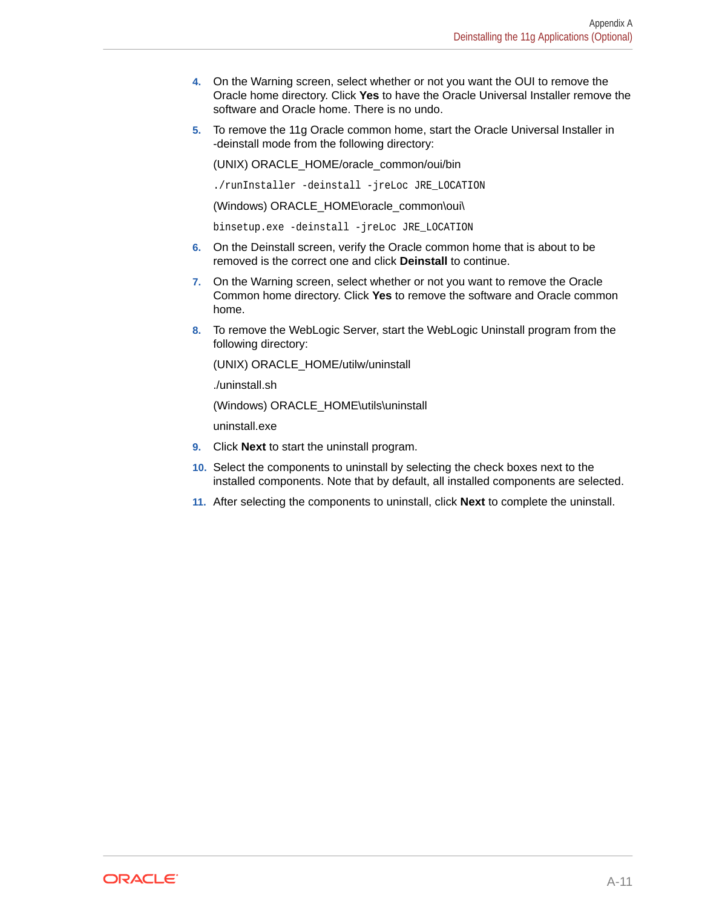4. On the Warning screen, select whether or not you want the OUI to remove the Oracle home directory. Click **Yes** to have the Oracle Universal Installer remove the software and Oracle home. There is no undo.

5. To remove the 11g Oracle common home, start the Oracle Universal Installer in -deinstall mode from the following directory:

   (UNIX) ORACLE_HOME/oracle_common/oui/bin

   ```
   ./runInstaller -deinstall -jreLoc JRE_LOCATION
   ```

   (Windows) ORACLE_HOME\oracle_common\oui\

   ```
   binsetup.exe -deinstall -jreLoc JRE_LOCATION
   ```

6. On the Deinstall screen, verify the Oracle common home that is about to be removed is the correct one and click **Deinstall** to continue.

7. On the Warning screen, select whether or not you want to remove the Oracle Common home directory. Click **Yes** to remove the software and Oracle common home.

8. To remove the WebLogic Server, start the WebLogic Uninstall program from the following directory:

   (UNIX) ORACLE_HOME/utilw/uninstall

   ./uninstall.sh

   (Windows) ORACLE_HOME\utils\uninstall

   uninstall.exe

9. Click **Next** to start the uninstall program.

10. Select the components to uninstall by selecting the check boxes next to the installed components. Note that by default, all installed components are selected.

11. After selecting the components to uninstall, click **Next** to complete the uninstall.